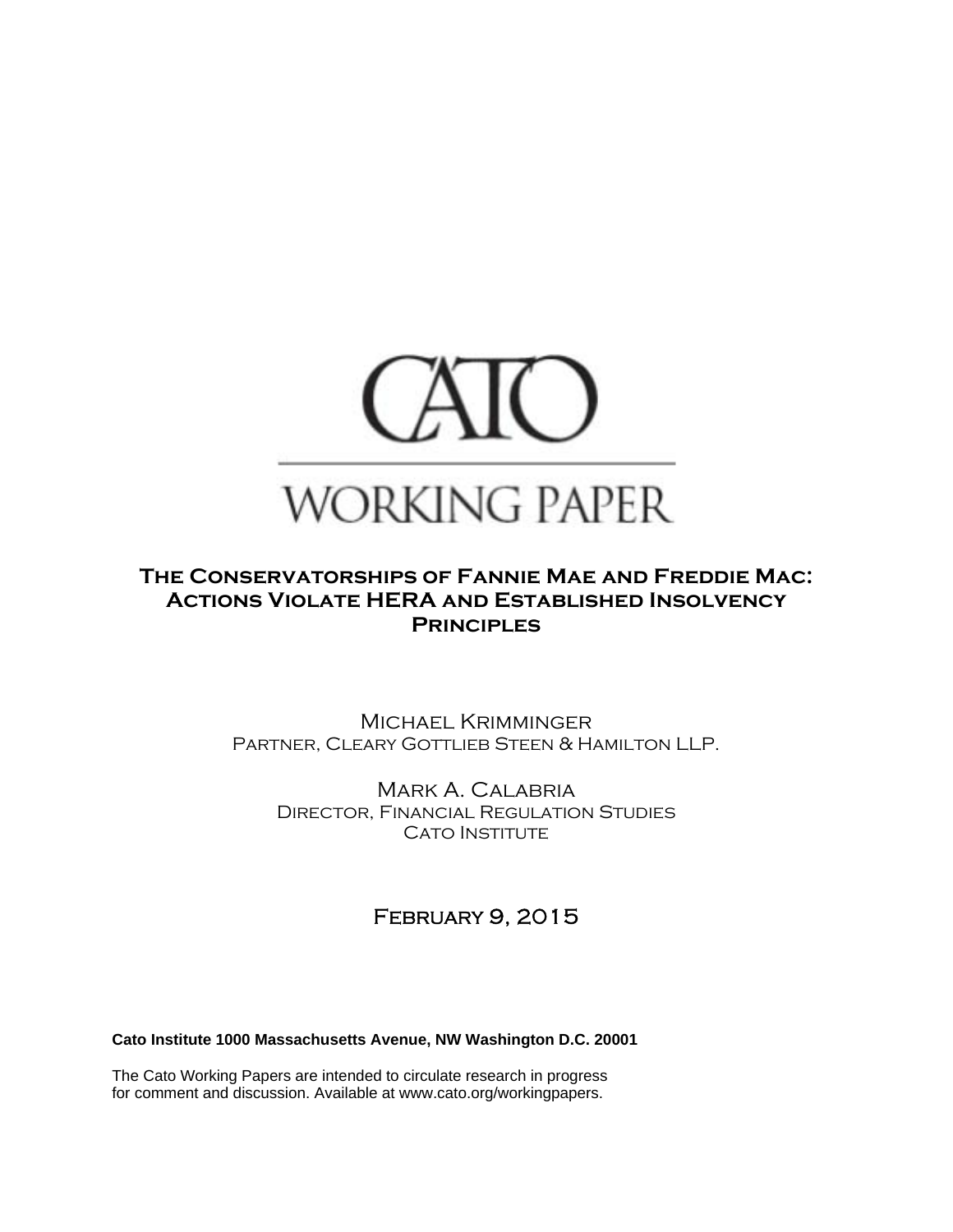CATO

WORKING PAPER

# The Conservatorships of Fannie Mae and Freddie Mac: Actions Violate HERA and Established Insolvency Principles

Michael Krimminger
Partner, Cleary Gottlieb Steen & Hamilton LLP.

Mark A. Calabria
Director, Financial Regulation Studies
Cato Institute

February 9, 2015

**Cato Institute 1000 Massachusetts Avenue, NW Washington D.C. 20001**

The Cato Working Papers are intended to circulate research in progress for comment and discussion. Available at www.cato.org/workingpapers.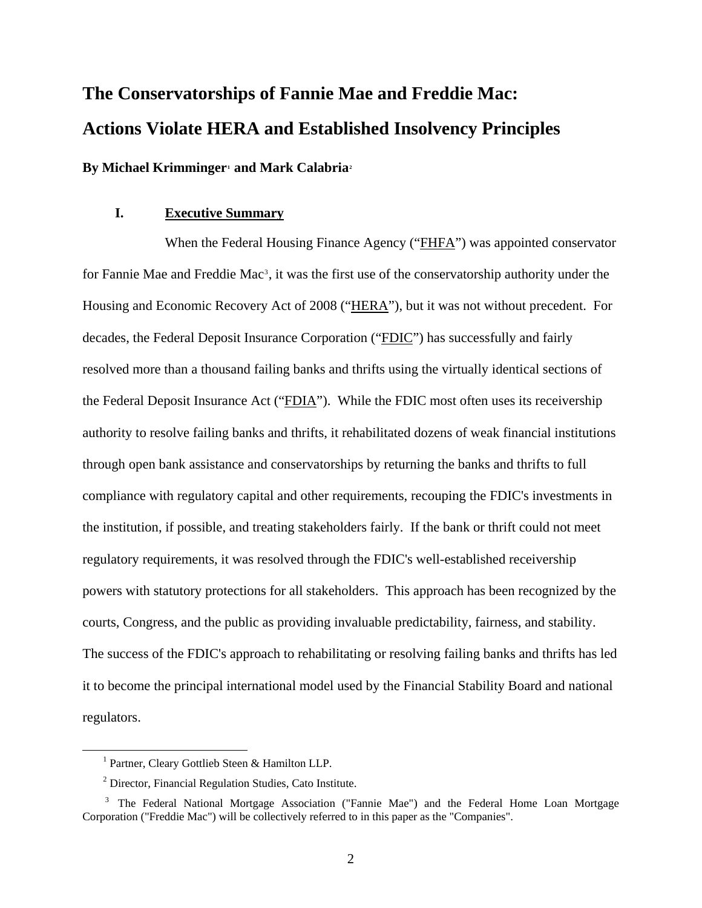# The Conservatorships of Fannie Mae and Freddie Mac: Actions Violate HERA and Established Insolvency Principles

**By Michael Krimminger[1] and Mark Calabria[2]**

## I. Executive Summary

When the Federal Housing Finance Agency ("FHFA") was appointed conservator for Fannie Mae and Freddie Mac[3], it was the first use of the conservatorship authority under the Housing and Economic Recovery Act of 2008 ("HERA"), but it was not without precedent. For decades, the Federal Deposit Insurance Corporation ("FDIC") has successfully and fairly resolved more than a thousand failing banks and thrifts using the virtually identical sections of the Federal Deposit Insurance Act ("FDIA"). While the FDIC most often uses its receivership authority to resolve failing banks and thrifts, it rehabilitated dozens of weak financial institutions through open bank assistance and conservatorships by returning the banks and thrifts to full compliance with regulatory capital and other requirements, recouping the FDIC's investments in the institution, if possible, and treating stakeholders fairly. If the bank or thrift could not meet regulatory requirements, it was resolved through the FDIC's well-established receivership powers with statutory protections for all stakeholders. This approach has been recognized by the courts, Congress, and the public as providing invaluable predictability, fairness, and stability. The success of the FDIC's approach to rehabilitating or resolving failing banks and thrifts has led it to become the principal international model used by the Financial Stability Board and national regulators.

---

[1] Partner, Cleary Gottlieb Steen & Hamilton LLP.

[2] Director, Financial Regulation Studies, Cato Institute.

[3] The Federal National Mortgage Association ("Fannie Mae") and the Federal Home Loan Mortgage Corporation ("Freddie Mac") will be collectively referred to in this paper as the "Companies".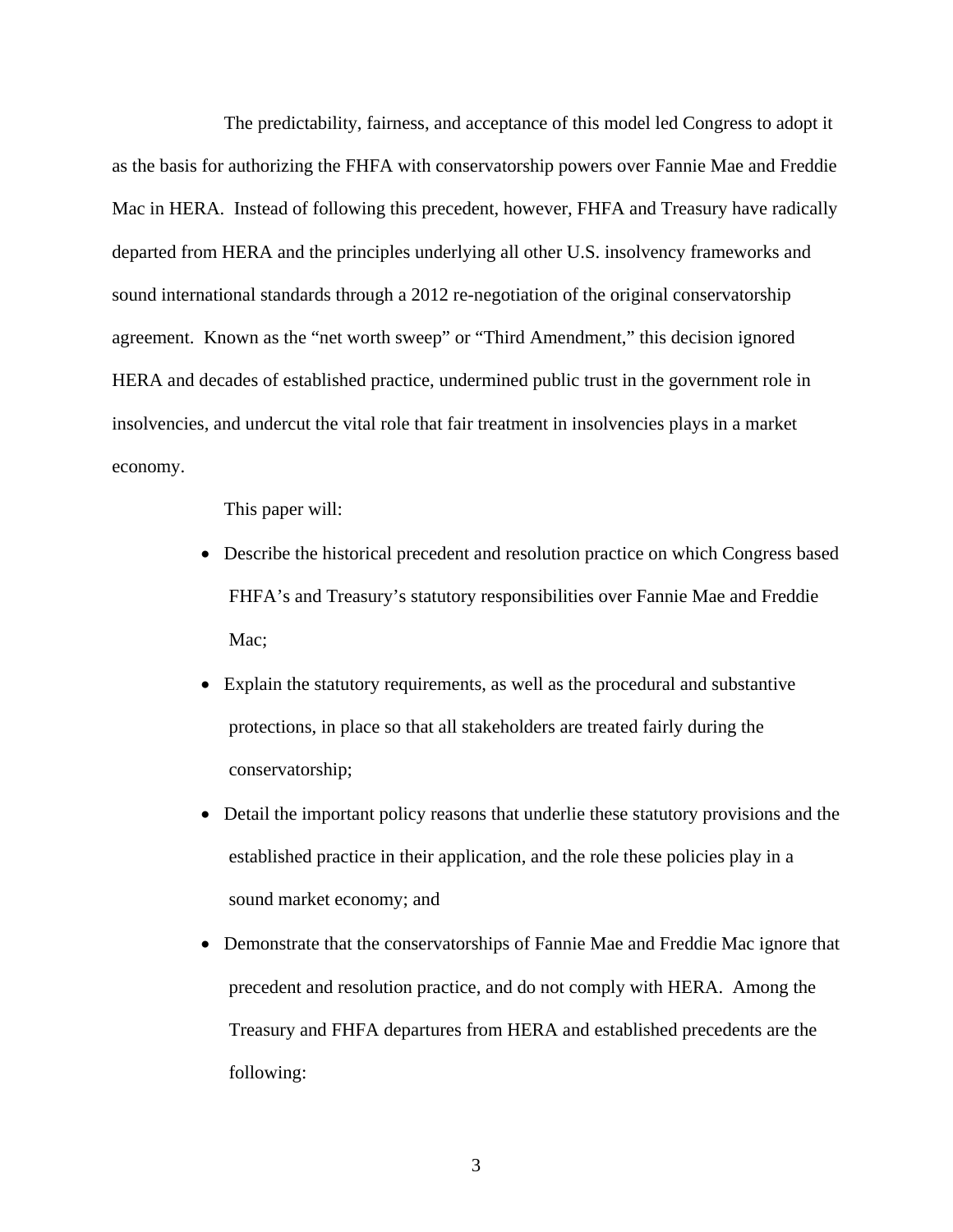The predictability, fairness, and acceptance of this model led Congress to adopt it as the basis for authorizing the FHFA with conservatorship powers over Fannie Mae and Freddie Mac in HERA. Instead of following this precedent, however, FHFA and Treasury have radically departed from HERA and the principles underlying all other U.S. insolvency frameworks and sound international standards through a 2012 re-negotiation of the original conservatorship agreement. Known as the "net worth sweep" or "Third Amendment," this decision ignored HERA and decades of established practice, undermined public trust in the government role in insolvencies, and undercut the vital role that fair treatment in insolvencies plays in a market economy.

This paper will:

- Describe the historical precedent and resolution practice on which Congress based FHFA's and Treasury's statutory responsibilities over Fannie Mae and Freddie Mac;
- Explain the statutory requirements, as well as the procedural and substantive protections, in place so that all stakeholders are treated fairly during the conservatorship;
- Detail the important policy reasons that underlie these statutory provisions and the established practice in their application, and the role these policies play in a sound market economy; and
- Demonstrate that the conservatorships of Fannie Mae and Freddie Mac ignore that precedent and resolution practice, and do not comply with HERA. Among the Treasury and FHFA departures from HERA and established precedents are the following: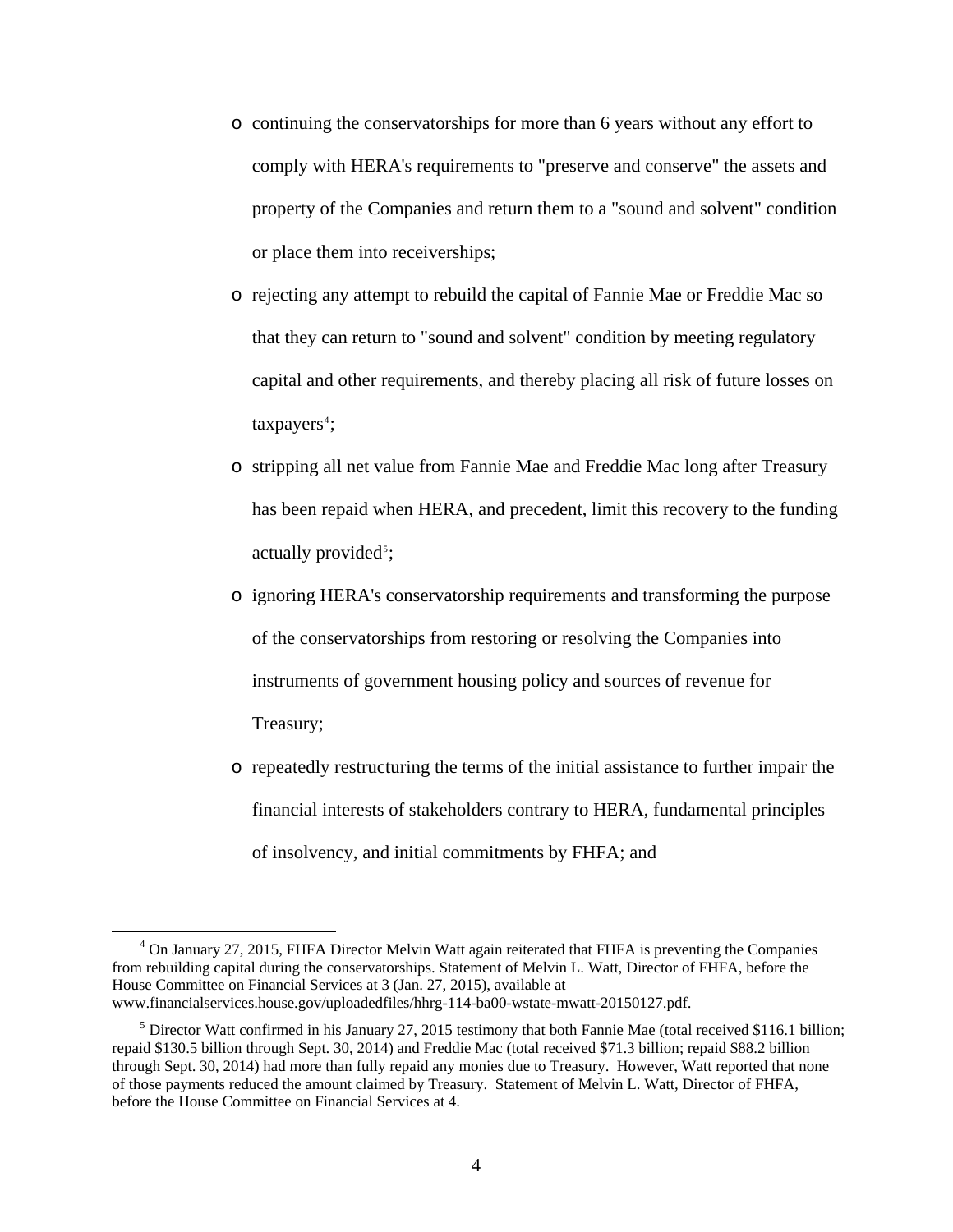- continuing the conservatorships for more than 6 years without any effort to comply with HERA's requirements to "preserve and conserve" the assets and property of the Companies and return them to a "sound and solvent" condition or place them into receiverships;
- rejecting any attempt to rebuild the capital of Fannie Mae or Freddie Mac so that they can return to "sound and solvent" condition by meeting regulatory capital and other requirements, and thereby placing all risk of future losses on taxpayers[4];
- stripping all net value from Fannie Mae and Freddie Mac long after Treasury has been repaid when HERA, and precedent, limit this recovery to the funding actually provided[5];
- ignoring HERA's conservatorship requirements and transforming the purpose of the conservatorships from restoring or resolving the Companies into instruments of government housing policy and sources of revenue for Treasury;
- repeatedly restructuring the terms of the initial assistance to further impair the financial interests of stakeholders contrary to HERA, fundamental principles of insolvency, and initial commitments by FHFA; and

---

[4] On January 27, 2015, FHFA Director Melvin Watt again reiterated that FHFA is preventing the Companies from rebuilding capital during the conservatorships. Statement of Melvin L. Watt, Director of FHFA, before the House Committee on Financial Services at 3 (Jan. 27, 2015), available at www.financialservices.house.gov/uploadedfiles/hhrg-114-ba00-wstate-mwatt-20150127.pdf.

[5] Director Watt confirmed in his January 27, 2015 testimony that both Fannie Mae (total received $116.1 billion; repaid $130.5 billion through Sept. 30, 2014) and Freddie Mac (total received $71.3 billion; repaid $88.2 billion through Sept. 30, 2014) had more than fully repaid any monies due to Treasury. However, Watt reported that none of those payments reduced the amount claimed by Treasury. Statement of Melvin L. Watt, Director of FHFA, before the House Committee on Financial Services at 4.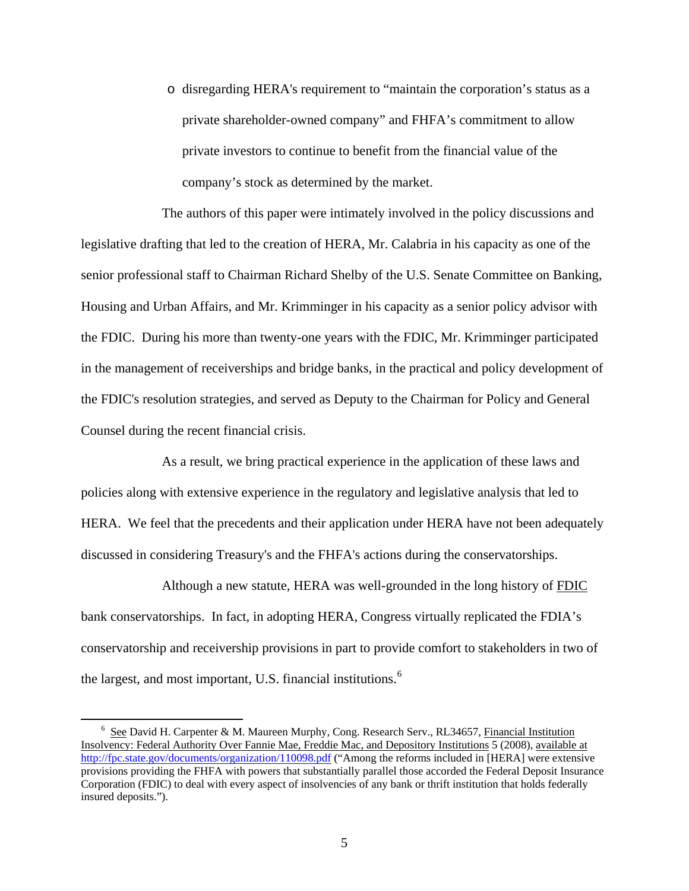- disregarding HERA's requirement to "maintain the corporation's status as a private shareholder-owned company" and FHFA's commitment to allow private investors to continue to benefit from the financial value of the company's stock as determined by the market.

The authors of this paper were intimately involved in the policy discussions and legislative drafting that led to the creation of HERA, Mr. Calabria in his capacity as one of the senior professional staff to Chairman Richard Shelby of the U.S. Senate Committee on Banking, Housing and Urban Affairs, and Mr. Krimminger in his capacity as a senior policy advisor with the FDIC. During his more than twenty-one years with the FDIC, Mr. Krimminger participated in the management of receiverships and bridge banks, in the practical and policy development of the FDIC's resolution strategies, and served as Deputy to the Chairman for Policy and General Counsel during the recent financial crisis.

As a result, we bring practical experience in the application of these laws and policies along with extensive experience in the regulatory and legislative analysis that led to HERA. We feel that the precedents and their application under HERA have not been adequately discussed in considering Treasury's and the FHFA's actions during the conservatorships.

Although a new statute, HERA was well-grounded in the long history of FDIC bank conservatorships. In fact, in adopting HERA, Congress virtually replicated the FDIA's conservatorship and receivership provisions in part to provide comfort to stakeholders in two of the largest, and most important, U.S. financial institutions.[6]

---

[6] See David H. Carpenter & M. Maureen Murphy, Cong. Research Serv., RL34657, Financial Institution Insolvency: Federal Authority Over Fannie Mae, Freddie Mac, and Depository Institutions 5 (2008), available at http://fpc.state.gov/documents/organization/110098.pdf ("Among the reforms included in [HERA] were extensive provisions providing the FHFA with powers that substantially parallel those accorded the Federal Deposit Insurance Corporation (FDIC) to deal with every aspect of insolvencies of any bank or thrift institution that holds federally insured deposits.").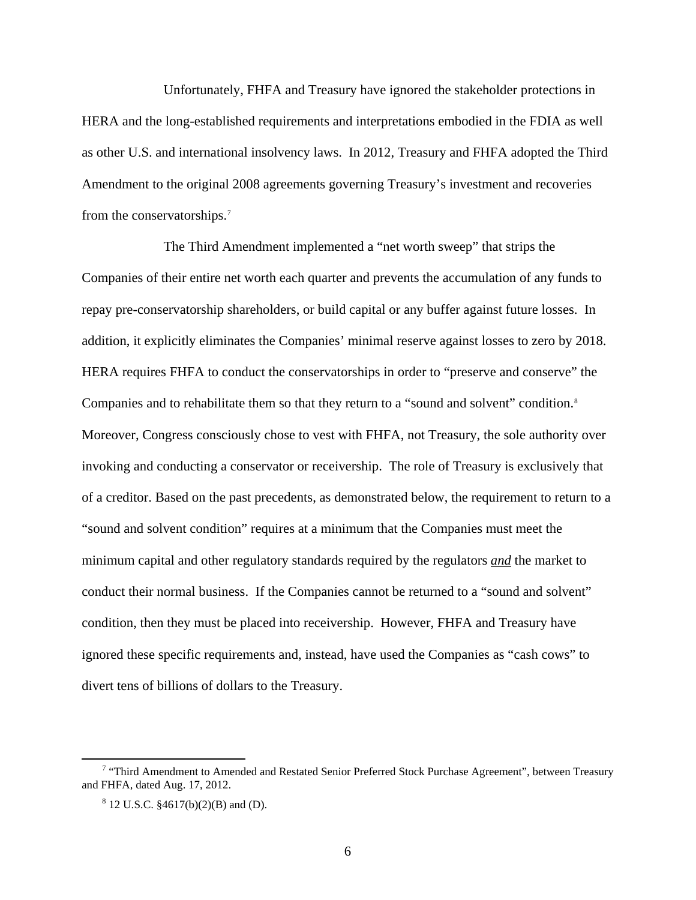Unfortunately, FHFA and Treasury have ignored the stakeholder protections in HERA and the long-established requirements and interpretations embodied in the FDIA as well as other U.S. and international insolvency laws. In 2012, Treasury and FHFA adopted the Third Amendment to the original 2008 agreements governing Treasury's investment and recoveries from the conservatorships.[7]

The Third Amendment implemented a "net worth sweep" that strips the Companies of their entire net worth each quarter and prevents the accumulation of any funds to repay pre-conservatorship shareholders, or build capital or any buffer against future losses. In addition, it explicitly eliminates the Companies' minimal reserve against losses to zero by 2018. HERA requires FHFA to conduct the conservatorships in order to "preserve and conserve" the Companies and to rehabilitate them so that they return to a "sound and solvent" condition.[8] Moreover, Congress consciously chose to vest with FHFA, not Treasury, the sole authority over invoking and conducting a conservator or receivership. The role of Treasury is exclusively that of a creditor. Based on the past precedents, as demonstrated below, the requirement to return to a "sound and solvent condition" requires at a minimum that the Companies must meet the minimum capital and other regulatory standards required by the regulators ***and*** the market to conduct their normal business. If the Companies cannot be returned to a "sound and solvent" condition, then they must be placed into receivership. However, FHFA and Treasury have ignored these specific requirements and, instead, have used the Companies as "cash cows" to divert tens of billions of dollars to the Treasury.

---

[7] "Third Amendment to Amended and Restated Senior Preferred Stock Purchase Agreement", between Treasury and FHFA, dated Aug. 17, 2012.

[8] 12 U.S.C. §4617(b)(2)(B) and (D).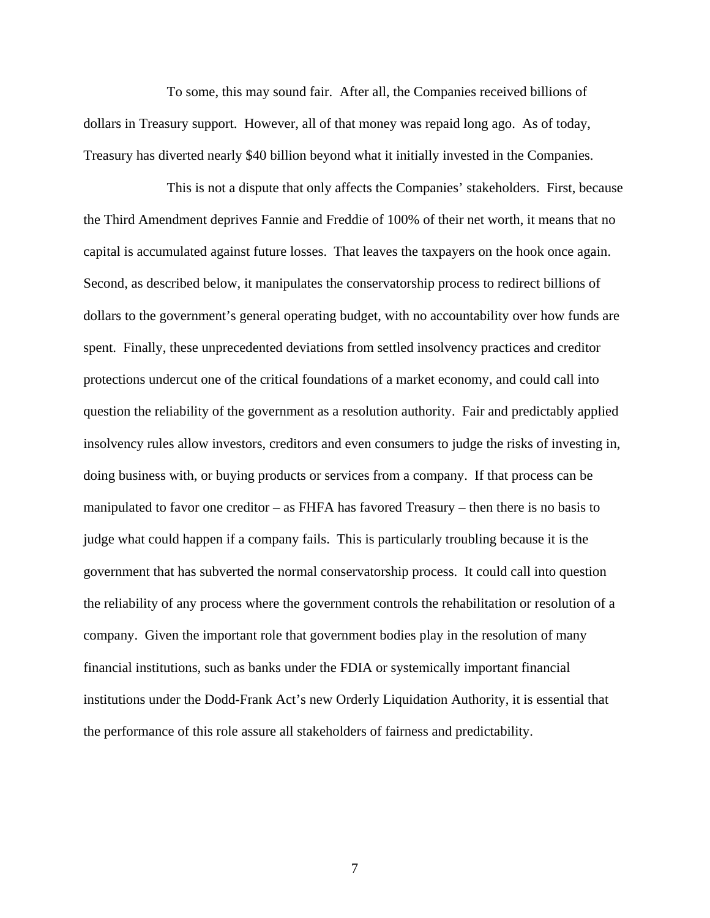To some, this may sound fair. After all, the Companies received billions of dollars in Treasury support. However, all of that money was repaid long ago. As of today, Treasury has diverted nearly $40 billion beyond what it initially invested in the Companies.

This is not a dispute that only affects the Companies' stakeholders. First, because the Third Amendment deprives Fannie and Freddie of 100% of their net worth, it means that no capital is accumulated against future losses. That leaves the taxpayers on the hook once again. Second, as described below, it manipulates the conservatorship process to redirect billions of dollars to the government's general operating budget, with no accountability over how funds are spent. Finally, these unprecedented deviations from settled insolvency practices and creditor protections undercut one of the critical foundations of a market economy, and could call into question the reliability of the government as a resolution authority. Fair and predictably applied insolvency rules allow investors, creditors and even consumers to judge the risks of investing in, doing business with, or buying products or services from a company. If that process can be manipulated to favor one creditor – as FHFA has favored Treasury – then there is no basis to judge what could happen if a company fails. This is particularly troubling because it is the government that has subverted the normal conservatorship process. It could call into question the reliability of any process where the government controls the rehabilitation or resolution of a company. Given the important role that government bodies play in the resolution of many financial institutions, such as banks under the FDIA or systemically important financial institutions under the Dodd-Frank Act's new Orderly Liquidation Authority, it is essential that the performance of this role assure all stakeholders of fairness and predictability.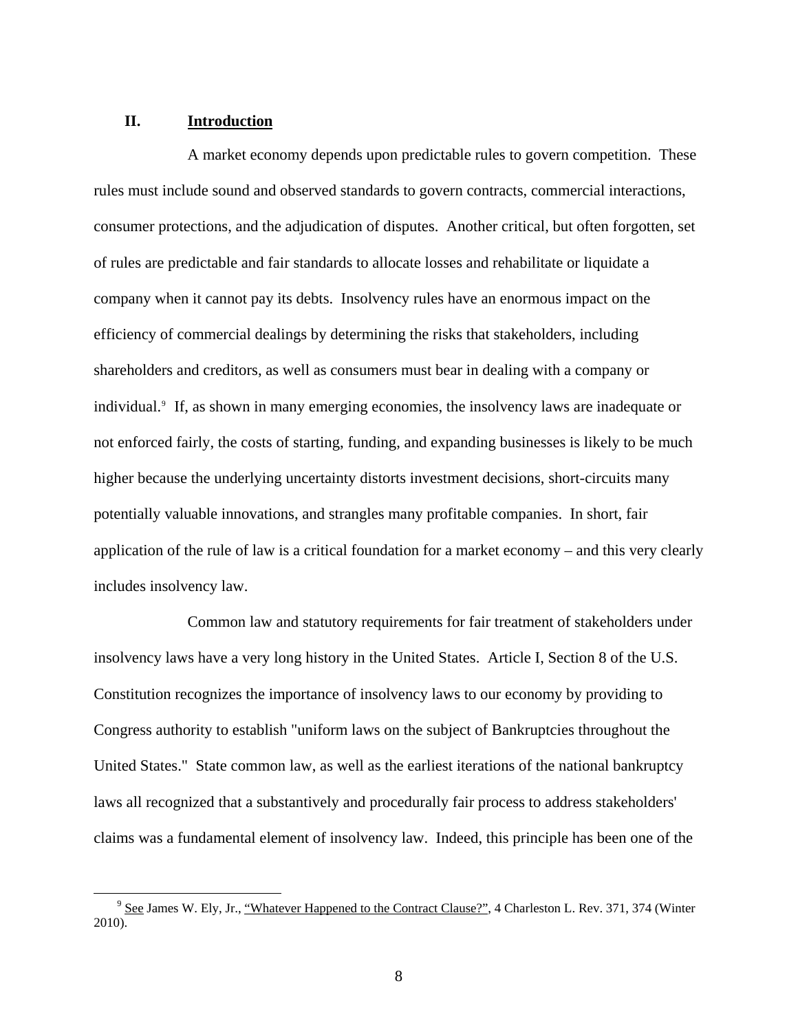## II. Introduction

A market economy depends upon predictable rules to govern competition. These rules must include sound and observed standards to govern contracts, commercial interactions, consumer protections, and the adjudication of disputes. Another critical, but often forgotten, set of rules are predictable and fair standards to allocate losses and rehabilitate or liquidate a company when it cannot pay its debts. Insolvency rules have an enormous impact on the efficiency of commercial dealings by determining the risks that stakeholders, including shareholders and creditors, as well as consumers must bear in dealing with a company or individual.[9] If, as shown in many emerging economies, the insolvency laws are inadequate or not enforced fairly, the costs of starting, funding, and expanding businesses is likely to be much higher because the underlying uncertainty distorts investment decisions, short-circuits many potentially valuable innovations, and strangles many profitable companies. In short, fair application of the rule of law is a critical foundation for a market economy – and this very clearly includes insolvency law.

Common law and statutory requirements for fair treatment of stakeholders under insolvency laws have a very long history in the United States. Article I, Section 8 of the U.S. Constitution recognizes the importance of insolvency laws to our economy by providing to Congress authority to establish "uniform laws on the subject of Bankruptcies throughout the United States." State common law, as well as the earliest iterations of the national bankruptcy laws all recognized that a substantively and procedurally fair process to address stakeholders' claims was a fundamental element of insolvency law. Indeed, this principle has been one of the

[9] See James W. Ely, Jr., "Whatever Happened to the Contract Clause?", 4 Charleston L. Rev. 371, 374 (Winter 2010).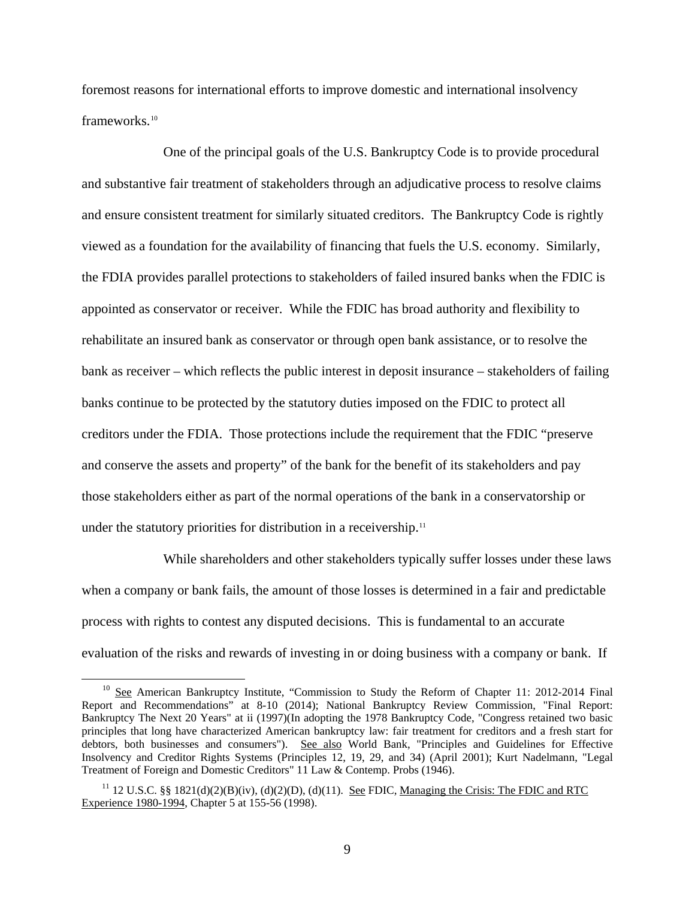foremost reasons for international efforts to improve domestic and international insolvency frameworks.[10]

One of the principal goals of the U.S. Bankruptcy Code is to provide procedural and substantive fair treatment of stakeholders through an adjudicative process to resolve claims and ensure consistent treatment for similarly situated creditors. The Bankruptcy Code is rightly viewed as a foundation for the availability of financing that fuels the U.S. economy. Similarly, the FDIA provides parallel protections to stakeholders of failed insured banks when the FDIC is appointed as conservator or receiver. While the FDIC has broad authority and flexibility to rehabilitate an insured bank as conservator or through open bank assistance, or to resolve the bank as receiver – which reflects the public interest in deposit insurance – stakeholders of failing banks continue to be protected by the statutory duties imposed on the FDIC to protect all creditors under the FDIA. Those protections include the requirement that the FDIC "preserve and conserve the assets and property" of the bank for the benefit of its stakeholders and pay those stakeholders either as part of the normal operations of the bank in a conservatorship or under the statutory priorities for distribution in a receivership.[11]

While shareholders and other stakeholders typically suffer losses under these laws when a company or bank fails, the amount of those losses is determined in a fair and predictable process with rights to contest any disputed decisions. This is fundamental to an accurate evaluation of the risks and rewards of investing in or doing business with a company or bank. If

---

[10] See American Bankruptcy Institute, "Commission to Study the Reform of Chapter 11: 2012-2014 Final Report and Recommendations" at 8-10 (2014); National Bankruptcy Review Commission, "Final Report: Bankruptcy The Next 20 Years" at ii (1997)(In adopting the 1978 Bankruptcy Code, "Congress retained two basic principles that long have characterized American bankruptcy law: fair treatment for creditors and a fresh start for debtors, both businesses and consumers"). See also World Bank, "Principles and Guidelines for Effective Insolvency and Creditor Rights Systems (Principles 12, 19, 29, and 34) (April 2001); Kurt Nadelmann, "Legal Treatment of Foreign and Domestic Creditors" 11 Law & Contemp. Probs (1946).

[11] 12 U.S.C. §§ 1821(d)(2)(B)(iv), (d)(2)(D), (d)(11). See FDIC, Managing the Crisis: The FDIC and RTC Experience 1980-1994, Chapter 5 at 155-56 (1998).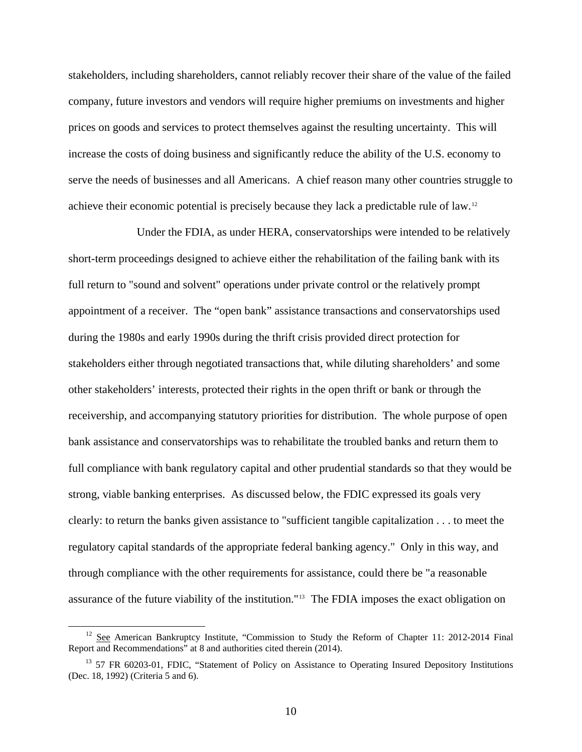stakeholders, including shareholders, cannot reliably recover their share of the value of the failed company, future investors and vendors will require higher premiums on investments and higher prices on goods and services to protect themselves against the resulting uncertainty. This will increase the costs of doing business and significantly reduce the ability of the U.S. economy to serve the needs of businesses and all Americans. A chief reason many other countries struggle to achieve their economic potential is precisely because they lack a predictable rule of law.[12]

Under the FDIA, as under HERA, conservatorships were intended to be relatively short-term proceedings designed to achieve either the rehabilitation of the failing bank with its full return to "sound and solvent" operations under private control or the relatively prompt appointment of a receiver. The "open bank" assistance transactions and conservatorships used during the 1980s and early 1990s during the thrift crisis provided direct protection for stakeholders either through negotiated transactions that, while diluting shareholders' and some other stakeholders' interests, protected their rights in the open thrift or bank or through the receivership, and accompanying statutory priorities for distribution. The whole purpose of open bank assistance and conservatorships was to rehabilitate the troubled banks and return them to full compliance with bank regulatory capital and other prudential standards so that they would be strong, viable banking enterprises. As discussed below, the FDIC expressed its goals very clearly: to return the banks given assistance to "sufficient tangible capitalization . . . to meet the regulatory capital standards of the appropriate federal banking agency." Only in this way, and through compliance with the other requirements for assistance, could there be "a reasonable assurance of the future viability of the institution."[13] The FDIA imposes the exact obligation on

---

[12] See American Bankruptcy Institute, "Commission to Study the Reform of Chapter 11: 2012-2014 Final Report and Recommendations" at 8 and authorities cited therein (2014).

[13] 57 FR 60203-01, FDIC, "Statement of Policy on Assistance to Operating Insured Depository Institutions (Dec. 18, 1992) (Criteria 5 and 6).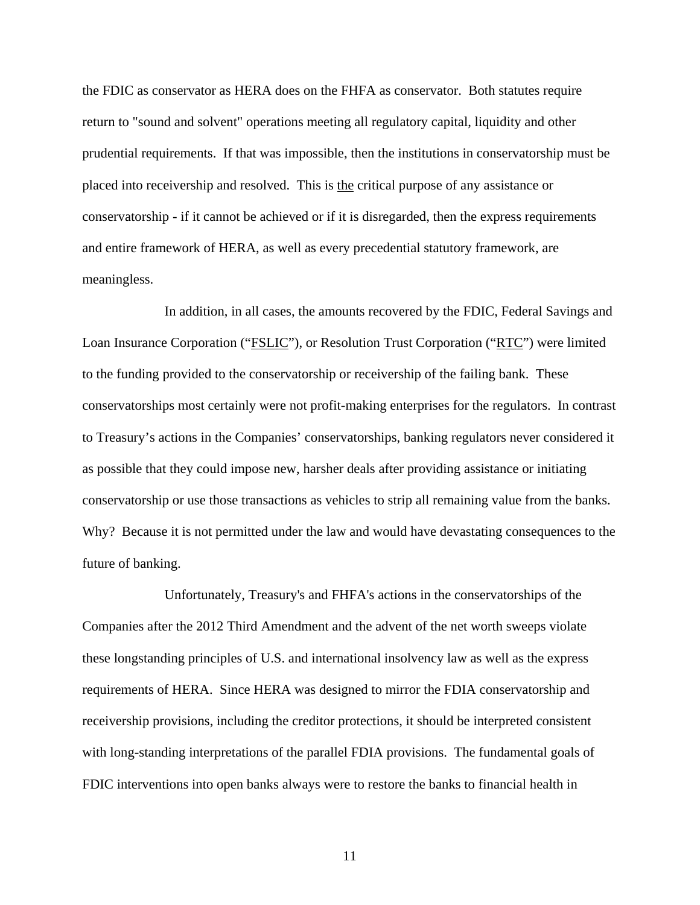the FDIC as conservator as HERA does on the FHFA as conservator. Both statutes require return to "sound and solvent" operations meeting all regulatory capital, liquidity and other prudential requirements. If that was impossible, then the institutions in conservatorship must be placed into receivership and resolved. This is <u>the</u> critical purpose of any assistance or conservatorship - if it cannot be achieved or if it is disregarded, then the express requirements and entire framework of HERA, as well as every precedential statutory framework, are meaningless.

In addition, in all cases, the amounts recovered by the FDIC, Federal Savings and Loan Insurance Corporation ("<u>FSLIC</u>"), or Resolution Trust Corporation ("<u>RTC</u>") were limited to the funding provided to the conservatorship or receivership of the failing bank. These conservatorships most certainly were not profit-making enterprises for the regulators. In contrast to Treasury's actions in the Companies' conservatorships, banking regulators never considered it as possible that they could impose new, harsher deals after providing assistance or initiating conservatorship or use those transactions as vehicles to strip all remaining value from the banks. Why? Because it is not permitted under the law and would have devastating consequences to the future of banking.

Unfortunately, Treasury's and FHFA's actions in the conservatorships of the Companies after the 2012 Third Amendment and the advent of the net worth sweeps violate these longstanding principles of U.S. and international insolvency law as well as the express requirements of HERA. Since HERA was designed to mirror the FDIA conservatorship and receivership provisions, including the creditor protections, it should be interpreted consistent with long-standing interpretations of the parallel FDIA provisions. The fundamental goals of FDIC interventions into open banks always were to restore the banks to financial health in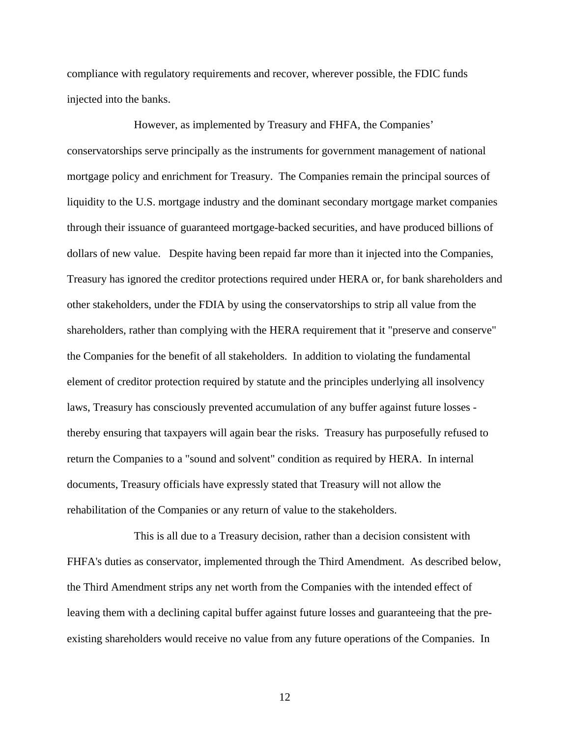compliance with regulatory requirements and recover, wherever possible, the FDIC funds injected into the banks.

However, as implemented by Treasury and FHFA, the Companies' conservatorships serve principally as the instruments for government management of national mortgage policy and enrichment for Treasury. The Companies remain the principal sources of liquidity to the U.S. mortgage industry and the dominant secondary mortgage market companies through their issuance of guaranteed mortgage-backed securities, and have produced billions of dollars of new value. Despite having been repaid far more than it injected into the Companies, Treasury has ignored the creditor protections required under HERA or, for bank shareholders and other stakeholders, under the FDIA by using the conservatorships to strip all value from the shareholders, rather than complying with the HERA requirement that it "preserve and conserve" the Companies for the benefit of all stakeholders. In addition to violating the fundamental element of creditor protection required by statute and the principles underlying all insolvency laws, Treasury has consciously prevented accumulation of any buffer against future losses - thereby ensuring that taxpayers will again bear the risks. Treasury has purposefully refused to return the Companies to a "sound and solvent" condition as required by HERA. In internal documents, Treasury officials have expressly stated that Treasury will not allow the rehabilitation of the Companies or any return of value to the stakeholders.

This is all due to a Treasury decision, rather than a decision consistent with FHFA's duties as conservator, implemented through the Third Amendment. As described below, the Third Amendment strips any net worth from the Companies with the intended effect of leaving them with a declining capital buffer against future losses and guaranteeing that the pre-existing shareholders would receive no value from any future operations of the Companies. In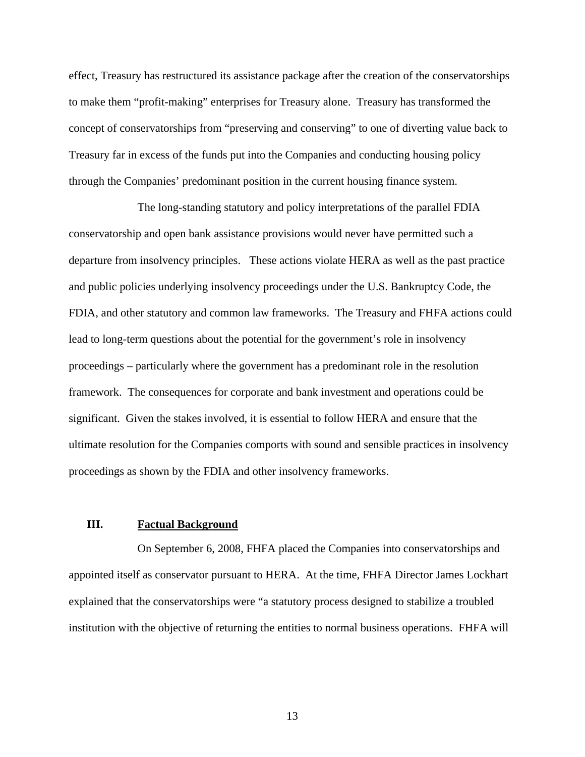effect, Treasury has restructured its assistance package after the creation of the conservatorships to make them "profit-making" enterprises for Treasury alone. Treasury has transformed the concept of conservatorships from "preserving and conserving" to one of diverting value back to Treasury far in excess of the funds put into the Companies and conducting housing policy through the Companies' predominant position in the current housing finance system.

The long-standing statutory and policy interpretations of the parallel FDIA conservatorship and open bank assistance provisions would never have permitted such a departure from insolvency principles. These actions violate HERA as well as the past practice and public policies underlying insolvency proceedings under the U.S. Bankruptcy Code, the FDIA, and other statutory and common law frameworks. The Treasury and FHFA actions could lead to long-term questions about the potential for the government's role in insolvency proceedings – particularly where the government has a predominant role in the resolution framework. The consequences for corporate and bank investment and operations could be significant. Given the stakes involved, it is essential to follow HERA and ensure that the ultimate resolution for the Companies comports with sound and sensible practices in insolvency proceedings as shown by the FDIA and other insolvency frameworks.

## III. Factual Background

On September 6, 2008, FHFA placed the Companies into conservatorships and appointed itself as conservator pursuant to HERA. At the time, FHFA Director James Lockhart explained that the conservatorships were "a statutory process designed to stabilize a troubled institution with the objective of returning the entities to normal business operations. FHFA will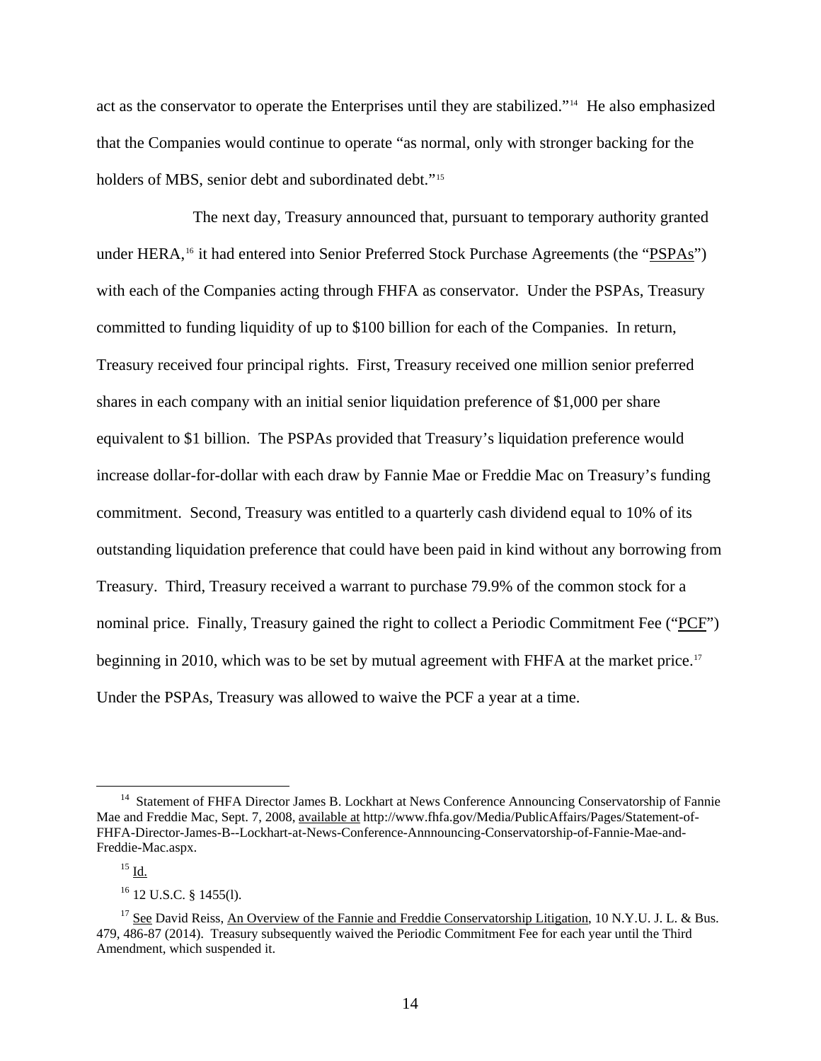act as the conservator to operate the Enterprises until they are stabilized."[14] He also emphasized that the Companies would continue to operate "as normal, only with stronger backing for the holders of MBS, senior debt and subordinated debt."[15]

The next day, Treasury announced that, pursuant to temporary authority granted under HERA,[16] it had entered into Senior Preferred Stock Purchase Agreements (the "PSPAs") with each of the Companies acting through FHFA as conservator. Under the PSPAs, Treasury committed to funding liquidity of up to $100 billion for each of the Companies. In return, Treasury received four principal rights. First, Treasury received one million senior preferred shares in each company with an initial senior liquidation preference of $1,000 per share equivalent to $1 billion. The PSPAs provided that Treasury's liquidation preference would increase dollar-for-dollar with each draw by Fannie Mae or Freddie Mac on Treasury's funding commitment. Second, Treasury was entitled to a quarterly cash dividend equal to 10% of its outstanding liquidation preference that could have been paid in kind without any borrowing from Treasury. Third, Treasury received a warrant to purchase 79.9% of the common stock for a nominal price. Finally, Treasury gained the right to collect a Periodic Commitment Fee ("PCF") beginning in 2010, which was to be set by mutual agreement with FHFA at the market price.[17] Under the PSPAs, Treasury was allowed to waive the PCF a year at a time.

---

[14] Statement of FHFA Director James B. Lockhart at News Conference Announcing Conservatorship of Fannie Mae and Freddie Mac, Sept. 7, 2008, available at http://www.fhfa.gov/Media/PublicAffairs/Pages/Statement-of-FHFA-Director-James-B--Lockhart-at-News-Conference-Annnouncing-Conservatorship-of-Fannie-Mae-and-Freddie-Mac.aspx.

[15] Id.

[16] 12 U.S.C. § 1455(l).

[17] See David Reiss, An Overview of the Fannie and Freddie Conservatorship Litigation, 10 N.Y.U. J. L. & Bus. 479, 486-87 (2014). Treasury subsequently waived the Periodic Commitment Fee for each year until the Third Amendment, which suspended it.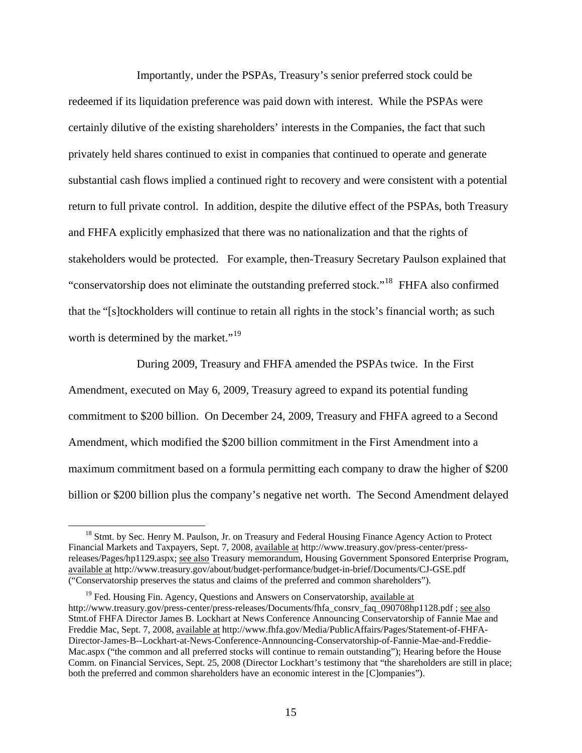Importantly, under the PSPAs, Treasury's senior preferred stock could be redeemed if its liquidation preference was paid down with interest. While the PSPAs were certainly dilutive of the existing shareholders' interests in the Companies, the fact that such privately held shares continued to exist in companies that continued to operate and generate substantial cash flows implied a continued right to recovery and were consistent with a potential return to full private control. In addition, despite the dilutive effect of the PSPAs, both Treasury and FHFA explicitly emphasized that there was no nationalization and that the rights of stakeholders would be protected. For example, then-Treasury Secretary Paulson explained that "conservatorship does not eliminate the outstanding preferred stock."[18] FHFA also confirmed that the "[s]tockholders will continue to retain all rights in the stock's financial worth; as such worth is determined by the market."[19]

During 2009, Treasury and FHFA amended the PSPAs twice. In the First Amendment, executed on May 6, 2009, Treasury agreed to expand its potential funding commitment to \$200 billion. On December 24, 2009, Treasury and FHFA agreed to a Second Amendment, which modified the \$200 billion commitment in the First Amendment into a maximum commitment based on a formula permitting each company to draw the higher of \$200 billion or \$200 billion plus the company's negative net worth. The Second Amendment delayed

---

[18] Stmt. by Sec. Henry M. Paulson, Jr. on Treasury and Federal Housing Finance Agency Action to Protect Financial Markets and Taxpayers, Sept. 7, 2008, available at http://www.treasury.gov/press-center/press-releases/Pages/hp1129.aspx; see also Treasury memorandum, Housing Government Sponsored Enterprise Program, available at http://www.treasury.gov/about/budget-performance/budget-in-brief/Documents/CJ-GSE.pdf ("Conservatorship preserves the status and claims of the preferred and common shareholders").

[19] Fed. Housing Fin. Agency, Questions and Answers on Conservatorship, available at http://www.treasury.gov/press-center/press-releases/Documents/fhfa_consrv_faq_090708hp1128.pdf ; see also Stmt.of FHFA Director James B. Lockhart at News Conference Announcing Conservatorship of Fannie Mae and Freddie Mac, Sept. 7, 2008, available at http://www.fhfa.gov/Media/PublicAffairs/Pages/Statement-of-FHFA-Director-James-B--Lockhart-at-News-Conference-Annnouncing-Conservatorship-of-Fannie-Mae-and-Freddie-Mac.aspx ("the common and all preferred stocks will continue to remain outstanding"); Hearing before the House Comm. on Financial Services, Sept. 25, 2008 (Director Lockhart's testimony that "the shareholders are still in place; both the preferred and common shareholders have an economic interest in the [C]ompanies").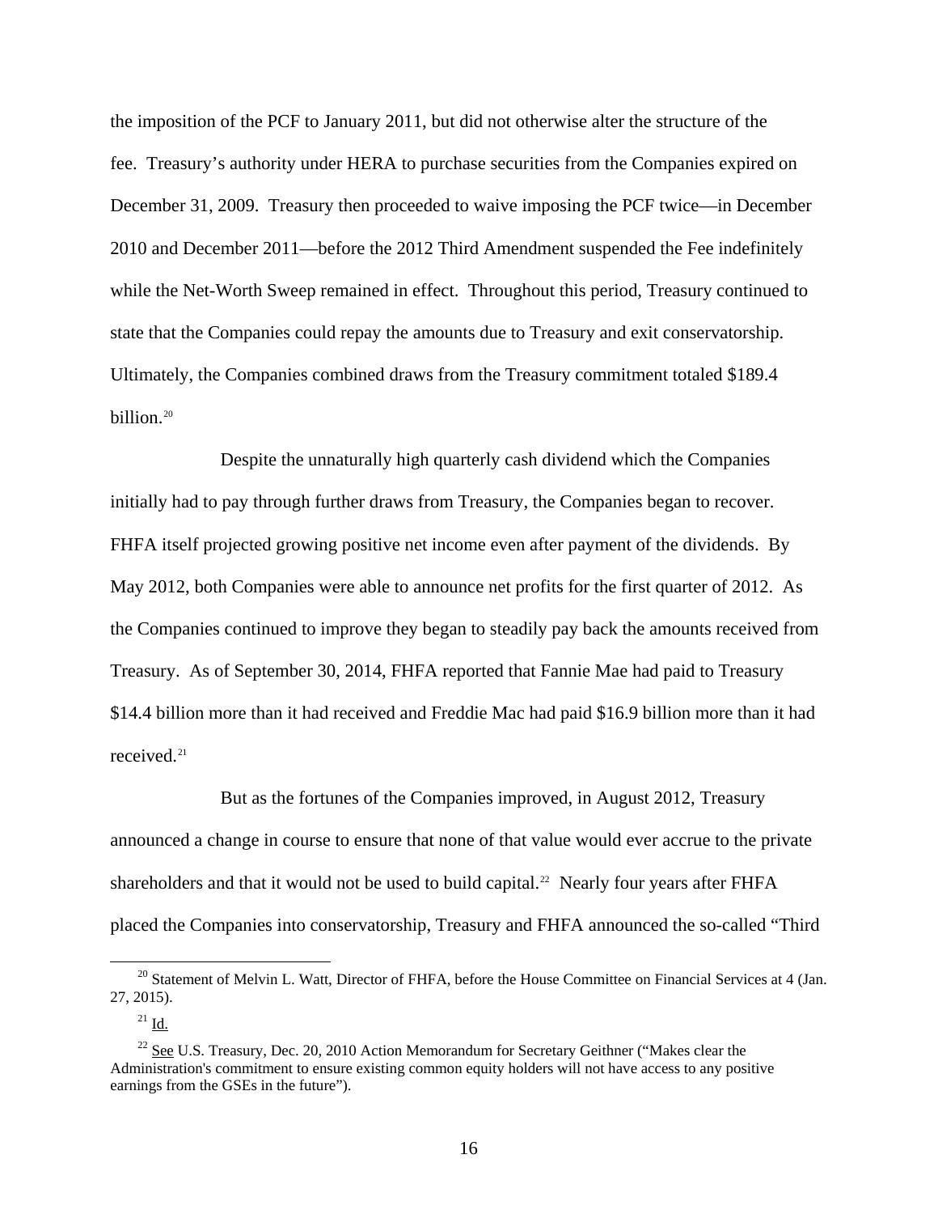the imposition of the PCF to January 2011, but did not otherwise alter the structure of the fee. Treasury's authority under HERA to purchase securities from the Companies expired on December 31, 2009. Treasury then proceeded to waive imposing the PCF twice—in December 2010 and December 2011—before the 2012 Third Amendment suspended the Fee indefinitely while the Net-Worth Sweep remained in effect. Throughout this period, Treasury continued to state that the Companies could repay the amounts due to Treasury and exit conservatorship. Ultimately, the Companies combined draws from the Treasury commitment totaled \$189.4 billion.[20]

Despite the unnaturally high quarterly cash dividend which the Companies initially had to pay through further draws from Treasury, the Companies began to recover. FHFA itself projected growing positive net income even after payment of the dividends. By May 2012, both Companies were able to announce net profits for the first quarter of 2012. As the Companies continued to improve they began to steadily pay back the amounts received from Treasury. As of September 30, 2014, FHFA reported that Fannie Mae had paid to Treasury \$14.4 billion more than it had received and Freddie Mac had paid \$16.9 billion more than it had received.[21]

But as the fortunes of the Companies improved, in August 2012, Treasury announced a change in course to ensure that none of that value would ever accrue to the private shareholders and that it would not be used to build capital.[22] Nearly four years after FHFA placed the Companies into conservatorship, Treasury and FHFA announced the so-called "Third

---

[20] Statement of Melvin L. Watt, Director of FHFA, before the House Committee on Financial Services at 4 (Jan. 27, 2015).

[21] Id.

[22] See U.S. Treasury, Dec. 20, 2010 Action Memorandum for Secretary Geithner ("Makes clear the Administration's commitment to ensure existing common equity holders will not have access to any positive earnings from the GSEs in the future").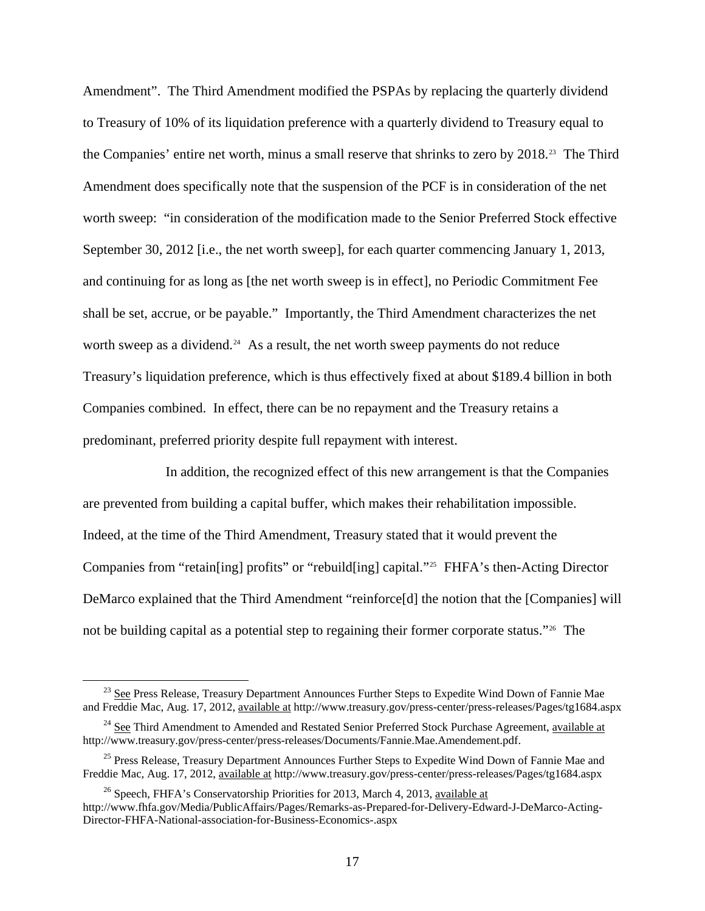Amendment". The Third Amendment modified the PSPAs by replacing the quarterly dividend to Treasury of 10% of its liquidation preference with a quarterly dividend to Treasury equal to the Companies' entire net worth, minus a small reserve that shrinks to zero by 2018.[23] The Third Amendment does specifically note that the suspension of the PCF is in consideration of the net worth sweep: "in consideration of the modification made to the Senior Preferred Stock effective September 30, 2012 [i.e., the net worth sweep], for each quarter commencing January 1, 2013, and continuing for as long as [the net worth sweep is in effect], no Periodic Commitment Fee shall be set, accrue, or be payable." Importantly, the Third Amendment characterizes the net worth sweep as a dividend.[24] As a result, the net worth sweep payments do not reduce Treasury's liquidation preference, which is thus effectively fixed at about $189.4 billion in both Companies combined. In effect, there can be no repayment and the Treasury retains a predominant, preferred priority despite full repayment with interest.

In addition, the recognized effect of this new arrangement is that the Companies are prevented from building a capital buffer, which makes their rehabilitation impossible. Indeed, at the time of the Third Amendment, Treasury stated that it would prevent the Companies from "retain[ing] profits" or "rebuild[ing] capital."[25] FHFA's then-Acting Director DeMarco explained that the Third Amendment "reinforce[d] the notion that the [Companies] will not be building capital as a potential step to regaining their former corporate status."[26] The

---

[23] See Press Release, Treasury Department Announces Further Steps to Expedite Wind Down of Fannie Mae and Freddie Mac, Aug. 17, 2012, available at http://www.treasury.gov/press-center/press-releases/Pages/tg1684.aspx

[24] See Third Amendment to Amended and Restated Senior Preferred Stock Purchase Agreement, available at http://www.treasury.gov/press-center/press-releases/Documents/Fannie.Mae.Amendement.pdf.

[25] Press Release, Treasury Department Announces Further Steps to Expedite Wind Down of Fannie Mae and Freddie Mac, Aug. 17, 2012, available at http://www.treasury.gov/press-center/press-releases/Pages/tg1684.aspx

[26] Speech, FHFA's Conservatorship Priorities for 2013, March 4, 2013, available at http://www.fhfa.gov/Media/PublicAffairs/Pages/Remarks-as-Prepared-for-Delivery-Edward-J-DeMarco-Acting-Director-FHFA-National-association-for-Business-Economics-.aspx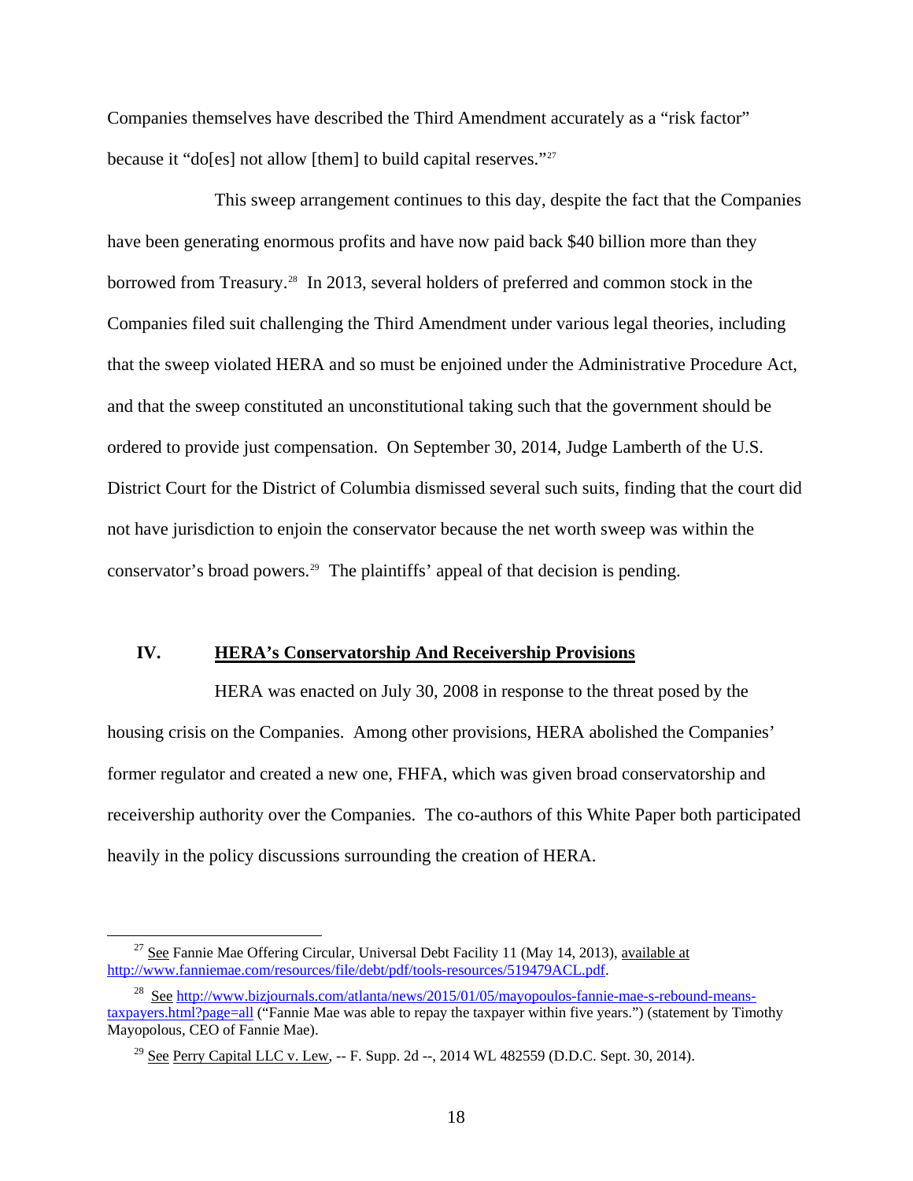Companies themselves have described the Third Amendment accurately as a "risk factor" because it "do[es] not allow [them] to build capital reserves."[27]

This sweep arrangement continues to this day, despite the fact that the Companies have been generating enormous profits and have now paid back $40 billion more than they borrowed from Treasury.[28] In 2013, several holders of preferred and common stock in the Companies filed suit challenging the Third Amendment under various legal theories, including that the sweep violated HERA and so must be enjoined under the Administrative Procedure Act, and that the sweep constituted an unconstitutional taking such that the government should be ordered to provide just compensation. On September 30, 2014, Judge Lamberth of the U.S. District Court for the District of Columbia dismissed several such suits, finding that the court did not have jurisdiction to enjoin the conservator because the net worth sweep was within the conservator's broad powers.[29] The plaintiffs' appeal of that decision is pending.

## IV. HERA's Conservatorship And Receivership Provisions

HERA was enacted on July 30, 2008 in response to the threat posed by the housing crisis on the Companies. Among other provisions, HERA abolished the Companies' former regulator and created a new one, FHFA, which was given broad conservatorship and receivership authority over the Companies. The co-authors of this White Paper both participated heavily in the policy discussions surrounding the creation of HERA.

---

[27] See Fannie Mae Offering Circular, Universal Debt Facility 11 (May 14, 2013), available at http://www.fanniemae.com/resources/file/debt/pdf/tools-resources/519479ACL.pdf.

[28] See http://www.bizjournals.com/atlanta/news/2015/01/05/mayopoulos-fannie-mae-s-rebound-means-taxpayers.html?page=all ("Fannie Mae was able to repay the taxpayer within five years.") (statement by Timothy Mayopolous, CEO of Fannie Mae).

[29] See Perry Capital LLC v. Lew, -- F. Supp. 2d --, 2014 WL 482559 (D.D.C. Sept. 30, 2014).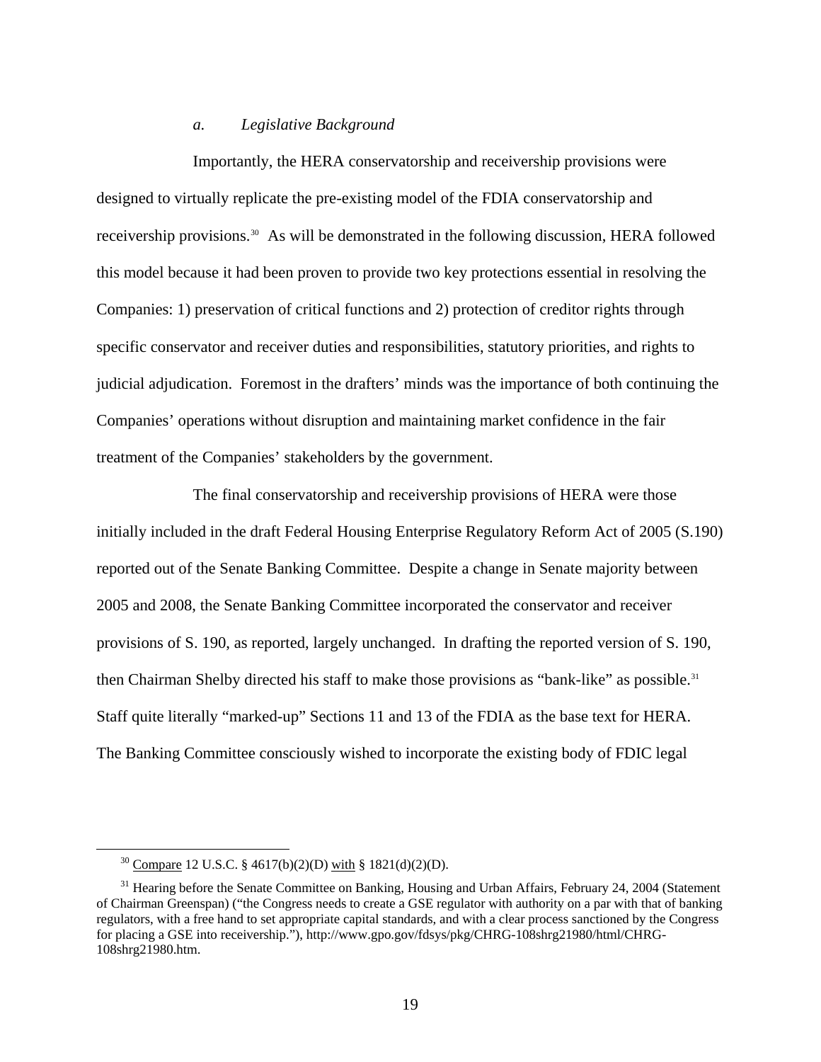*a. Legislative Background*

Importantly, the HERA conservatorship and receivership provisions were designed to virtually replicate the pre-existing model of the FDIA conservatorship and receivership provisions.[30] As will be demonstrated in the following discussion, HERA followed this model because it had been proven to provide two key protections essential in resolving the Companies: 1) preservation of critical functions and 2) protection of creditor rights through specific conservator and receiver duties and responsibilities, statutory priorities, and rights to judicial adjudication. Foremost in the drafters' minds was the importance of both continuing the Companies' operations without disruption and maintaining market confidence in the fair treatment of the Companies' stakeholders by the government.

The final conservatorship and receivership provisions of HERA were those initially included in the draft Federal Housing Enterprise Regulatory Reform Act of 2005 (S.190) reported out of the Senate Banking Committee. Despite a change in Senate majority between 2005 and 2008, the Senate Banking Committee incorporated the conservator and receiver provisions of S. 190, as reported, largely unchanged. In drafting the reported version of S. 190, then Chairman Shelby directed his staff to make those provisions as "bank-like" as possible.[31] Staff quite literally "marked-up" Sections 11 and 13 of the FDIA as the base text for HERA. The Banking Committee consciously wished to incorporate the existing body of FDIC legal

---

[30] Compare 12 U.S.C. § 4617(b)(2)(D) with § 1821(d)(2)(D).

[31] Hearing before the Senate Committee on Banking, Housing and Urban Affairs, February 24, 2004 (Statement of Chairman Greenspan) ("the Congress needs to create a GSE regulator with authority on a par with that of banking regulators, with a free hand to set appropriate capital standards, and with a clear process sanctioned by the Congress for placing a GSE into receivership."), http://www.gpo.gov/fdsys/pkg/CHRG-108shrg21980/html/CHRG-108shrg21980.htm.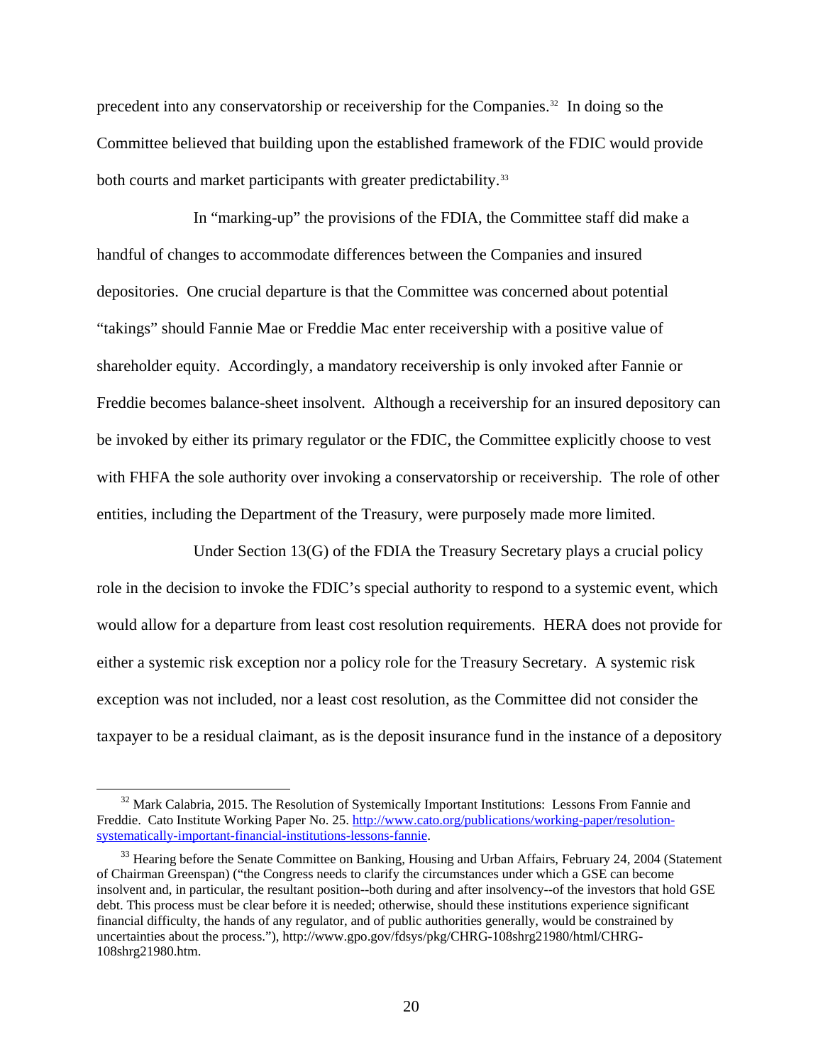precedent into any conservatorship or receivership for the Companies.[32] In doing so the Committee believed that building upon the established framework of the FDIC would provide both courts and market participants with greater predictability.[33]

In "marking-up" the provisions of the FDIA, the Committee staff did make a handful of changes to accommodate differences between the Companies and insured depositories. One crucial departure is that the Committee was concerned about potential "takings" should Fannie Mae or Freddie Mac enter receivership with a positive value of shareholder equity. Accordingly, a mandatory receivership is only invoked after Fannie or Freddie becomes balance-sheet insolvent. Although a receivership for an insured depository can be invoked by either its primary regulator or the FDIC, the Committee explicitly choose to vest with FHFA the sole authority over invoking a conservatorship or receivership. The role of other entities, including the Department of the Treasury, were purposely made more limited.

Under Section 13(G) of the FDIA the Treasury Secretary plays a crucial policy role in the decision to invoke the FDIC's special authority to respond to a systemic event, which would allow for a departure from least cost resolution requirements. HERA does not provide for either a systemic risk exception nor a policy role for the Treasury Secretary. A systemic risk exception was not included, nor a least cost resolution, as the Committee did not consider the taxpayer to be a residual claimant, as is the deposit insurance fund in the instance of a depository

---

[32] Mark Calabria, 2015. The Resolution of Systemically Important Institutions: Lessons From Fannie and Freddie. Cato Institute Working Paper No. 25. http://www.cato.org/publications/working-paper/resolution-systematically-important-financial-institutions-lessons-fannie.

[33] Hearing before the Senate Committee on Banking, Housing and Urban Affairs, February 24, 2004 (Statement of Chairman Greenspan) ("the Congress needs to clarify the circumstances under which a GSE can become insolvent and, in particular, the resultant position--both during and after insolvency--of the investors that hold GSE debt. This process must be clear before it is needed; otherwise, should these institutions experience significant financial difficulty, the hands of any regulator, and of public authorities generally, would be constrained by uncertainties about the process."), http://www.gpo.gov/fdsys/pkg/CHRG-108shrg21980/html/CHRG-108shrg21980.htm.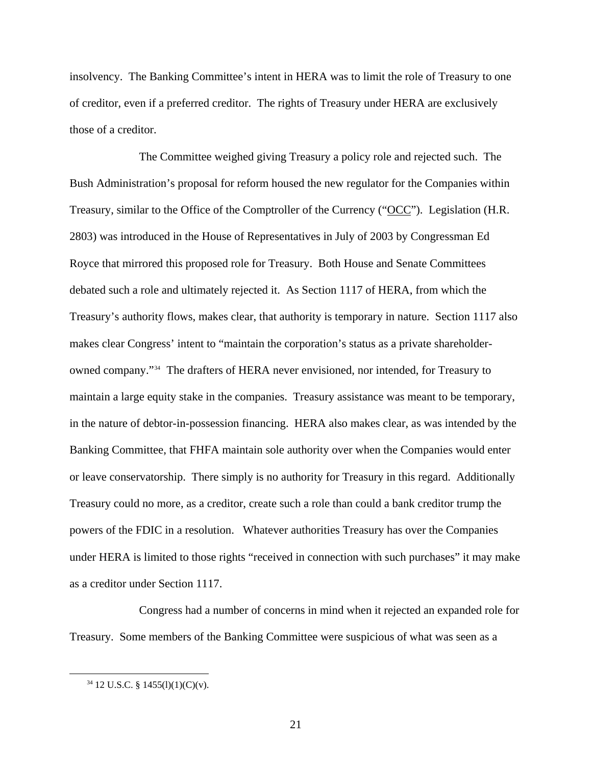insolvency. The Banking Committee's intent in HERA was to limit the role of Treasury to one of creditor, even if a preferred creditor. The rights of Treasury under HERA are exclusively those of a creditor.

The Committee weighed giving Treasury a policy role and rejected such. The Bush Administration's proposal for reform housed the new regulator for the Companies within Treasury, similar to the Office of the Comptroller of the Currency ("OCC"). Legislation (H.R. 2803) was introduced in the House of Representatives in July of 2003 by Congressman Ed Royce that mirrored this proposed role for Treasury. Both House and Senate Committees debated such a role and ultimately rejected it. As Section 1117 of HERA, from which the Treasury's authority flows, makes clear, that authority is temporary in nature. Section 1117 also makes clear Congress' intent to "maintain the corporation's status as a private shareholder-owned company."[34] The drafters of HERA never envisioned, nor intended, for Treasury to maintain a large equity stake in the companies. Treasury assistance was meant to be temporary, in the nature of debtor-in-possession financing. HERA also makes clear, as was intended by the Banking Committee, that FHFA maintain sole authority over when the Companies would enter or leave conservatorship. There simply is no authority for Treasury in this regard. Additionally Treasury could no more, as a creditor, create such a role than could a bank creditor trump the powers of the FDIC in a resolution. Whatever authorities Treasury has over the Companies under HERA is limited to those rights "received in connection with such purchases" it may make as a creditor under Section 1117.

Congress had a number of concerns in mind when it rejected an expanded role for Treasury. Some members of the Banking Committee were suspicious of what was seen as a

---

[34] 12 U.S.C. § 1455(l)(1)(C)(v).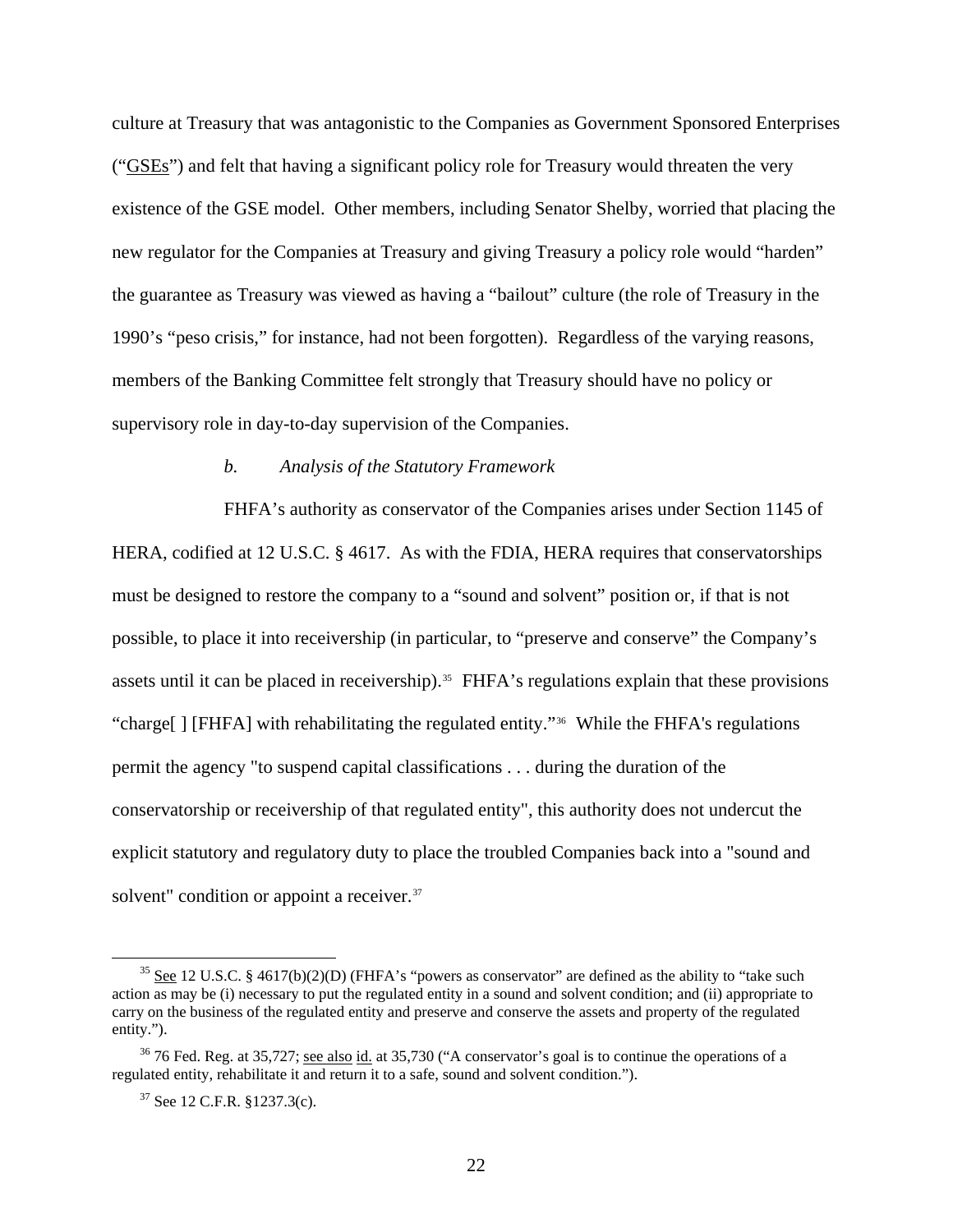culture at Treasury that was antagonistic to the Companies as Government Sponsored Enterprises ("GSEs") and felt that having a significant policy role for Treasury would threaten the very existence of the GSE model. Other members, including Senator Shelby, worried that placing the new regulator for the Companies at Treasury and giving Treasury a policy role would "harden" the guarantee as Treasury was viewed as having a "bailout" culture (the role of Treasury in the 1990's "peso crisis," for instance, had not been forgotten). Regardless of the varying reasons, members of the Banking Committee felt strongly that Treasury should have no policy or supervisory role in day-to-day supervision of the Companies.

*b. Analysis of the Statutory Framework*

FHFA's authority as conservator of the Companies arises under Section 1145 of HERA, codified at 12 U.S.C. § 4617. As with the FDIA, HERA requires that conservatorships must be designed to restore the company to a "sound and solvent" position or, if that is not possible, to place it into receivership (in particular, to "preserve and conserve" the Company's assets until it can be placed in receivership).[35] FHFA's regulations explain that these provisions "charge[ ] [FHFA] with rehabilitating the regulated entity."[36] While the FHFA's regulations permit the agency "to suspend capital classifications . . . during the duration of the conservatorship or receivership of that regulated entity", this authority does not undercut the explicit statutory and regulatory duty to place the troubled Companies back into a "sound and solvent" condition or appoint a receiver.[37]

---

[35] See 12 U.S.C. § 4617(b)(2)(D) (FHFA's "powers as conservator" are defined as the ability to "take such action as may be (i) necessary to put the regulated entity in a sound and solvent condition; and (ii) appropriate to carry on the business of the regulated entity and preserve and conserve the assets and property of the regulated entity.").

[36] 76 Fed. Reg. at 35,727; see also id. at 35,730 ("A conservator's goal is to continue the operations of a regulated entity, rehabilitate it and return it to a safe, sound and solvent condition.").

[37] See 12 C.F.R. §1237.3(c).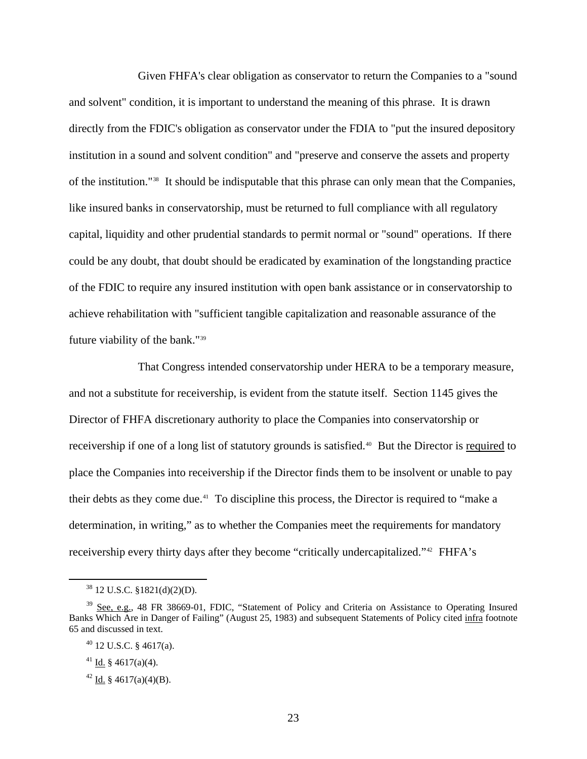Given FHFA's clear obligation as conservator to return the Companies to a "sound and solvent" condition, it is important to understand the meaning of this phrase. It is drawn directly from the FDIC's obligation as conservator under the FDIA to "put the insured depository institution in a sound and solvent condition" and "preserve and conserve the assets and property of the institution."[38] It should be indisputable that this phrase can only mean that the Companies, like insured banks in conservatorship, must be returned to full compliance with all regulatory capital, liquidity and other prudential standards to permit normal or "sound" operations. If there could be any doubt, that doubt should be eradicated by examination of the longstanding practice of the FDIC to require any insured institution with open bank assistance or in conservatorship to achieve rehabilitation with "sufficient tangible capitalization and reasonable assurance of the future viability of the bank."[39]

That Congress intended conservatorship under HERA to be a temporary measure, and not a substitute for receivership, is evident from the statute itself. Section 1145 gives the Director of FHFA discretionary authority to place the Companies into conservatorship or receivership if one of a long list of statutory grounds is satisfied.[40] But the Director is <u>required</u> to place the Companies into receivership if the Director finds them to be insolvent or unable to pay their debts as they come due.[41] To discipline this process, the Director is required to "make a determination, in writing," as to whether the Companies meet the requirements for mandatory receivership every thirty days after they become "critically undercapitalized."[42] FHFA's

---

[38] 12 U.S.C. §1821(d)(2)(D).

[39] <u>See, e.g.</u>, 48 FR 38669-01, FDIC, "Statement of Policy and Criteria on Assistance to Operating Insured Banks Which Are in Danger of Failing" (August 25, 1983) and subsequent Statements of Policy cited <u>infra</u> footnote 65 and discussed in text.

[40] 12 U.S.C. § 4617(a).

[41] <u>Id.</u> § 4617(a)(4).

[42] <u>Id.</u> § 4617(a)(4)(B).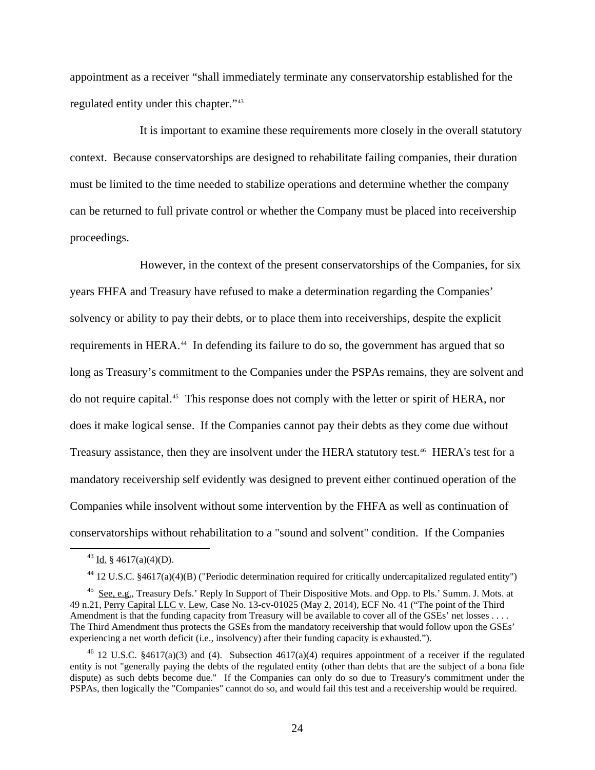appointment as a receiver "shall immediately terminate any conservatorship established for the regulated entity under this chapter."[43]

It is important to examine these requirements more closely in the overall statutory context. Because conservatorships are designed to rehabilitate failing companies, their duration must be limited to the time needed to stabilize operations and determine whether the company can be returned to full private control or whether the Company must be placed into receivership proceedings.

However, in the context of the present conservatorships of the Companies, for six years FHFA and Treasury have refused to make a determination regarding the Companies' solvency or ability to pay their debts, or to place them into receiverships, despite the explicit requirements in HERA.[44] In defending its failure to do so, the government has argued that so long as Treasury's commitment to the Companies under the PSPAs remains, they are solvent and do not require capital.[45] This response does not comply with the letter or spirit of HERA, nor does it make logical sense. If the Companies cannot pay their debts as they come due without Treasury assistance, then they are insolvent under the HERA statutory test.[46] HERA's test for a mandatory receivership self evidently was designed to prevent either continued operation of the Companies while insolvent without some intervention by the FHFA as well as continuation of conservatorships without rehabilitation to a "sound and solvent" condition. If the Companies

---

[43] Id. § 4617(a)(4)(D).

[44] 12 U.S.C. §4617(a)(4)(B) ("Periodic determination required for critically undercapitalized regulated entity")

[45] See, e.g., Treasury Defs.' Reply In Support of Their Dispositive Mots. and Opp. to Pls.' Summ. J. Mots. at 49 n.21, Perry Capital LLC v. Lew, Case No. 13-cv-01025 (May 2, 2014), ECF No. 41 ("The point of the Third Amendment is that the funding capacity from Treasury will be available to cover all of the GSEs' net losses . . . . The Third Amendment thus protects the GSEs from the mandatory receivership that would follow upon the GSEs' experiencing a net worth deficit (i.e., insolvency) after their funding capacity is exhausted.").

[46] 12 U.S.C. §4617(a)(3) and (4). Subsection 4617(a)(4) requires appointment of a receiver if the regulated entity is not "generally paying the debts of the regulated entity (other than debts that are the subject of a bona fide dispute) as such debts become due." If the Companies can only do so due to Treasury's commitment under the PSPAs, then logically the "Companies" cannot do so, and would fail this test and a receivership would be required.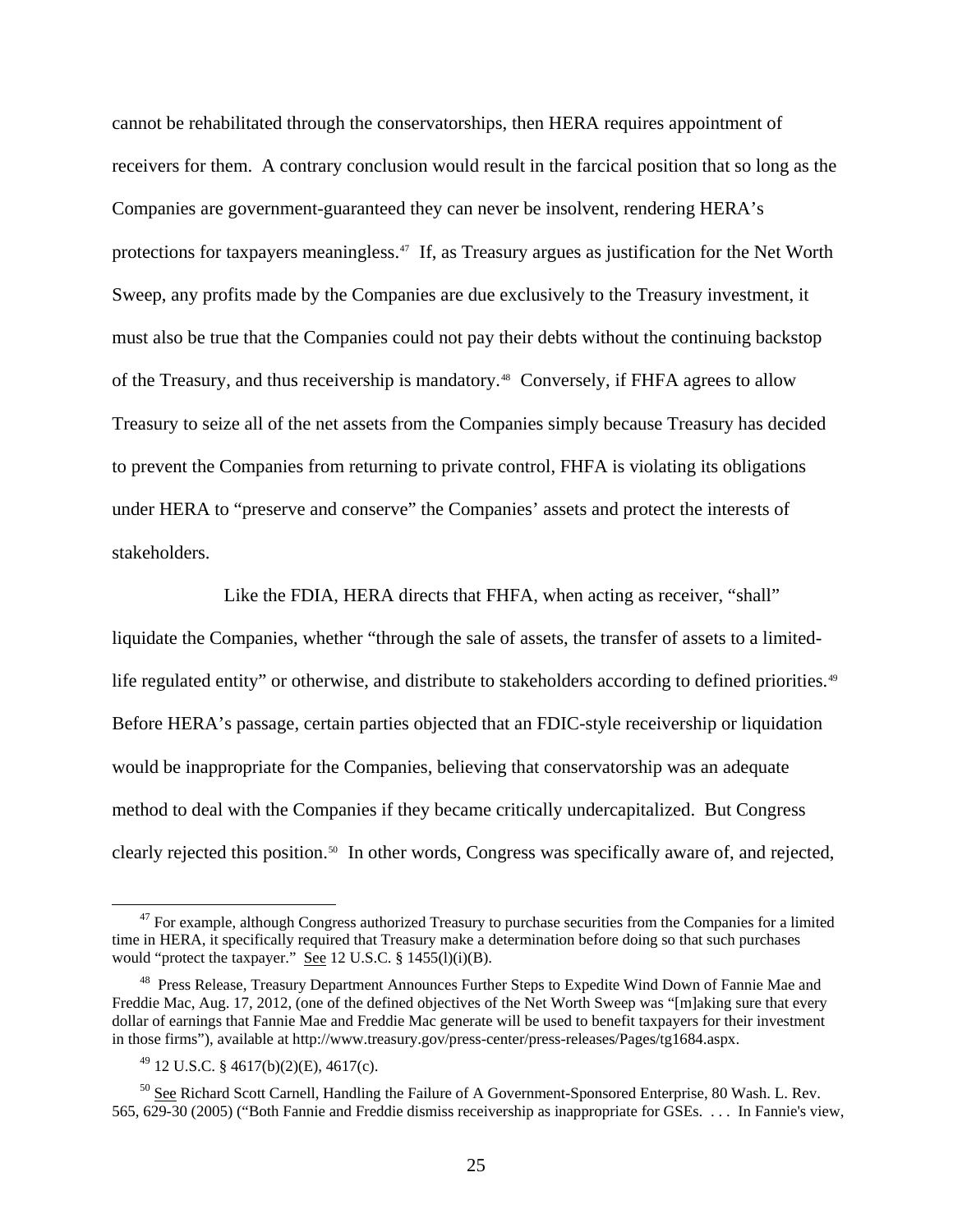cannot be rehabilitated through the conservatorships, then HERA requires appointment of receivers for them. A contrary conclusion would result in the farcical position that so long as the Companies are government-guaranteed they can never be insolvent, rendering HERA's protections for taxpayers meaningless.[47] If, as Treasury argues as justification for the Net Worth Sweep, any profits made by the Companies are due exclusively to the Treasury investment, it must also be true that the Companies could not pay their debts without the continuing backstop of the Treasury, and thus receivership is mandatory.[48] Conversely, if FHFA agrees to allow Treasury to seize all of the net assets from the Companies simply because Treasury has decided to prevent the Companies from returning to private control, FHFA is violating its obligations under HERA to "preserve and conserve" the Companies' assets and protect the interests of stakeholders.

Like the FDIA, HERA directs that FHFA, when acting as receiver, "shall" liquidate the Companies, whether "through the sale of assets, the transfer of assets to a limited-life regulated entity" or otherwise, and distribute to stakeholders according to defined priorities.[49] Before HERA's passage, certain parties objected that an FDIC-style receivership or liquidation would be inappropriate for the Companies, believing that conservatorship was an adequate method to deal with the Companies if they became critically undercapitalized. But Congress clearly rejected this position.[50] In other words, Congress was specifically aware of, and rejected,

---

[47] For example, although Congress authorized Treasury to purchase securities from the Companies for a limited time in HERA, it specifically required that Treasury make a determination before doing so that such purchases would "protect the taxpayer." See 12 U.S.C. § 1455(l)(i)(B).

[48] Press Release, Treasury Department Announces Further Steps to Expedite Wind Down of Fannie Mae and Freddie Mac, Aug. 17, 2012, (one of the defined objectives of the Net Worth Sweep was "[m]aking sure that every dollar of earnings that Fannie Mae and Freddie Mac generate will be used to benefit taxpayers for their investment in those firms"), available at http://www.treasury.gov/press-center/press-releases/Pages/tg1684.aspx.

[49] 12 U.S.C. § 4617(b)(2)(E), 4617(c).

[50] See Richard Scott Carnell, Handling the Failure of A Government-Sponsored Enterprise, 80 Wash. L. Rev. 565, 629-30 (2005) ("Both Fannie and Freddie dismiss receivership as inappropriate for GSEs. . . . In Fannie's view,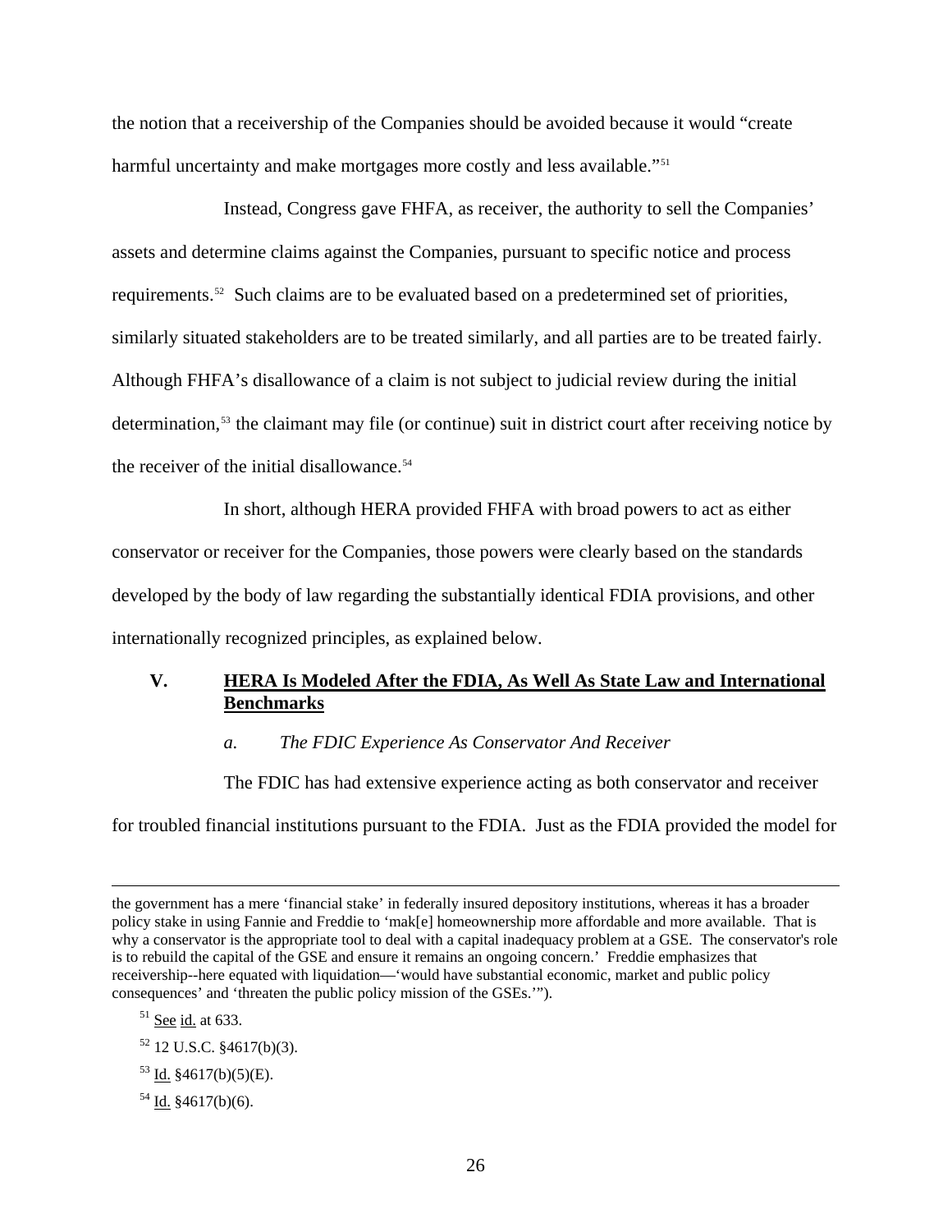the notion that a receivership of the Companies should be avoided because it would "create harmful uncertainty and make mortgages more costly and less available."[51]

Instead, Congress gave FHFA, as receiver, the authority to sell the Companies' assets and determine claims against the Companies, pursuant to specific notice and process requirements.[52] Such claims are to be evaluated based on a predetermined set of priorities, similarly situated stakeholders are to be treated similarly, and all parties are to be treated fairly. Although FHFA's disallowance of a claim is not subject to judicial review during the initial determination,[53] the claimant may file (or continue) suit in district court after receiving notice by the receiver of the initial disallowance.[54]

In short, although HERA provided FHFA with broad powers to act as either conservator or receiver for the Companies, those powers were clearly based on the standards developed by the body of law regarding the substantially identical FDIA provisions, and other internationally recognized principles, as explained below.

## V. HERA Is Modeled After the FDIA, As Well As State Law and International Benchmarks

### *a. The FDIC Experience As Conservator And Receiver*

The FDIC has had extensive experience acting as both conservator and receiver for troubled financial institutions pursuant to the FDIA. Just as the FDIA provided the model for

---

the government has a mere 'financial stake' in federally insured depository institutions, whereas it has a broader policy stake in using Fannie and Freddie to 'mak[e] homeownership more affordable and more available. That is why a conservator is the appropriate tool to deal with a capital inadequacy problem at a GSE. The conservator's role is to rebuild the capital of the GSE and ensure it remains an ongoing concern.' Freddie emphasizes that receivership--here equated with liquidation—'would have substantial economic, market and public policy consequences' and 'threaten the public policy mission of the GSEs.'").

[51] See id. at 633.

[52] 12 U.S.C. §4617(b)(3).

[53] Id. §4617(b)(5)(E).

[54] Id. §4617(b)(6).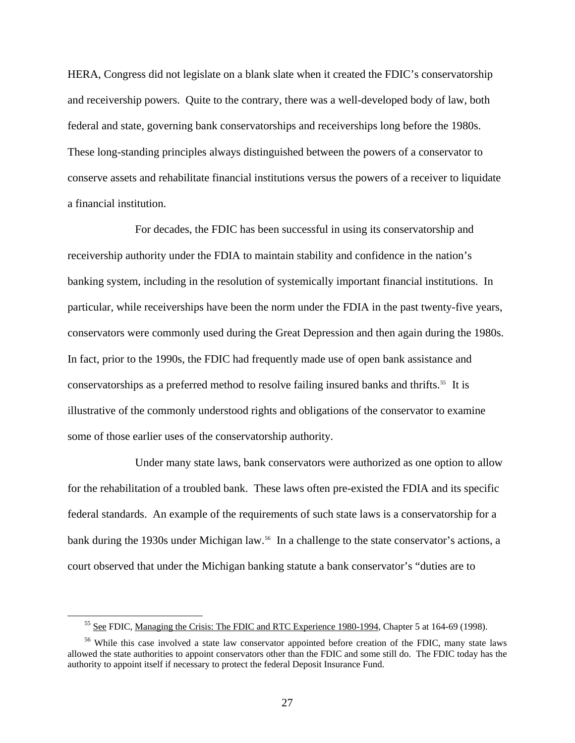HERA, Congress did not legislate on a blank slate when it created the FDIC's conservatorship and receivership powers. Quite to the contrary, there was a well-developed body of law, both federal and state, governing bank conservatorships and receiverships long before the 1980s. These long-standing principles always distinguished between the powers of a conservator to conserve assets and rehabilitate financial institutions versus the powers of a receiver to liquidate a financial institution.

For decades, the FDIC has been successful in using its conservatorship and receivership authority under the FDIA to maintain stability and confidence in the nation's banking system, including in the resolution of systemically important financial institutions. In particular, while receiverships have been the norm under the FDIA in the past twenty-five years, conservators were commonly used during the Great Depression and then again during the 1980s. In fact, prior to the 1990s, the FDIC had frequently made use of open bank assistance and conservatorships as a preferred method to resolve failing insured banks and thrifts.[55] It is illustrative of the commonly understood rights and obligations of the conservator to examine some of those earlier uses of the conservatorship authority.

Under many state laws, bank conservators were authorized as one option to allow for the rehabilitation of a troubled bank. These laws often pre-existed the FDIA and its specific federal standards. An example of the requirements of such state laws is a conservatorship for a bank during the 1930s under Michigan law.[56] In a challenge to the state conservator's actions, a court observed that under the Michigan banking statute a bank conservator's "duties are to

---

[55] See FDIC, Managing the Crisis: The FDIC and RTC Experience 1980-1994, Chapter 5 at 164-69 (1998).

[56] While this case involved a state law conservator appointed before creation of the FDIC, many state laws allowed the state authorities to appoint conservators other than the FDIC and some still do. The FDIC today has the authority to appoint itself if necessary to protect the federal Deposit Insurance Fund.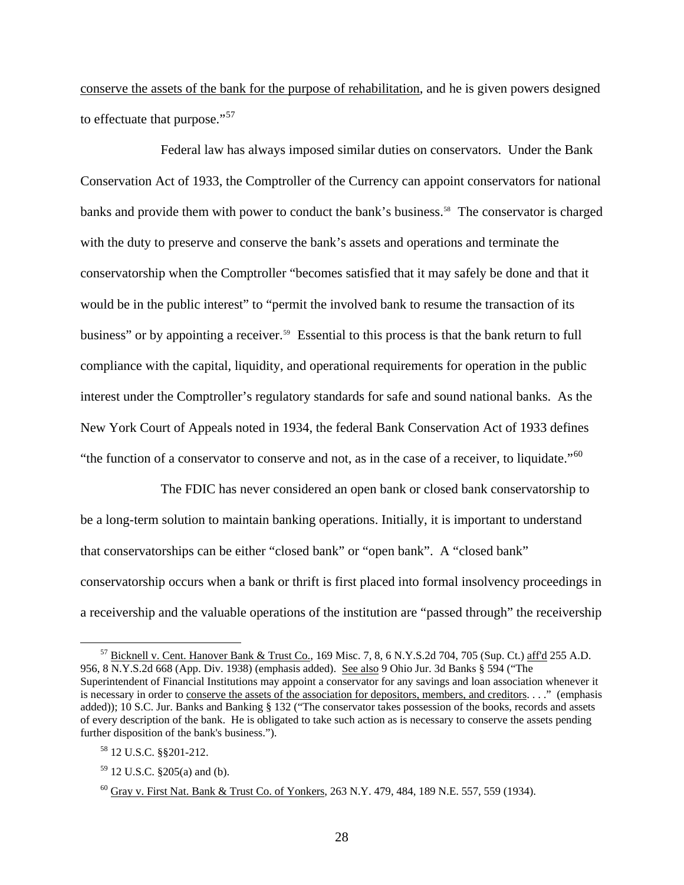conserve the assets of the bank for the purpose of rehabilitation, and he is given powers designed to effectuate that purpose."[57]

Federal law has always imposed similar duties on conservators. Under the Bank Conservation Act of 1933, the Comptroller of the Currency can appoint conservators for national banks and provide them with power to conduct the bank's business.[58] The conservator is charged with the duty to preserve and conserve the bank's assets and operations and terminate the conservatorship when the Comptroller "becomes satisfied that it may safely be done and that it would be in the public interest" to "permit the involved bank to resume the transaction of its business" or by appointing a receiver.[59] Essential to this process is that the bank return to full compliance with the capital, liquidity, and operational requirements for operation in the public interest under the Comptroller's regulatory standards for safe and sound national banks. As the New York Court of Appeals noted in 1934, the federal Bank Conservation Act of 1933 defines "the function of a conservator to conserve and not, as in the case of a receiver, to liquidate."[60]

The FDIC has never considered an open bank or closed bank conservatorship to be a long-term solution to maintain banking operations. Initially, it is important to understand that conservatorships can be either "closed bank" or "open bank". A "closed bank" conservatorship occurs when a bank or thrift is first placed into formal insolvency proceedings in a receivership and the valuable operations of the institution are "passed through" the receivership

---

[57] Bicknell v. Cent. Hanover Bank & Trust Co., 169 Misc. 7, 8, 6 N.Y.S.2d 704, 705 (Sup. Ct.) aff'd 255 A.D. 956, 8 N.Y.S.2d 668 (App. Div. 1938) (emphasis added). See also 9 Ohio Jur. 3d Banks § 594 ("The Superintendent of Financial Institutions may appoint a conservator for any savings and loan association whenever it is necessary in order to conserve the assets of the association for depositors, members, and creditors. . . ." (emphasis added)); 10 S.C. Jur. Banks and Banking § 132 ("The conservator takes possession of the books, records and assets of every description of the bank. He is obligated to take such action as is necessary to conserve the assets pending further disposition of the bank's business.").

[58] 12 U.S.C. §§201-212.

[59] 12 U.S.C. §205(a) and (b).

[60] Gray v. First Nat. Bank & Trust Co. of Yonkers, 263 N.Y. 479, 484, 189 N.E. 557, 559 (1934).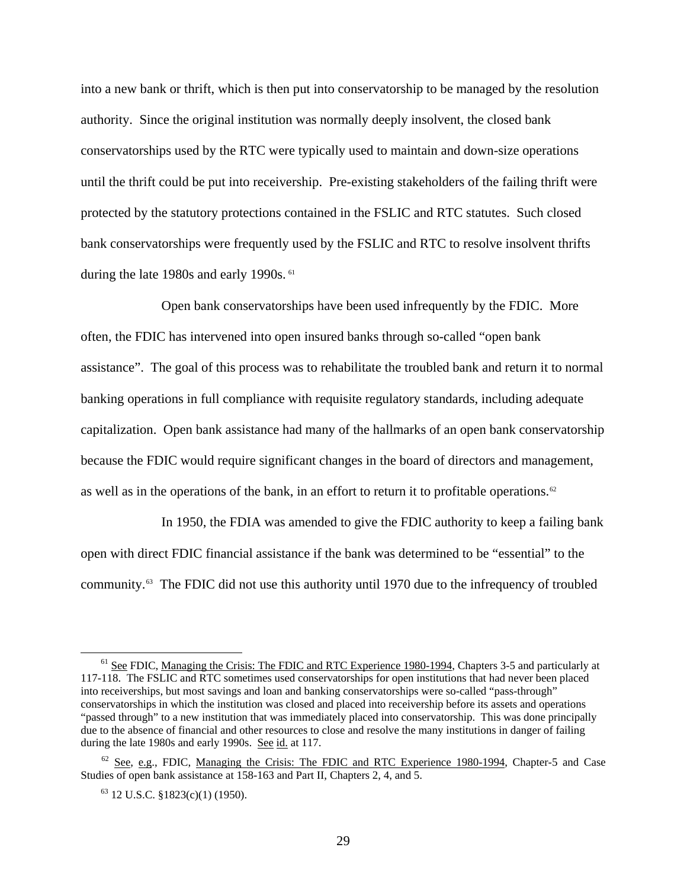into a new bank or thrift, which is then put into conservatorship to be managed by the resolution authority. Since the original institution was normally deeply insolvent, the closed bank conservatorships used by the RTC were typically used to maintain and down-size operations until the thrift could be put into receivership. Pre-existing stakeholders of the failing thrift were protected by the statutory protections contained in the FSLIC and RTC statutes. Such closed bank conservatorships were frequently used by the FSLIC and RTC to resolve insolvent thrifts during the late 1980s and early 1990s. [61]

Open bank conservatorships have been used infrequently by the FDIC. More often, the FDIC has intervened into open insured banks through so-called "open bank assistance". The goal of this process was to rehabilitate the troubled bank and return it to normal banking operations in full compliance with requisite regulatory standards, including adequate capitalization. Open bank assistance had many of the hallmarks of an open bank conservatorship because the FDIC would require significant changes in the board of directors and management, as well as in the operations of the bank, in an effort to return it to profitable operations.[62]

In 1950, the FDIA was amended to give the FDIC authority to keep a failing bank open with direct FDIC financial assistance if the bank was determined to be "essential" to the community.[63] The FDIC did not use this authority until 1970 due to the infrequency of troubled

---

[61] See FDIC, Managing the Crisis: The FDIC and RTC Experience 1980-1994, Chapters 3-5 and particularly at 117-118. The FSLIC and RTC sometimes used conservatorships for open institutions that had never been placed into receiverships, but most savings and loan and banking conservatorships were so-called "pass-through" conservatorships in which the institution was closed and placed into receivership before its assets and operations "passed through" to a new institution that was immediately placed into conservatorship. This was done principally due to the absence of financial and other resources to close and resolve the many institutions in danger of failing during the late 1980s and early 1990s. See id. at 117.

[62] See, e.g., FDIC, Managing the Crisis: The FDIC and RTC Experience 1980-1994, Chapter-5 and Case Studies of open bank assistance at 158-163 and Part II, Chapters 2, 4, and 5.

[63] 12 U.S.C. §1823(c)(1) (1950).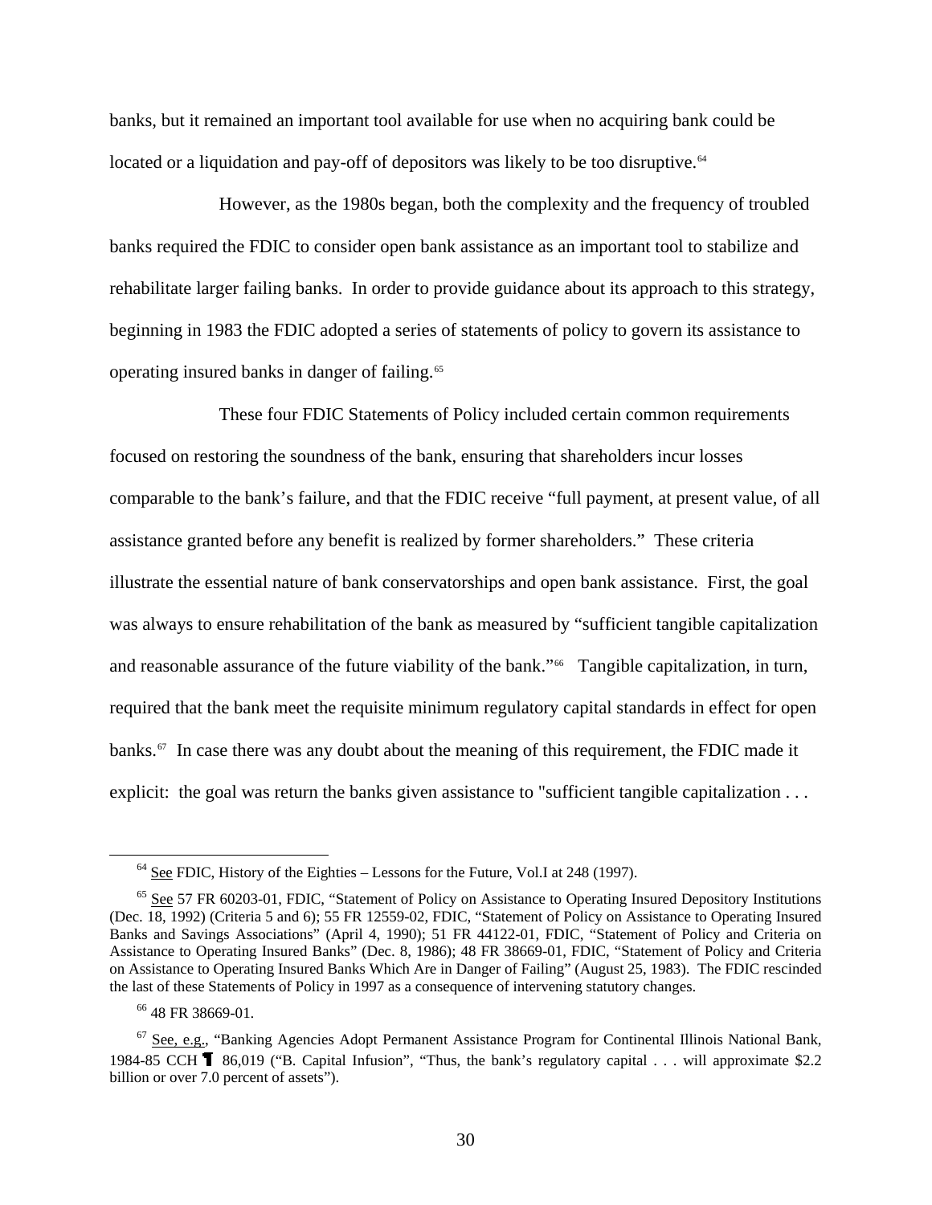banks, but it remained an important tool available for use when no acquiring bank could be located or a liquidation and pay-off of depositors was likely to be too disruptive.[64]

However, as the 1980s began, both the complexity and the frequency of troubled banks required the FDIC to consider open bank assistance as an important tool to stabilize and rehabilitate larger failing banks. In order to provide guidance about its approach to this strategy, beginning in 1983 the FDIC adopted a series of statements of policy to govern its assistance to operating insured banks in danger of failing.[65]

These four FDIC Statements of Policy included certain common requirements focused on restoring the soundness of the bank, ensuring that shareholders incur losses comparable to the bank's failure, and that the FDIC receive "full payment, at present value, of all assistance granted before any benefit is realized by former shareholders." These criteria illustrate the essential nature of bank conservatorships and open bank assistance. First, the goal was always to ensure rehabilitation of the bank as measured by "sufficient tangible capitalization and reasonable assurance of the future viability of the bank."[66] Tangible capitalization, in turn, required that the bank meet the requisite minimum regulatory capital standards in effect for open banks.[67] In case there was any doubt about the meaning of this requirement, the FDIC made it explicit: the goal was return the banks given assistance to "sufficient tangible capitalization . . .

---

[64] See FDIC, History of the Eighties – Lessons for the Future, Vol.I at 248 (1997).

[65] See 57 FR 60203-01, FDIC, "Statement of Policy on Assistance to Operating Insured Depository Institutions (Dec. 18, 1992) (Criteria 5 and 6); 55 FR 12559-02, FDIC, "Statement of Policy on Assistance to Operating Insured Banks and Savings Associations" (April 4, 1990); 51 FR 44122-01, FDIC, "Statement of Policy and Criteria on Assistance to Operating Insured Banks" (Dec. 8, 1986); 48 FR 38669-01, FDIC, "Statement of Policy and Criteria on Assistance to Operating Insured Banks Which Are in Danger of Failing" (August 25, 1983). The FDIC rescinded the last of these Statements of Policy in 1997 as a consequence of intervening statutory changes.

[66] 48 FR 38669-01.

[67] See, e.g., "Banking Agencies Adopt Permanent Assistance Program for Continental Illinois National Bank, 1984-85 CCH ¶ 86,019 ("B. Capital Infusion", "Thus, the bank's regulatory capital . . . will approximate $2.2 billion or over 7.0 percent of assets").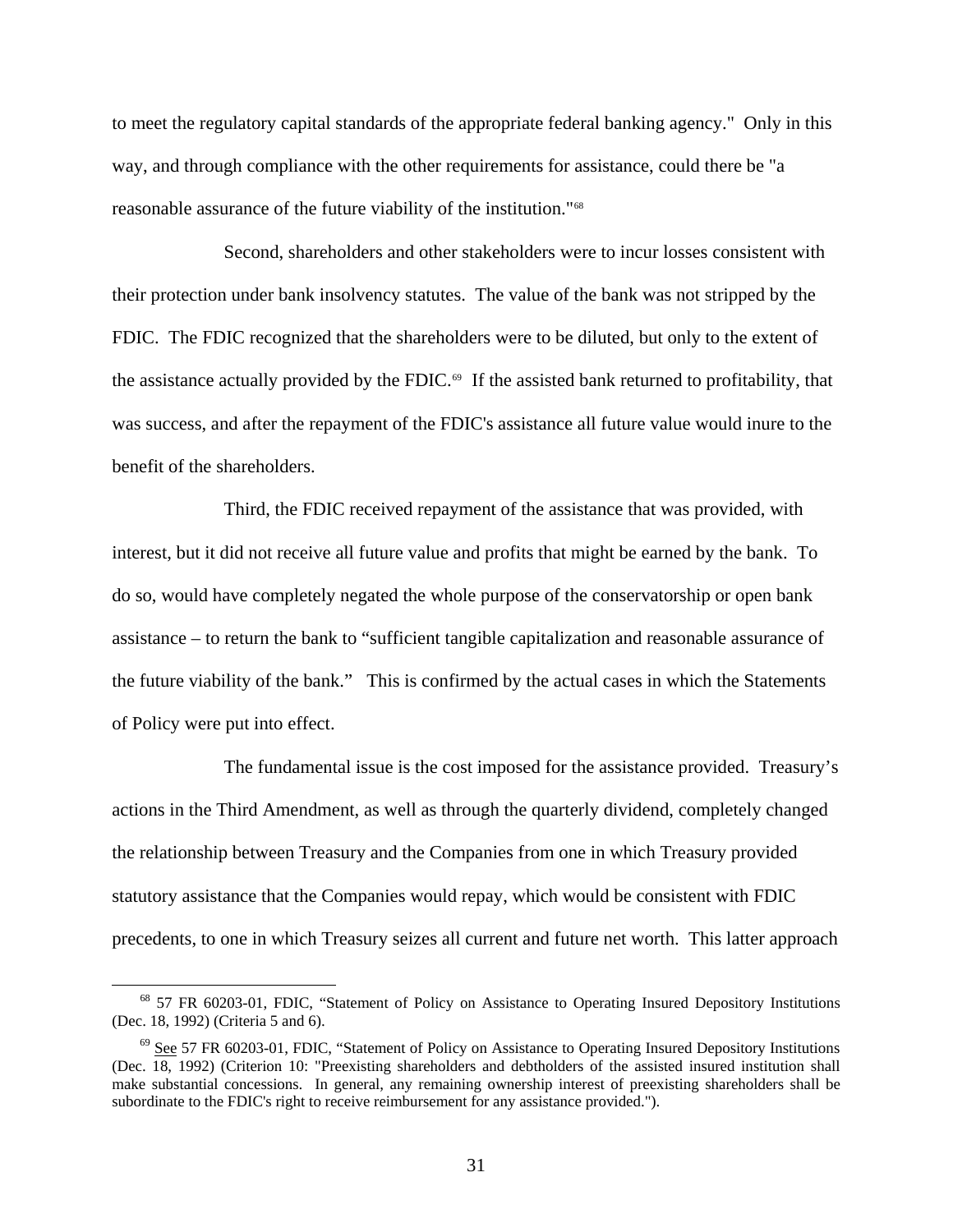to meet the regulatory capital standards of the appropriate federal banking agency." Only in this way, and through compliance with the other requirements for assistance, could there be "a reasonable assurance of the future viability of the institution."[68]

Second, shareholders and other stakeholders were to incur losses consistent with their protection under bank insolvency statutes. The value of the bank was not stripped by the FDIC. The FDIC recognized that the shareholders were to be diluted, but only to the extent of the assistance actually provided by the FDIC.[69] If the assisted bank returned to profitability, that was success, and after the repayment of the FDIC's assistance all future value would inure to the benefit of the shareholders.

Third, the FDIC received repayment of the assistance that was provided, with interest, but it did not receive all future value and profits that might be earned by the bank. To do so, would have completely negated the whole purpose of the conservatorship or open bank assistance – to return the bank to "sufficient tangible capitalization and reasonable assurance of the future viability of the bank." This is confirmed by the actual cases in which the Statements of Policy were put into effect.

The fundamental issue is the cost imposed for the assistance provided. Treasury's actions in the Third Amendment, as well as through the quarterly dividend, completely changed the relationship between Treasury and the Companies from one in which Treasury provided statutory assistance that the Companies would repay, which would be consistent with FDIC precedents, to one in which Treasury seizes all current and future net worth. This latter approach

---

[68] 57 FR 60203-01, FDIC, "Statement of Policy on Assistance to Operating Insured Depository Institutions (Dec. 18, 1992) (Criteria 5 and 6).

[69] See 57 FR 60203-01, FDIC, "Statement of Policy on Assistance to Operating Insured Depository Institutions (Dec. 18, 1992) (Criterion 10: "Preexisting shareholders and debtholders of the assisted insured institution shall make substantial concessions. In general, any remaining ownership interest of preexisting shareholders shall be subordinate to the FDIC's right to receive reimbursement for any assistance provided.").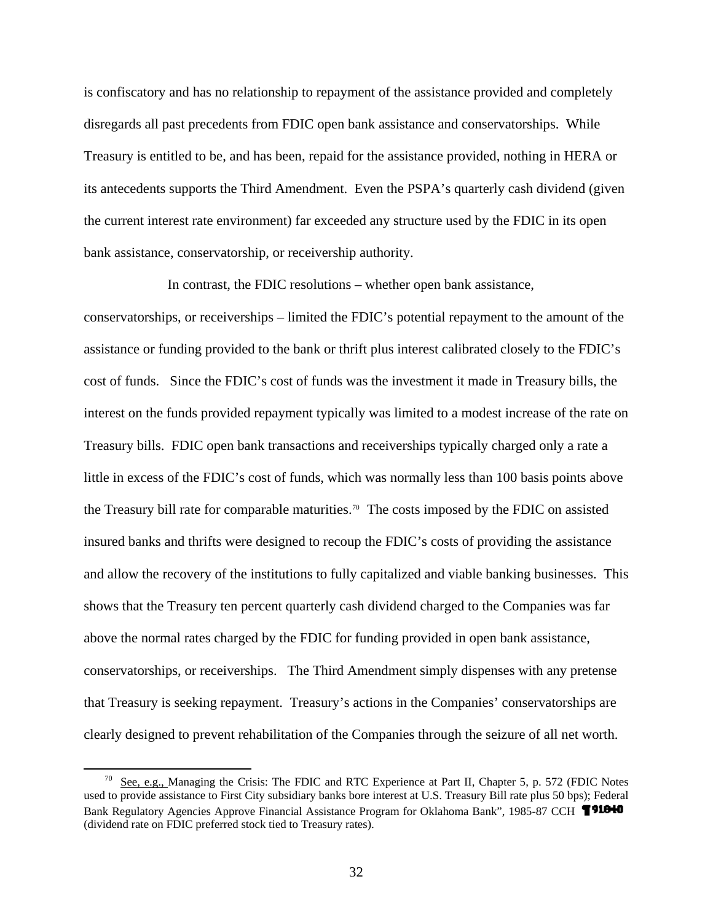is confiscatory and has no relationship to repayment of the assistance provided and completely disregards all past precedents from FDIC open bank assistance and conservatorships. While Treasury is entitled to be, and has been, repaid for the assistance provided, nothing in HERA or its antecedents supports the Third Amendment. Even the PSPA's quarterly cash dividend (given the current interest rate environment) far exceeded any structure used by the FDIC in its open bank assistance, conservatorship, or receivership authority.

In contrast, the FDIC resolutions – whether open bank assistance, conservatorships, or receiverships – limited the FDIC's potential repayment to the amount of the assistance or funding provided to the bank or thrift plus interest calibrated closely to the FDIC's cost of funds. Since the FDIC's cost of funds was the investment it made in Treasury bills, the interest on the funds provided repayment typically was limited to a modest increase of the rate on Treasury bills. FDIC open bank transactions and receiverships typically charged only a rate a little in excess of the FDIC's cost of funds, which was normally less than 100 basis points above the Treasury bill rate for comparable maturities.[70] The costs imposed by the FDIC on assisted insured banks and thrifts were designed to recoup the FDIC's costs of providing the assistance and allow the recovery of the institutions to fully capitalized and viable banking businesses. This shows that the Treasury ten percent quarterly cash dividend charged to the Companies was far above the normal rates charged by the FDIC for funding provided in open bank assistance, conservatorships, or receiverships. The Third Amendment simply dispenses with any pretense that Treasury is seeking repayment. Treasury's actions in the Companies' conservatorships are clearly designed to prevent rehabilitation of the Companies through the seizure of all net worth.

---

[70] See, e.g., Managing the Crisis: The FDIC and RTC Experience at Part II, Chapter 5, p. 572 (FDIC Notes used to provide assistance to First City subsidiary banks bore interest at U.S. Treasury Bill rate plus 50 bps); Federal Bank Regulatory Agencies Approve Financial Assistance Program for Oklahoma Bank", 1985-87 CCH ¶ 91,640 (dividend rate on FDIC preferred stock tied to Treasury rates).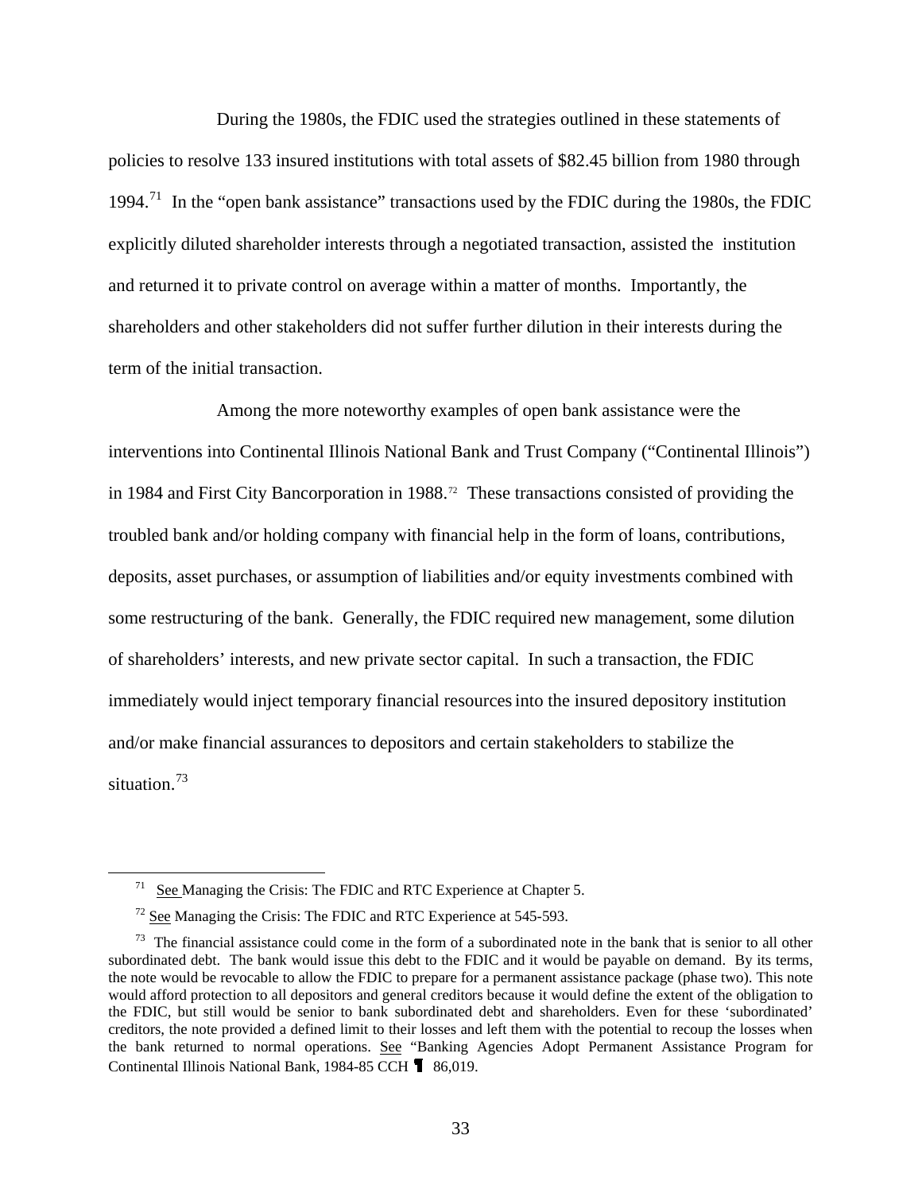During the 1980s, the FDIC used the strategies outlined in these statements of policies to resolve 133 insured institutions with total assets of $82.45 billion from 1980 through 1994.[71] In the "open bank assistance" transactions used by the FDIC during the 1980s, the FDIC explicitly diluted shareholder interests through a negotiated transaction, assisted the institution and returned it to private control on average within a matter of months. Importantly, the shareholders and other stakeholders did not suffer further dilution in their interests during the term of the initial transaction.

Among the more noteworthy examples of open bank assistance were the interventions into Continental Illinois National Bank and Trust Company ("Continental Illinois") in 1984 and First City Bancorporation in 1988.[72] These transactions consisted of providing the troubled bank and/or holding company with financial help in the form of loans, contributions, deposits, asset purchases, or assumption of liabilities and/or equity investments combined with some restructuring of the bank. Generally, the FDIC required new management, some dilution of shareholders' interests, and new private sector capital. In such a transaction, the FDIC immediately would inject temporary financial resources into the insured depository institution and/or make financial assurances to depositors and certain stakeholders to stabilize the situation.[73]

---

[71] See Managing the Crisis: The FDIC and RTC Experience at Chapter 5.

[72] See Managing the Crisis: The FDIC and RTC Experience at 545-593.

[73] The financial assistance could come in the form of a subordinated note in the bank that is senior to all other subordinated debt. The bank would issue this debt to the FDIC and it would be payable on demand. By its terms, the note would be revocable to allow the FDIC to prepare for a permanent assistance package (phase two). This note would afford protection to all depositors and general creditors because it would define the extent of the obligation to the FDIC, but still would be senior to bank subordinated debt and shareholders. Even for these 'subordinated' creditors, the note provided a defined limit to their losses and left them with the potential to recoup the losses when the bank returned to normal operations. See "Banking Agencies Adopt Permanent Assistance Program for Continental Illinois National Bank, 1984-85 CCH ¶ 86,019.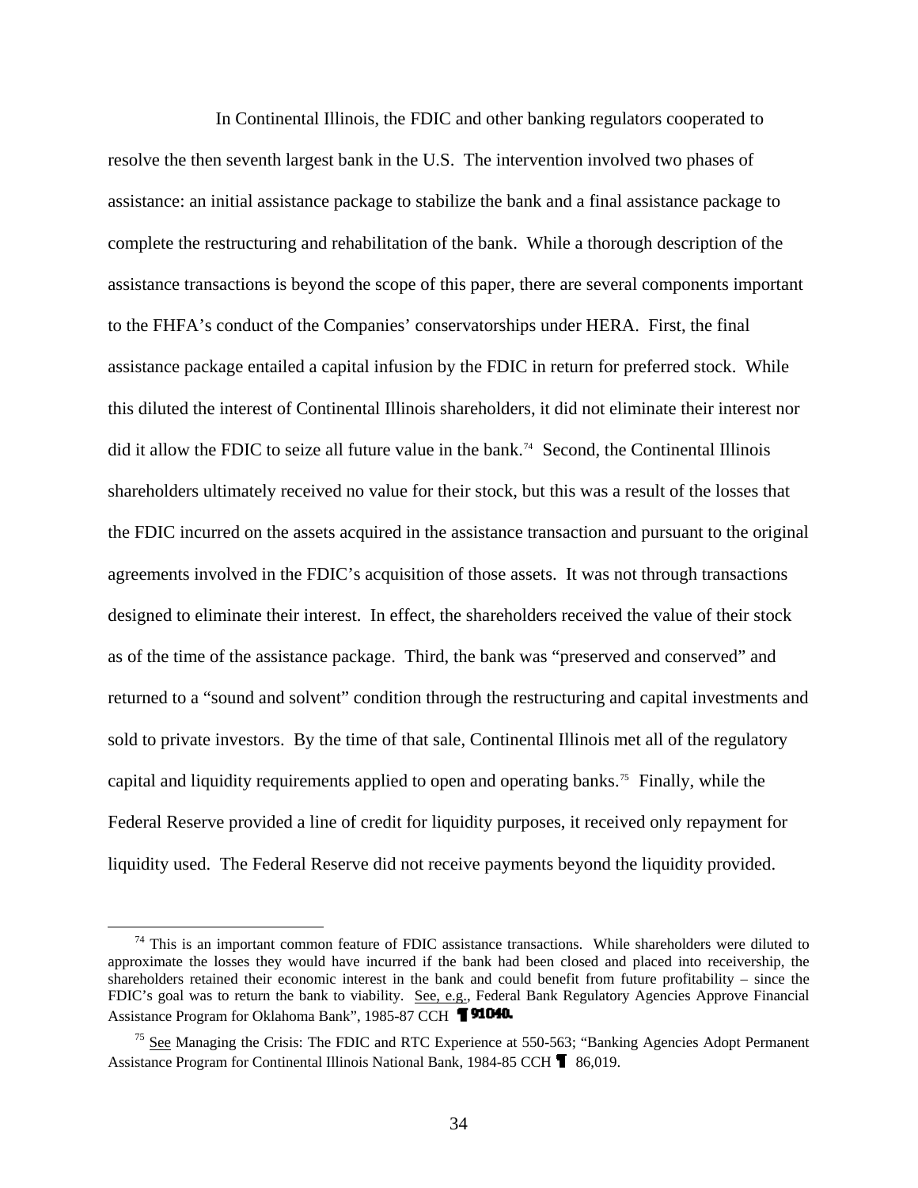In Continental Illinois, the FDIC and other banking regulators cooperated to resolve the then seventh largest bank in the U.S. The intervention involved two phases of assistance: an initial assistance package to stabilize the bank and a final assistance package to complete the restructuring and rehabilitation of the bank. While a thorough description of the assistance transactions is beyond the scope of this paper, there are several components important to the FHFA's conduct of the Companies' conservatorships under HERA. First, the final assistance package entailed a capital infusion by the FDIC in return for preferred stock. While this diluted the interest of Continental Illinois shareholders, it did not eliminate their interest nor did it allow the FDIC to seize all future value in the bank.[74] Second, the Continental Illinois shareholders ultimately received no value for their stock, but this was a result of the losses that the FDIC incurred on the assets acquired in the assistance transaction and pursuant to the original agreements involved in the FDIC's acquisition of those assets. It was not through transactions designed to eliminate their interest. In effect, the shareholders received the value of their stock as of the time of the assistance package. Third, the bank was "preserved and conserved" and returned to a "sound and solvent" condition through the restructuring and capital investments and sold to private investors. By the time of that sale, Continental Illinois met all of the regulatory capital and liquidity requirements applied to open and operating banks.[75] Finally, while the Federal Reserve provided a line of credit for liquidity purposes, it received only repayment for liquidity used. The Federal Reserve did not receive payments beyond the liquidity provided.

---

[74] This is an important common feature of FDIC assistance transactions. While shareholders were diluted to approximate the losses they would have incurred if the bank had been closed and placed into receivership, the shareholders retained their economic interest in the bank and could benefit from future profitability – since the FDIC's goal was to return the bank to viability. See, e.g., Federal Bank Regulatory Agencies Approve Financial Assistance Program for Oklahoma Bank", 1985-87 CCH ¶ 91040.

[75] See Managing the Crisis: The FDIC and RTC Experience at 550-563; "Banking Agencies Adopt Permanent Assistance Program for Continental Illinois National Bank, 1984-85 CCH ¶ 86,019.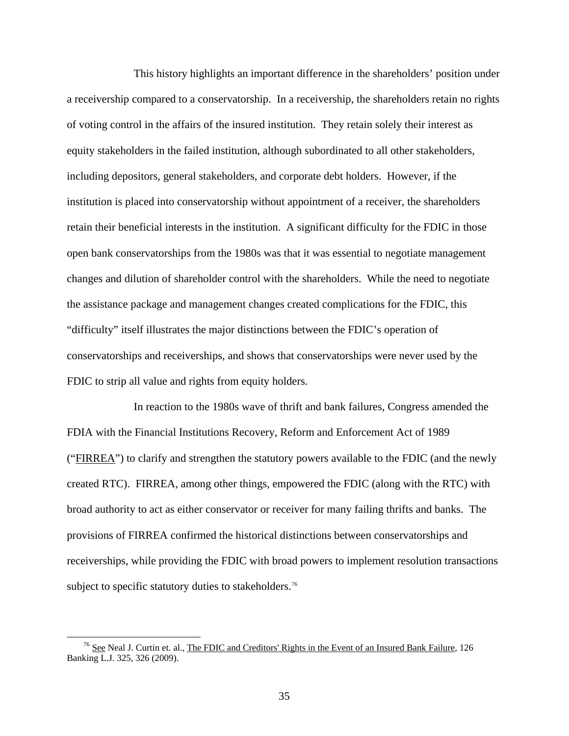This history highlights an important difference in the shareholders' position under a receivership compared to a conservatorship. In a receivership, the shareholders retain no rights of voting control in the affairs of the insured institution. They retain solely their interest as equity stakeholders in the failed institution, although subordinated to all other stakeholders, including depositors, general stakeholders, and corporate debt holders. However, if the institution is placed into conservatorship without appointment of a receiver, the shareholders retain their beneficial interests in the institution. A significant difficulty for the FDIC in those open bank conservatorships from the 1980s was that it was essential to negotiate management changes and dilution of shareholder control with the shareholders. While the need to negotiate the assistance package and management changes created complications for the FDIC, this "difficulty" itself illustrates the major distinctions between the FDIC's operation of conservatorships and receiverships, and shows that conservatorships were never used by the FDIC to strip all value and rights from equity holders.

In reaction to the 1980s wave of thrift and bank failures, Congress amended the FDIA with the Financial Institutions Recovery, Reform and Enforcement Act of 1989 ("FIRREA") to clarify and strengthen the statutory powers available to the FDIC (and the newly created RTC). FIRREA, among other things, empowered the FDIC (along with the RTC) with broad authority to act as either conservator or receiver for many failing thrifts and banks. The provisions of FIRREA confirmed the historical distinctions between conservatorships and receiverships, while providing the FDIC with broad powers to implement resolution transactions subject to specific statutory duties to stakeholders.[76]

[76] See Neal J. Curtin et. al., The FDIC and Creditors' Rights in the Event of an Insured Bank Failure, 126 Banking L.J. 325, 326 (2009).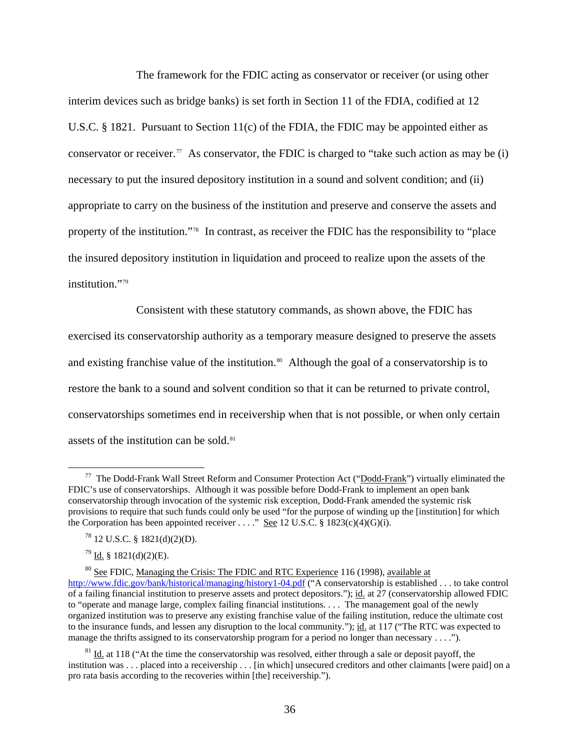The framework for the FDIC acting as conservator or receiver (or using other interim devices such as bridge banks) is set forth in Section 11 of the FDIA, codified at 12 U.S.C. § 1821. Pursuant to Section 11(c) of the FDIA, the FDIC may be appointed either as conservator or receiver.[77] As conservator, the FDIC is charged to "take such action as may be (i) necessary to put the insured depository institution in a sound and solvent condition; and (ii) appropriate to carry on the business of the institution and preserve and conserve the assets and property of the institution."[78] In contrast, as receiver the FDIC has the responsibility to "place the insured depository institution in liquidation and proceed to realize upon the assets of the institution."[79]

Consistent with these statutory commands, as shown above, the FDIC has exercised its conservatorship authority as a temporary measure designed to preserve the assets and existing franchise value of the institution.[80] Although the goal of a conservatorship is to restore the bank to a sound and solvent condition so that it can be returned to private control, conservatorships sometimes end in receivership when that is not possible, or when only certain assets of the institution can be sold.[81]

---

[77] The Dodd-Frank Wall Street Reform and Consumer Protection Act ("Dodd-Frank") virtually eliminated the FDIC's use of conservatorships. Although it was possible before Dodd-Frank to implement an open bank conservatorship through invocation of the systemic risk exception, Dodd-Frank amended the systemic risk provisions to require that such funds could only be used "for the purpose of winding up the [institution] for which the Corporation has been appointed receiver . . . ." See 12 U.S.C. § 1823(c)(4)(G)(i).

[78] 12 U.S.C. § 1821(d)(2)(D).

[79] Id. § 1821(d)(2)(E).

[80] See FDIC, Managing the Crisis: The FDIC and RTC Experience 116 (1998), available at http://www.fdic.gov/bank/historical/managing/history1-04.pdf ("A conservatorship is established . . . to take control of a failing financial institution to preserve assets and protect depositors."); id. at 27 (conservatorship allowed FDIC to "operate and manage large, complex failing financial institutions. . . . The management goal of the newly organized institution was to preserve any existing franchise value of the failing institution, reduce the ultimate cost to the insurance funds, and lessen any disruption to the local community."); id. at 117 ("The RTC was expected to manage the thrifts assigned to its conservatorship program for a period no longer than necessary . . . .").

[81] Id. at 118 ("At the time the conservatorship was resolved, either through a sale or deposit payoff, the institution was . . . placed into a receivership . . . [in which] unsecured creditors and other claimants [were paid] on a pro rata basis according to the recoveries within [the] receivership.").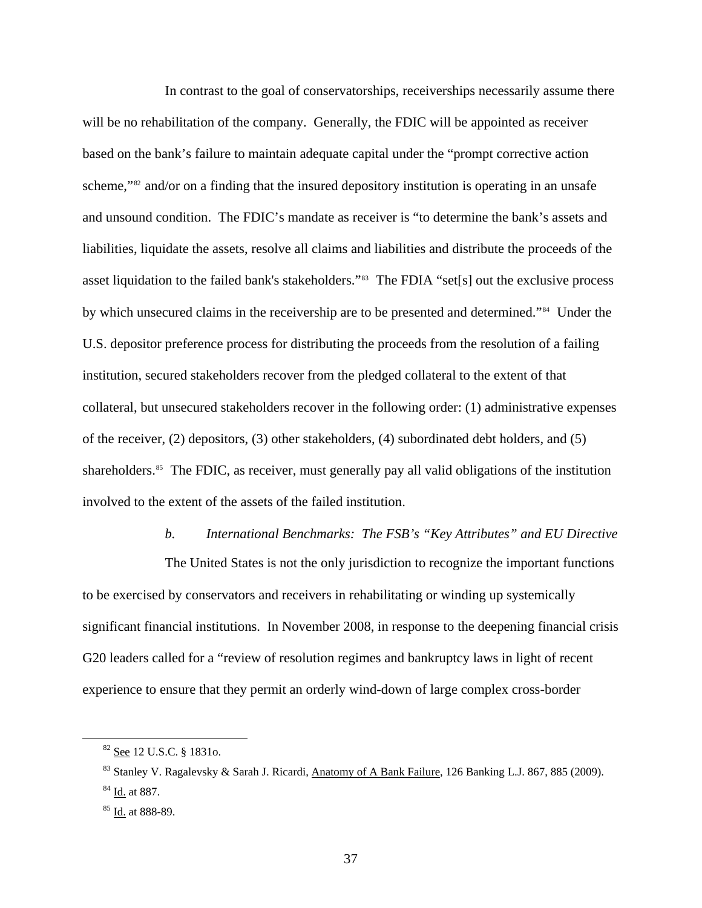In contrast to the goal of conservatorships, receiverships necessarily assume there will be no rehabilitation of the company. Generally, the FDIC will be appointed as receiver based on the bank's failure to maintain adequate capital under the "prompt corrective action scheme,"[82] and/or on a finding that the insured depository institution is operating in an unsafe and unsound condition. The FDIC's mandate as receiver is "to determine the bank's assets and liabilities, liquidate the assets, resolve all claims and liabilities and distribute the proceeds of the asset liquidation to the failed bank's stakeholders."[83] The FDIA "set[s] out the exclusive process by which unsecured claims in the receivership are to be presented and determined."[84] Under the U.S. depositor preference process for distributing the proceeds from the resolution of a failing institution, secured stakeholders recover from the pledged collateral to the extent of that collateral, but unsecured stakeholders recover in the following order: (1) administrative expenses of the receiver, (2) depositors, (3) other stakeholders, (4) subordinated debt holders, and (5) shareholders.[85] The FDIC, as receiver, must generally pay all valid obligations of the institution involved to the extent of the assets of the failed institution.

### *b. International Benchmarks: The FSB's "Key Attributes" and EU Directive*

The United States is not the only jurisdiction to recognize the important functions to be exercised by conservators and receivers in rehabilitating or winding up systemically significant financial institutions. In November 2008, in response to the deepening financial crisis G20 leaders called for a "review of resolution regimes and bankruptcy laws in light of recent experience to ensure that they permit an orderly wind-down of large complex cross-border

---

[82] See 12 U.S.C. § 1831o.

[83] Stanley V. Ragalevsky & Sarah J. Ricardi, Anatomy of A Bank Failure, 126 Banking L.J. 867, 885 (2009).

[84] Id. at 887.

[85] Id. at 888-89.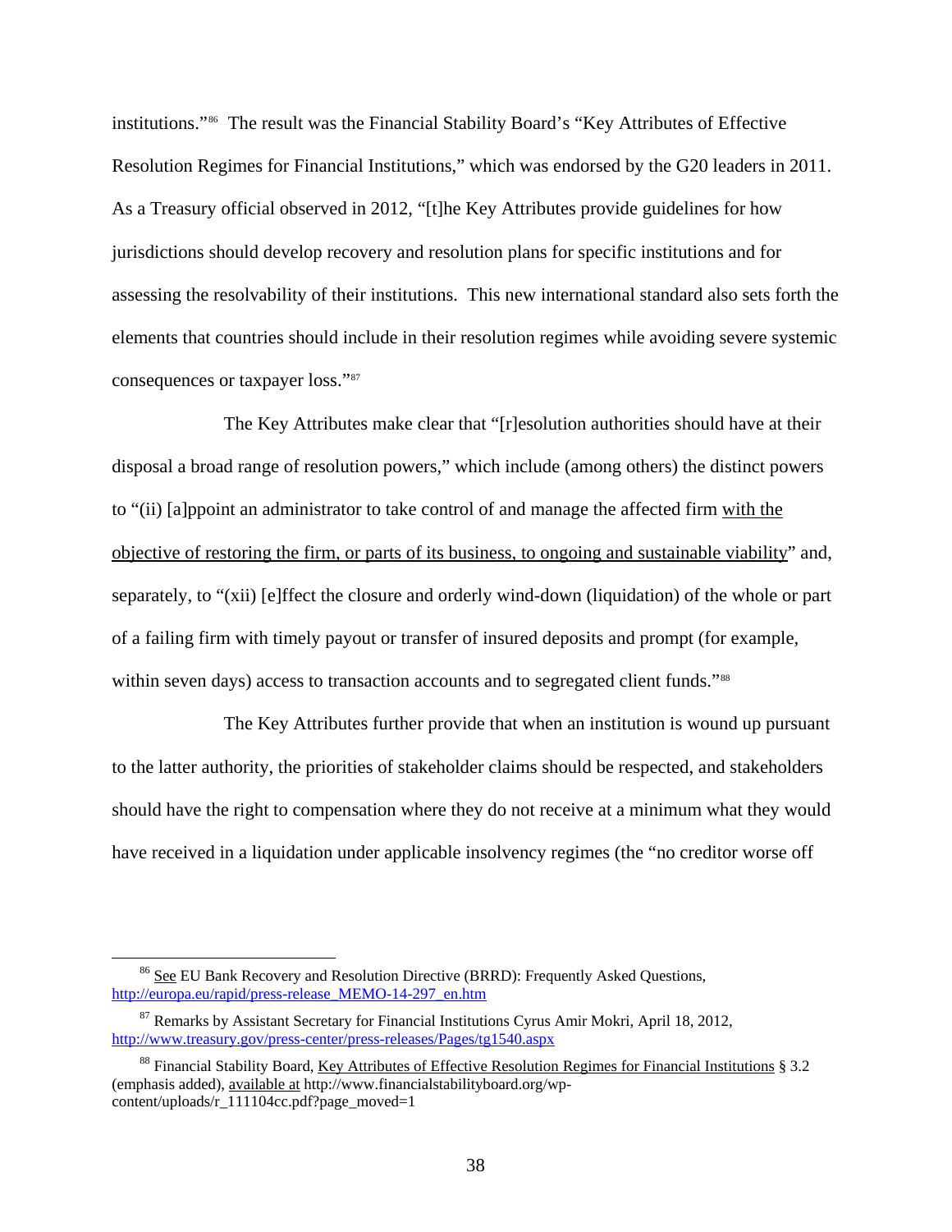institutions."[86] The result was the Financial Stability Board's "Key Attributes of Effective Resolution Regimes for Financial Institutions," which was endorsed by the G20 leaders in 2011. As a Treasury official observed in 2012, "[t]he Key Attributes provide guidelines for how jurisdictions should develop recovery and resolution plans for specific institutions and for assessing the resolvability of their institutions. This new international standard also sets forth the elements that countries should include in their resolution regimes while avoiding severe systemic consequences or taxpayer loss."[87]

The Key Attributes make clear that "[r]esolution authorities should have at their disposal a broad range of resolution powers," which include (among others) the distinct powers to "(ii) [a]ppoint an administrator to take control of and manage the affected firm <u>with the objective of restoring the firm, or parts of its business, to ongoing and sustainable viability</u>" and, separately, to "(xii) [e]ffect the closure and orderly wind-down (liquidation) of the whole or part of a failing firm with timely payout or transfer of insured deposits and prompt (for example, within seven days) access to transaction accounts and to segregated client funds."[88]

The Key Attributes further provide that when an institution is wound up pursuant to the latter authority, the priorities of stakeholder claims should be respected, and stakeholders should have the right to compensation where they do not receive at a minimum what they would have received in a liquidation under applicable insolvency regimes (the "no creditor worse off

---

[86] <u>See</u> EU Bank Recovery and Resolution Directive (BRRD): Frequently Asked Questions, http://europa.eu/rapid/press-release_MEMO-14-297_en.htm

[87] Remarks by Assistant Secretary for Financial Institutions Cyrus Amir Mokri, April 18, 2012, http://www.treasury.gov/press-center/press-releases/Pages/tg1540.aspx

[88] Financial Stability Board, <u>Key Attributes of Effective Resolution Regimes for Financial Institutions</u> § 3.2 (emphasis added), <u>available at</u> http://www.financialstabilityboard.org/wp-content/uploads/r_111104cc.pdf?page_moved=1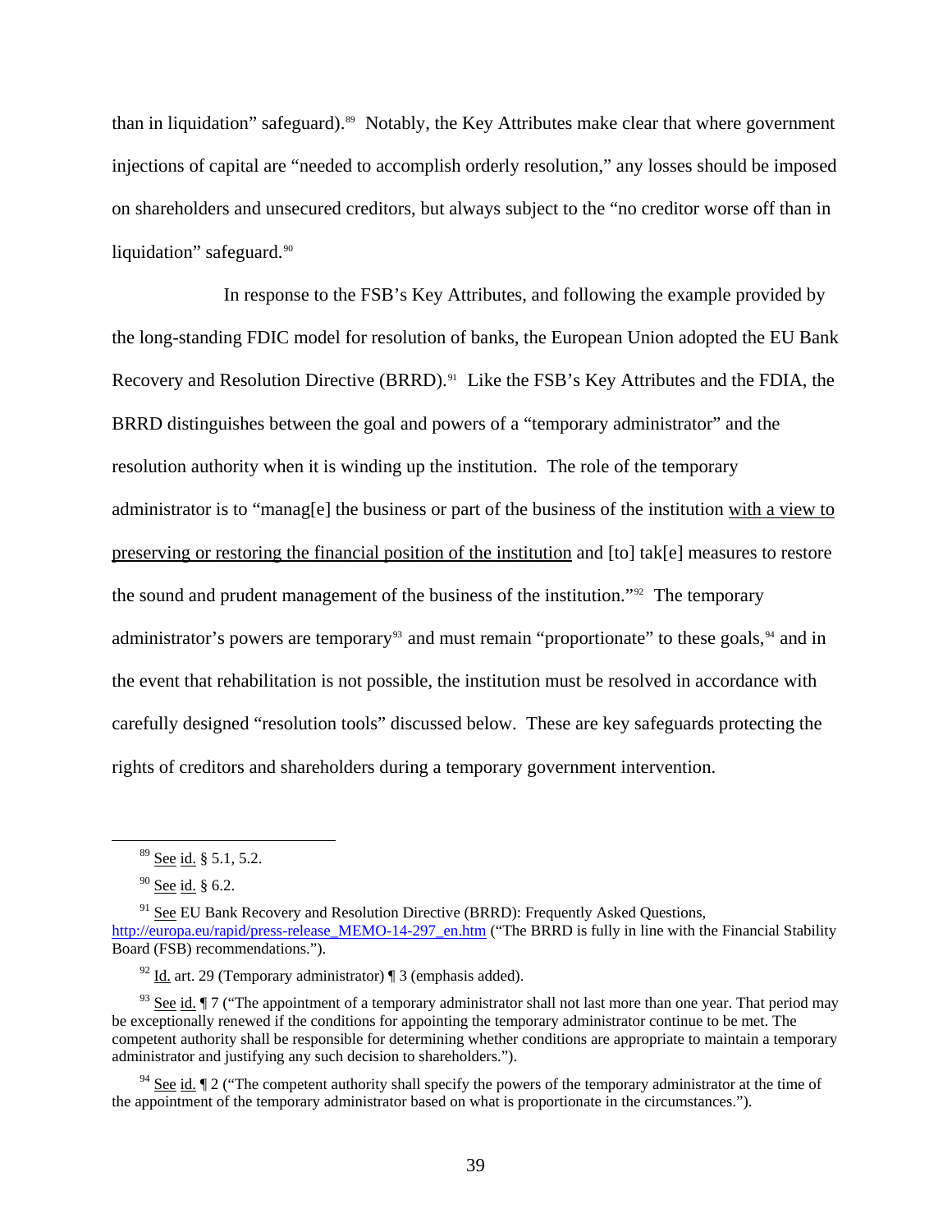than in liquidation" safeguard).[89] Notably, the Key Attributes make clear that where government injections of capital are "needed to accomplish orderly resolution," any losses should be imposed on shareholders and unsecured creditors, but always subject to the "no creditor worse off than in liquidation" safeguard.[90]

In response to the FSB's Key Attributes, and following the example provided by the long-standing FDIC model for resolution of banks, the European Union adopted the EU Bank Recovery and Resolution Directive (BRRD).[91] Like the FSB's Key Attributes and the FDIA, the BRRD distinguishes between the goal and powers of a "temporary administrator" and the resolution authority when it is winding up the institution. The role of the temporary administrator is to "manag[e] the business or part of the business of the institution <u>with a view to preserving or restoring the financial position of the institution</u> and [to] tak[e] measures to restore the sound and prudent management of the business of the institution."[92] The temporary administrator's powers are temporary[93] and must remain "proportionate" to these goals,[94] and in the event that rehabilitation is not possible, the institution must be resolved in accordance with carefully designed "resolution tools" discussed below. These are key safeguards protecting the rights of creditors and shareholders during a temporary government intervention.

---

[89] <u>See</u> <u>id.</u> § 5.1, 5.2.

[90] <u>See</u> <u>id.</u> § 6.2.

[91] <u>See</u> EU Bank Recovery and Resolution Directive (BRRD): Frequently Asked Questions, http://europa.eu/rapid/press-release_MEMO-14-297_en.htm ("The BRRD is fully in line with the Financial Stability Board (FSB) recommendations.").

[92] <u>Id.</u> art. 29 (Temporary administrator) ¶ 3 (emphasis added).

[93] <u>See</u> <u>id.</u> ¶ 7 ("The appointment of a temporary administrator shall not last more than one year. That period may be exceptionally renewed if the conditions for appointing the temporary administrator continue to be met. The competent authority shall be responsible for determining whether conditions are appropriate to maintain a temporary administrator and justifying any such decision to shareholders.").

[94] <u>See</u> <u>id.</u> ¶ 2 ("The competent authority shall specify the powers of the temporary administrator at the time of the appointment of the temporary administrator based on what is proportionate in the circumstances.").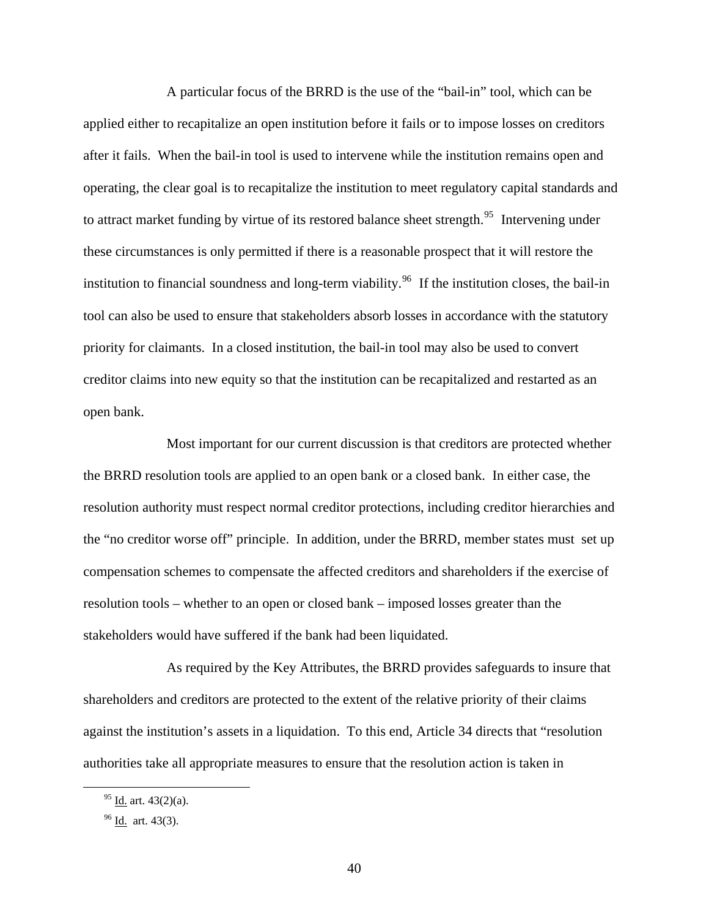A particular focus of the BRRD is the use of the "bail-in" tool, which can be applied either to recapitalize an open institution before it fails or to impose losses on creditors after it fails. When the bail-in tool is used to intervene while the institution remains open and operating, the clear goal is to recapitalize the institution to meet regulatory capital standards and to attract market funding by virtue of its restored balance sheet strength.[95] Intervening under these circumstances is only permitted if there is a reasonable prospect that it will restore the institution to financial soundness and long-term viability.[96] If the institution closes, the bail-in tool can also be used to ensure that stakeholders absorb losses in accordance with the statutory priority for claimants. In a closed institution, the bail-in tool may also be used to convert creditor claims into new equity so that the institution can be recapitalized and restarted as an open bank.

Most important for our current discussion is that creditors are protected whether the BRRD resolution tools are applied to an open bank or a closed bank. In either case, the resolution authority must respect normal creditor protections, including creditor hierarchies and the "no creditor worse off" principle. In addition, under the BRRD, member states must set up compensation schemes to compensate the affected creditors and shareholders if the exercise of resolution tools – whether to an open or closed bank – imposed losses greater than the stakeholders would have suffered if the bank had been liquidated.

As required by the Key Attributes, the BRRD provides safeguards to insure that shareholders and creditors are protected to the extent of the relative priority of their claims against the institution's assets in a liquidation. To this end, Article 34 directs that "resolution authorities take all appropriate measures to ensure that the resolution action is taken in

---

[95] Id. art. 43(2)(a).

[96] Id. art. 43(3).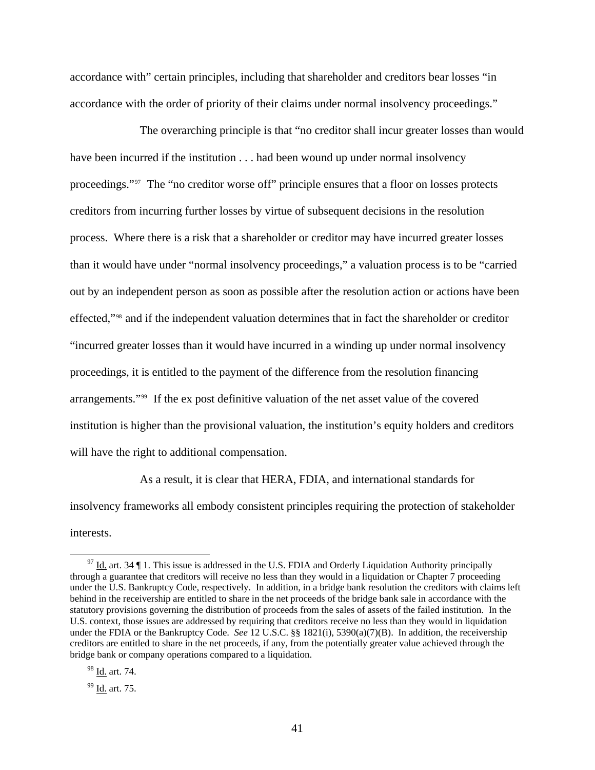accordance with" certain principles, including that shareholder and creditors bear losses "in accordance with the order of priority of their claims under normal insolvency proceedings."

The overarching principle is that "no creditor shall incur greater losses than would have been incurred if the institution . . . had been wound up under normal insolvency proceedings."[97] The "no creditor worse off" principle ensures that a floor on losses protects creditors from incurring further losses by virtue of subsequent decisions in the resolution process. Where there is a risk that a shareholder or creditor may have incurred greater losses than it would have under "normal insolvency proceedings," a valuation process is to be "carried out by an independent person as soon as possible after the resolution action or actions have been effected,"[98] and if the independent valuation determines that in fact the shareholder or creditor "incurred greater losses than it would have incurred in a winding up under normal insolvency proceedings, it is entitled to the payment of the difference from the resolution financing arrangements."[99] If the ex post definitive valuation of the net asset value of the covered institution is higher than the provisional valuation, the institution's equity holders and creditors will have the right to additional compensation.

As a result, it is clear that HERA, FDIA, and international standards for insolvency frameworks all embody consistent principles requiring the protection of stakeholder interests.

---

[97] Id. art. 34 ¶ 1. This issue is addressed in the U.S. FDIA and Orderly Liquidation Authority principally through a guarantee that creditors will receive no less than they would in a liquidation or Chapter 7 proceeding under the U.S. Bankruptcy Code, respectively. In addition, in a bridge bank resolution the creditors with claims left behind in the receivership are entitled to share in the net proceeds of the bridge bank sale in accordance with the statutory provisions governing the distribution of proceeds from the sales of assets of the failed institution. In the U.S. context, those issues are addressed by requiring that creditors receive no less than they would in liquidation under the FDIA or the Bankruptcy Code. *See* 12 U.S.C. §§ 1821(i), 5390(a)(7)(B). In addition, the receivership creditors are entitled to share in the net proceeds, if any, from the potentially greater value achieved through the bridge bank or company operations compared to a liquidation.

[98] Id. art. 74.

[99] Id. art. 75.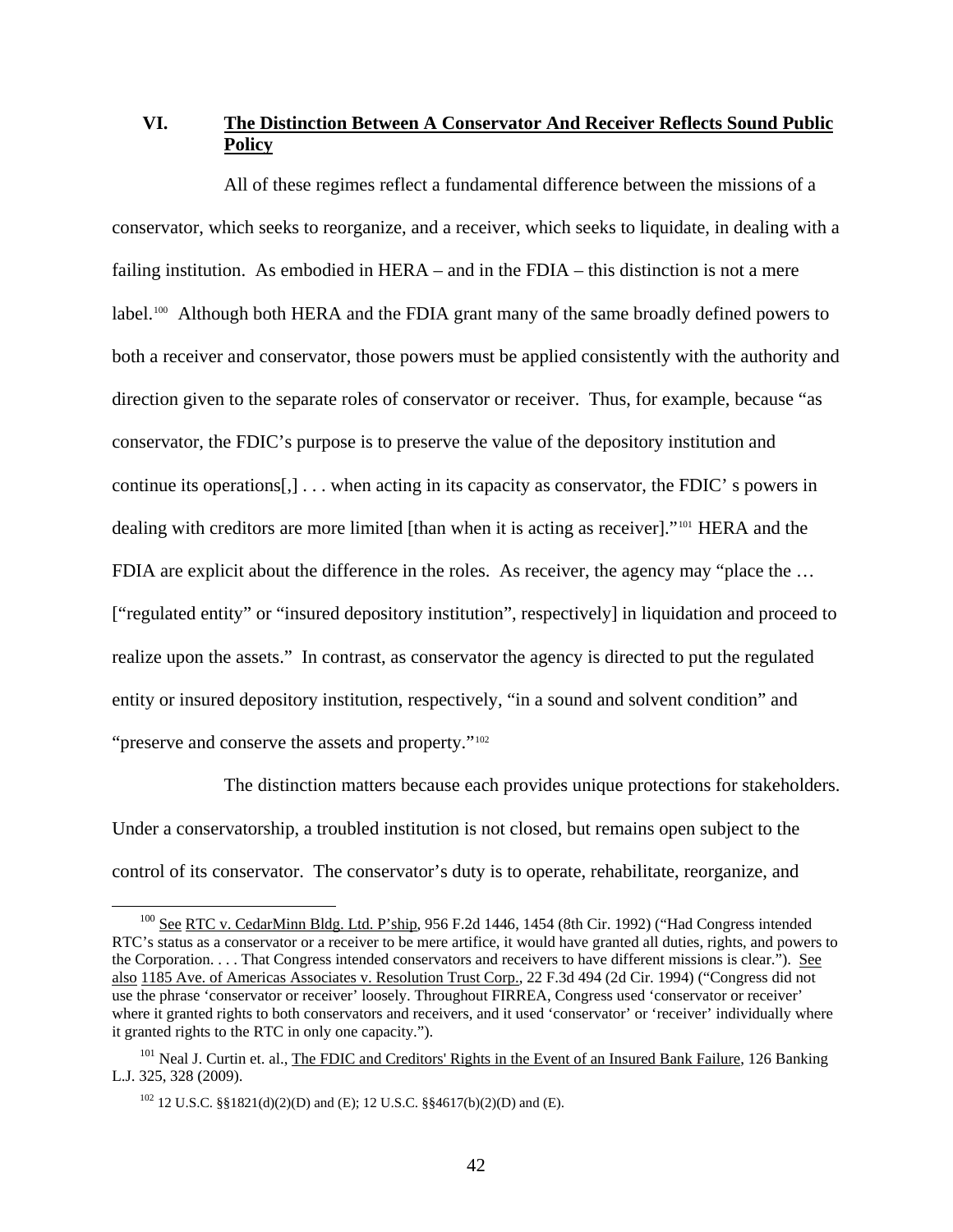## VI. The Distinction Between A Conservator And Receiver Reflects Sound Public Policy

All of these regimes reflect a fundamental difference between the missions of a conservator, which seeks to reorganize, and a receiver, which seeks to liquidate, in dealing with a failing institution. As embodied in HERA – and in the FDIA – this distinction is not a mere label.[100] Although both HERA and the FDIA grant many of the same broadly defined powers to both a receiver and conservator, those powers must be applied consistently with the authority and direction given to the separate roles of conservator or receiver. Thus, for example, because "as conservator, the FDIC's purpose is to preserve the value of the depository institution and continue its operations[,] . . . when acting in its capacity as conservator, the FDIC' s powers in dealing with creditors are more limited [than when it is acting as receiver]."[101] HERA and the FDIA are explicit about the difference in the roles. As receiver, the agency may "place the … ["regulated entity" or "insured depository institution", respectively] in liquidation and proceed to realize upon the assets." In contrast, as conservator the agency is directed to put the regulated entity or insured depository institution, respectively, "in a sound and solvent condition" and "preserve and conserve the assets and property."[102]

The distinction matters because each provides unique protections for stakeholders. Under a conservatorship, a troubled institution is not closed, but remains open subject to the control of its conservator. The conservator's duty is to operate, rehabilitate, reorganize, and

---

[100] See RTC v. CedarMinn Bldg. Ltd. P'ship, 956 F.2d 1446, 1454 (8th Cir. 1992) ("Had Congress intended RTC's status as a conservator or a receiver to be mere artifice, it would have granted all duties, rights, and powers to the Corporation. . . . That Congress intended conservators and receivers to have different missions is clear."). See also 1185 Ave. of Americas Associates v. Resolution Trust Corp., 22 F.3d 494 (2d Cir. 1994) ("Congress did not use the phrase 'conservator or receiver' loosely. Throughout FIRREA, Congress used 'conservator or receiver' where it granted rights to both conservators and receivers, and it used 'conservator' or 'receiver' individually where it granted rights to the RTC in only one capacity.").

[101] Neal J. Curtin et. al., The FDIC and Creditors' Rights in the Event of an Insured Bank Failure, 126 Banking L.J. 325, 328 (2009).

[102] 12 U.S.C. §§1821(d)(2)(D) and (E); 12 U.S.C. §§4617(b)(2)(D) and (E).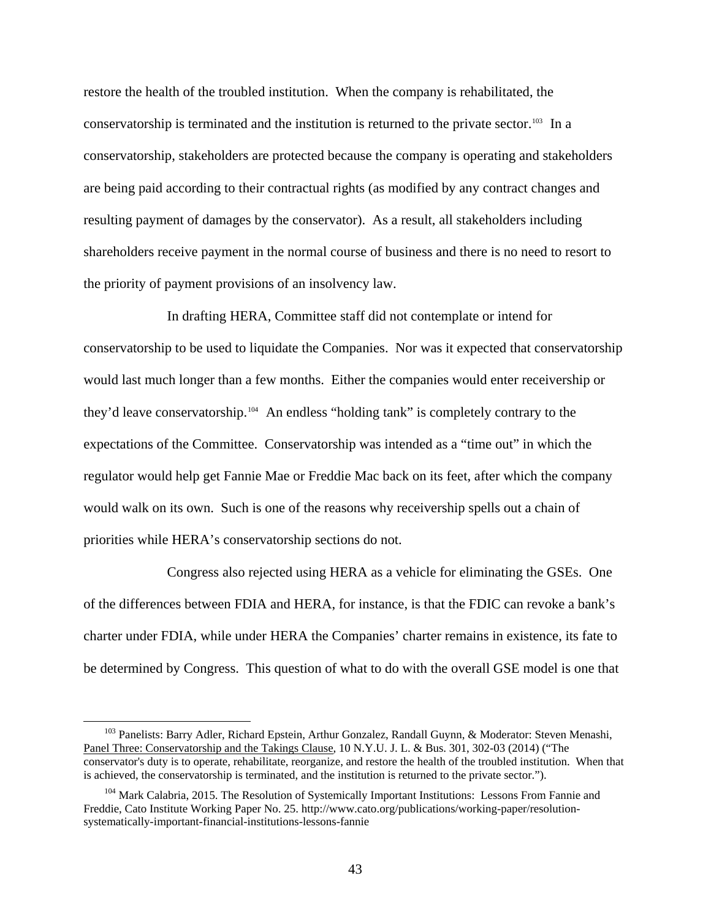restore the health of the troubled institution. When the company is rehabilitated, the conservatorship is terminated and the institution is returned to the private sector.[103] In a conservatorship, stakeholders are protected because the company is operating and stakeholders are being paid according to their contractual rights (as modified by any contract changes and resulting payment of damages by the conservator). As a result, all stakeholders including shareholders receive payment in the normal course of business and there is no need to resort to the priority of payment provisions of an insolvency law.

In drafting HERA, Committee staff did not contemplate or intend for conservatorship to be used to liquidate the Companies. Nor was it expected that conservatorship would last much longer than a few months. Either the companies would enter receivership or they'd leave conservatorship.[104] An endless "holding tank" is completely contrary to the expectations of the Committee. Conservatorship was intended as a "time out" in which the regulator would help get Fannie Mae or Freddie Mac back on its feet, after which the company would walk on its own. Such is one of the reasons why receivership spells out a chain of priorities while HERA's conservatorship sections do not.

Congress also rejected using HERA as a vehicle for eliminating the GSEs. One of the differences between FDIA and HERA, for instance, is that the FDIC can revoke a bank's charter under FDIA, while under HERA the Companies' charter remains in existence, its fate to be determined by Congress. This question of what to do with the overall GSE model is one that

---

[103] Panelists: Barry Adler, Richard Epstein, Arthur Gonzalez, Randall Guynn, & Moderator: Steven Menashi, Panel Three: Conservatorship and the Takings Clause, 10 N.Y.U. J. L. & Bus. 301, 302-03 (2014) ("The conservator's duty is to operate, rehabilitate, reorganize, and restore the health of the troubled institution. When that is achieved, the conservatorship is terminated, and the institution is returned to the private sector.").

[104] Mark Calabria, 2015. The Resolution of Systemically Important Institutions: Lessons From Fannie and Freddie, Cato Institute Working Paper No. 25. http://www.cato.org/publications/working-paper/resolution-systematically-important-financial-institutions-lessons-fannie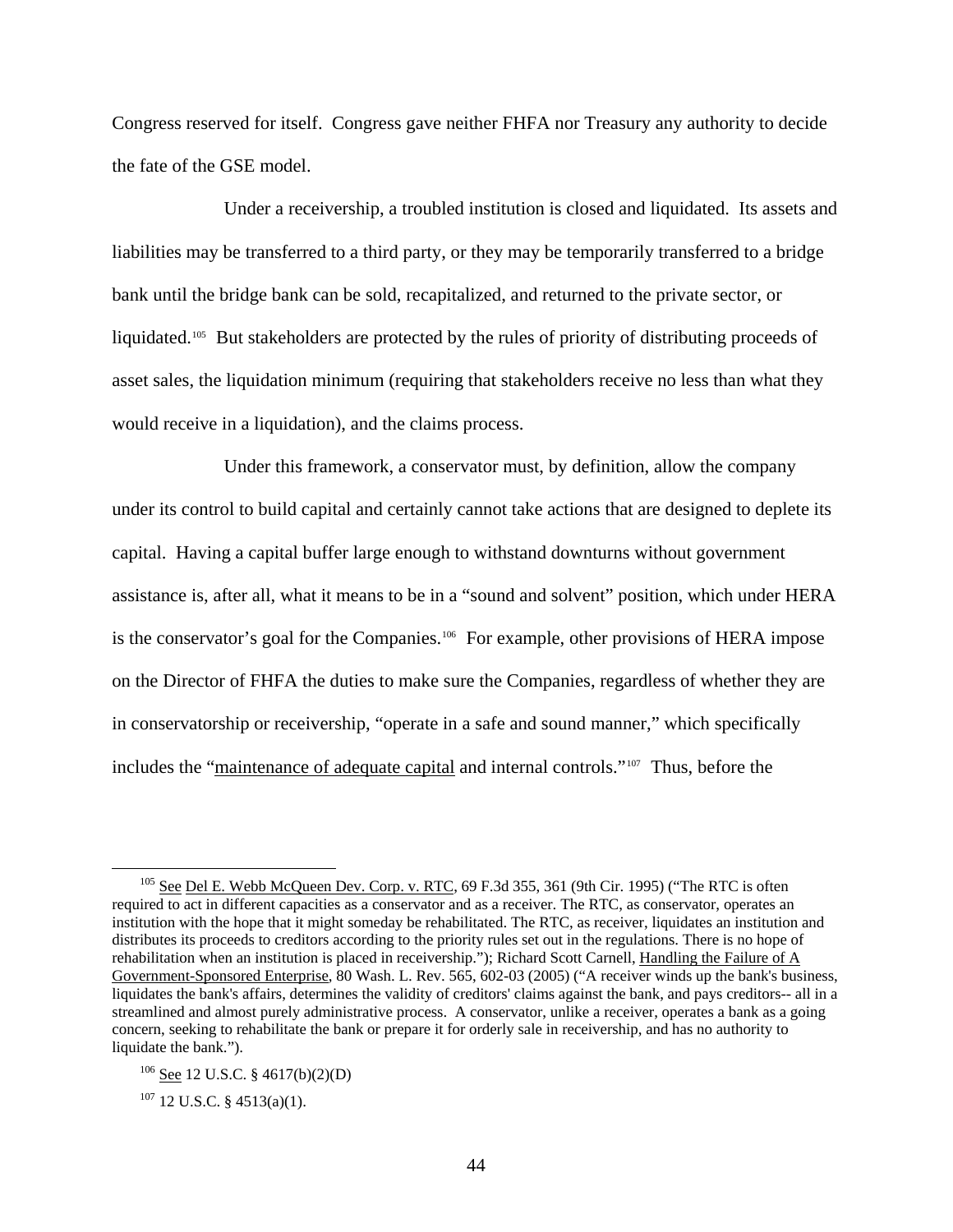Congress reserved for itself. Congress gave neither FHFA nor Treasury any authority to decide the fate of the GSE model.

Under a receivership, a troubled institution is closed and liquidated. Its assets and liabilities may be transferred to a third party, or they may be temporarily transferred to a bridge bank until the bridge bank can be sold, recapitalized, and returned to the private sector, or liquidated.[105] But stakeholders are protected by the rules of priority of distributing proceeds of asset sales, the liquidation minimum (requiring that stakeholders receive no less than what they would receive in a liquidation), and the claims process.

Under this framework, a conservator must, by definition, allow the company under its control to build capital and certainly cannot take actions that are designed to deplete its capital. Having a capital buffer large enough to withstand downturns without government assistance is, after all, what it means to be in a "sound and solvent" position, which under HERA is the conservator's goal for the Companies.[106] For example, other provisions of HERA impose on the Director of FHFA the duties to make sure the Companies, regardless of whether they are in conservatorship or receivership, "operate in a safe and sound manner," which specifically includes the "maintenance of adequate capital and internal controls."[107] Thus, before the

---

[105] See Del E. Webb McQueen Dev. Corp. v. RTC, 69 F.3d 355, 361 (9th Cir. 1995) ("The RTC is often required to act in different capacities as a conservator and as a receiver. The RTC, as conservator, operates an institution with the hope that it might someday be rehabilitated. The RTC, as receiver, liquidates an institution and distributes its proceeds to creditors according to the priority rules set out in the regulations. There is no hope of rehabilitation when an institution is placed in receivership."); Richard Scott Carnell, Handling the Failure of A Government-Sponsored Enterprise, 80 Wash. L. Rev. 565, 602-03 (2005) ("A receiver winds up the bank's business, liquidates the bank's affairs, determines the validity of creditors' claims against the bank, and pays creditors-- all in a streamlined and almost purely administrative process. A conservator, unlike a receiver, operates a bank as a going concern, seeking to rehabilitate the bank or prepare it for orderly sale in receivership, and has no authority to liquidate the bank.").

[106] See 12 U.S.C. § 4617(b)(2)(D)

[107] 12 U.S.C. § 4513(a)(1).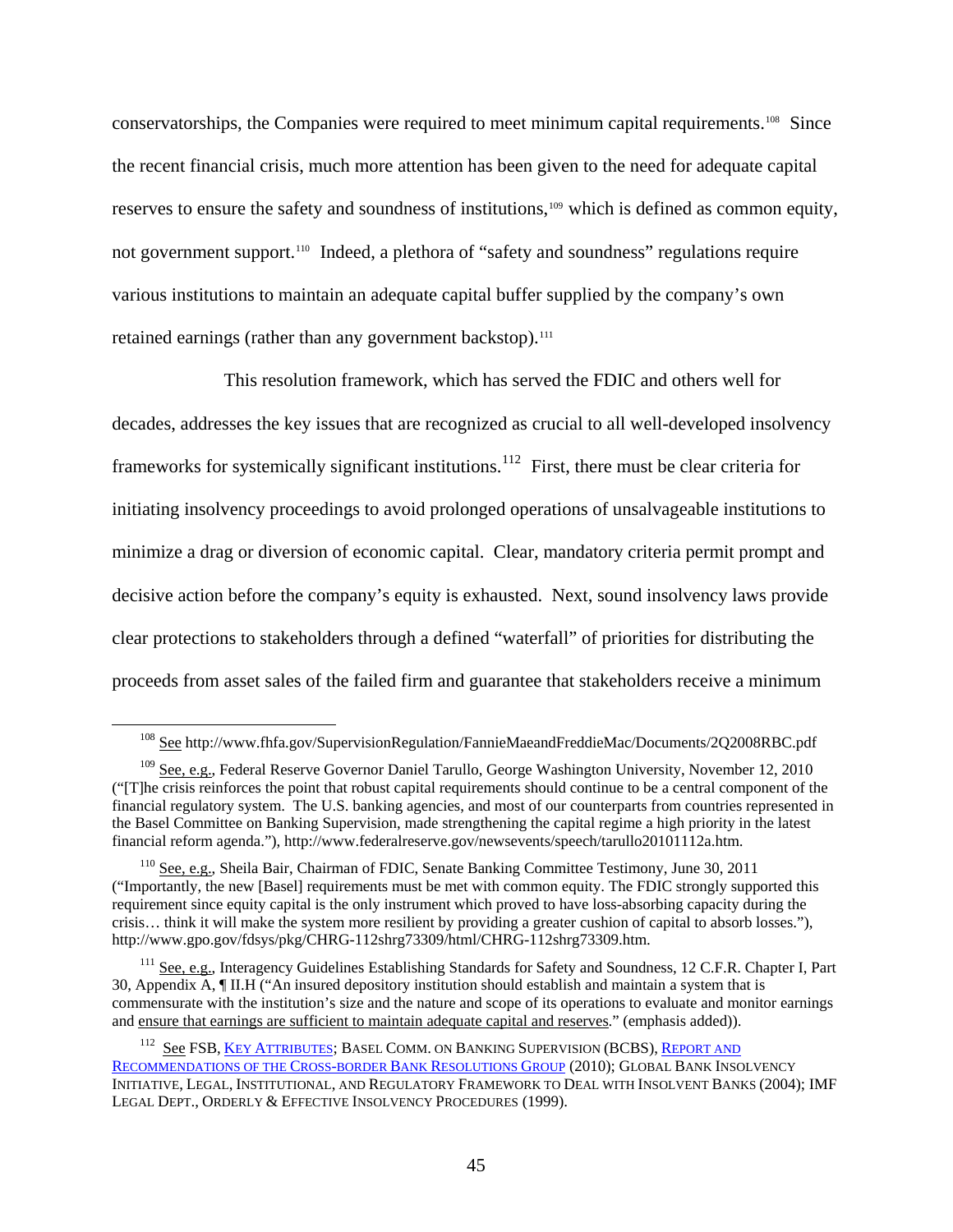conservatorships, the Companies were required to meet minimum capital requirements.[108] Since the recent financial crisis, much more attention has been given to the need for adequate capital reserves to ensure the safety and soundness of institutions,[109] which is defined as common equity, not government support.[110] Indeed, a plethora of "safety and soundness" regulations require various institutions to maintain an adequate capital buffer supplied by the company's own retained earnings (rather than any government backstop).[111]

This resolution framework, which has served the FDIC and others well for decades, addresses the key issues that are recognized as crucial to all well-developed insolvency frameworks for systemically significant institutions.[112] First, there must be clear criteria for initiating insolvency proceedings to avoid prolonged operations of unsalvageable institutions to minimize a drag or diversion of economic capital. Clear, mandatory criteria permit prompt and decisive action before the company's equity is exhausted. Next, sound insolvency laws provide clear protections to stakeholders through a defined "waterfall" of priorities for distributing the proceeds from asset sales of the failed firm and guarantee that stakeholders receive a minimum

---

[108] See http://www.fhfa.gov/SupervisionRegulation/FannieMaeandFreddieMac/Documents/2Q2008RBC.pdf

[109] See, e.g., Federal Reserve Governor Daniel Tarullo, George Washington University, November 12, 2010 ("[T]he crisis reinforces the point that robust capital requirements should continue to be a central component of the financial regulatory system. The U.S. banking agencies, and most of our counterparts from countries represented in the Basel Committee on Banking Supervision, made strengthening the capital regime a high priority in the latest financial reform agenda."), http://www.federalreserve.gov/newsevents/speech/tarullo20101112a.htm.

[110] See, e.g., Sheila Bair, Chairman of FDIC, Senate Banking Committee Testimony, June 30, 2011 ("Importantly, the new [Basel] requirements must be met with common equity. The FDIC strongly supported this requirement since equity capital is the only instrument which proved to have loss-absorbing capacity during the crisis… think it will make the system more resilient by providing a greater cushion of capital to absorb losses."), http://www.gpo.gov/fdsys/pkg/CHRG-112shrg73309/html/CHRG-112shrg73309.htm.

[111] See, e.g., Interagency Guidelines Establishing Standards for Safety and Soundness, 12 C.F.R. Chapter I, Part 30, Appendix A, ¶ II.H ("An insured depository institution should establish and maintain a system that is commensurate with the institution's size and the nature and scope of its operations to evaluate and monitor earnings and ensure that earnings are sufficient to maintain adequate capital and reserves." (emphasis added)).

[112] See FSB, KEY ATTRIBUTES; BASEL COMM. ON BANKING SUPERVISION (BCBS), REPORT AND RECOMMENDATIONS OF THE CROSS-BORDER BANK RESOLUTIONS GROUP (2010); GLOBAL BANK INSOLVENCY INITIATIVE, LEGAL, INSTITUTIONAL, AND REGULATORY FRAMEWORK TO DEAL WITH INSOLVENT BANKS (2004); IMF LEGAL DEPT., ORDERLY & EFFECTIVE INSOLVENCY PROCEDURES (1999).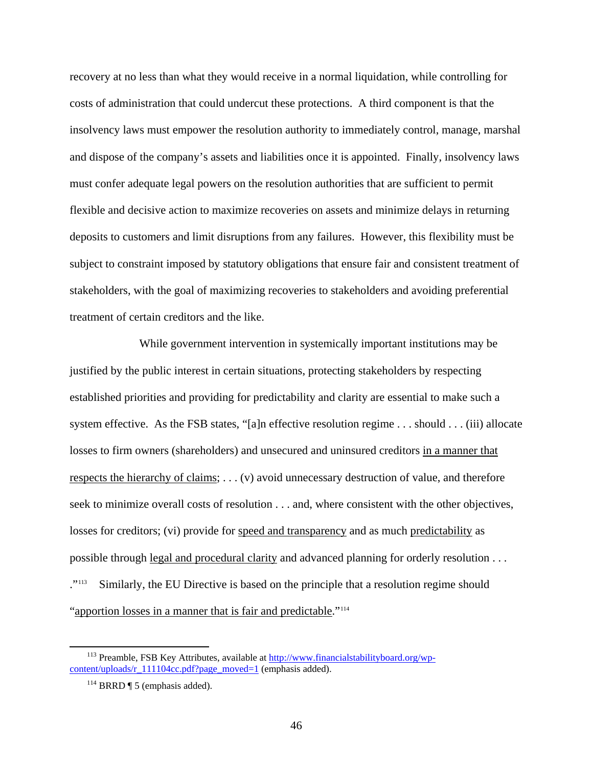recovery at no less than what they would receive in a normal liquidation, while controlling for costs of administration that could undercut these protections. A third component is that the insolvency laws must empower the resolution authority to immediately control, manage, marshal and dispose of the company's assets and liabilities once it is appointed. Finally, insolvency laws must confer adequate legal powers on the resolution authorities that are sufficient to permit flexible and decisive action to maximize recoveries on assets and minimize delays in returning deposits to customers and limit disruptions from any failures. However, this flexibility must be subject to constraint imposed by statutory obligations that ensure fair and consistent treatment of stakeholders, with the goal of maximizing recoveries to stakeholders and avoiding preferential treatment of certain creditors and the like.

While government intervention in systemically important institutions may be justified by the public interest in certain situations, protecting stakeholders by respecting established priorities and providing for predictability and clarity are essential to make such a system effective. As the FSB states, "[a]n effective resolution regime . . . should . . . (iii) allocate losses to firm owners (shareholders) and unsecured and uninsured creditors <u>in a manner that respects the hierarchy of claims</u>; . . . (v) avoid unnecessary destruction of value, and therefore seek to minimize overall costs of resolution . . . and, where consistent with the other objectives, losses for creditors; (vi) provide for <u>speed and transparency</u> and as much <u>predictability</u> as possible through <u>legal and procedural clarity</u> and advanced planning for orderly resolution . . . ."[113] Similarly, the EU Directive is based on the principle that a resolution regime should "<u>apportion losses in a manner that is fair and predictable</u>."[114]

---

[113] Preamble, FSB Key Attributes, available at http://www.financialstabilityboard.org/wp-content/uploads/r_111104cc.pdf?page_moved=1 (emphasis added).

[114] BRRD ¶ 5 (emphasis added).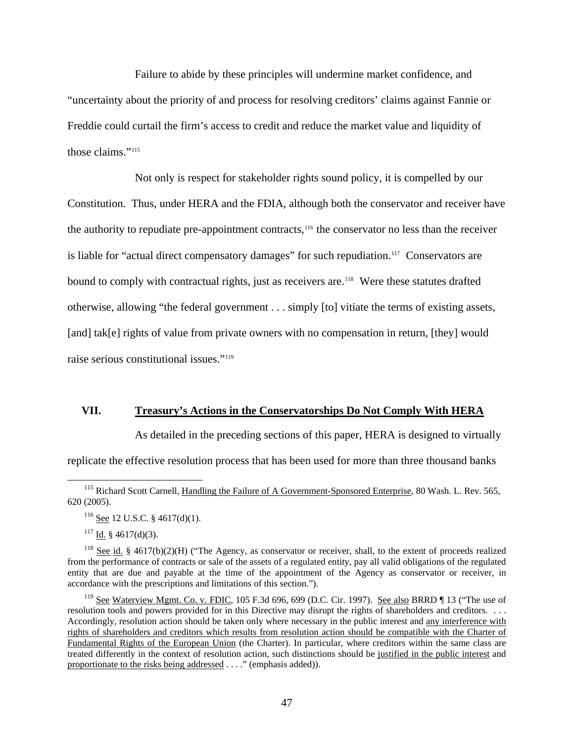Failure to abide by these principles will undermine market confidence, and "uncertainty about the priority of and process for resolving creditors' claims against Fannie or Freddie could curtail the firm's access to credit and reduce the market value and liquidity of those claims."[115]

Not only is respect for stakeholder rights sound policy, it is compelled by our Constitution. Thus, under HERA and the FDIA, although both the conservator and receiver have the authority to repudiate pre-appointment contracts,[116] the conservator no less than the receiver is liable for "actual direct compensatory damages" for such repudiation.[117] Conservators are bound to comply with contractual rights, just as receivers are.[118] Were these statutes drafted otherwise, allowing "the federal government . . . simply [to] vitiate the terms of existing assets, [and] tak[e] rights of value from private owners with no compensation in return, [they] would raise serious constitutional issues."[119]

## VII. Treasury's Actions in the Conservatorships Do Not Comply With HERA

As detailed in the preceding sections of this paper, HERA is designed to virtually replicate the effective resolution process that has been used for more than three thousand banks

---

[115] Richard Scott Carnell, Handling the Failure of A Government-Sponsored Enterprise, 80 Wash. L. Rev. 565, 620 (2005).

[116] See 12 U.S.C. § 4617(d)(1).

[117] Id. § 4617(d)(3).

[118] See id. § 4617(b)(2)(H) ("The Agency, as conservator or receiver, shall, to the extent of proceeds realized from the performance of contracts or sale of the assets of a regulated entity, pay all valid obligations of the regulated entity that are due and payable at the time of the appointment of the Agency as conservator or receiver, in accordance with the prescriptions and limitations of this section.").

[119] See Waterview Mgmt. Co. v. FDIC, 105 F.3d 696, 699 (D.C. Cir. 1997). See also BRRD ¶ 13 ("The use of resolution tools and powers provided for in this Directive may disrupt the rights of shareholders and creditors. . . . Accordingly, resolution action should be taken only where necessary in the public interest and any interference with rights of shareholders and creditors which results from resolution action should be compatible with the Charter of Fundamental Rights of the European Union (the Charter). In particular, where creditors within the same class are treated differently in the context of resolution action, such distinctions should be justified in the public interest and proportionate to the risks being addressed . . . ." (emphasis added)).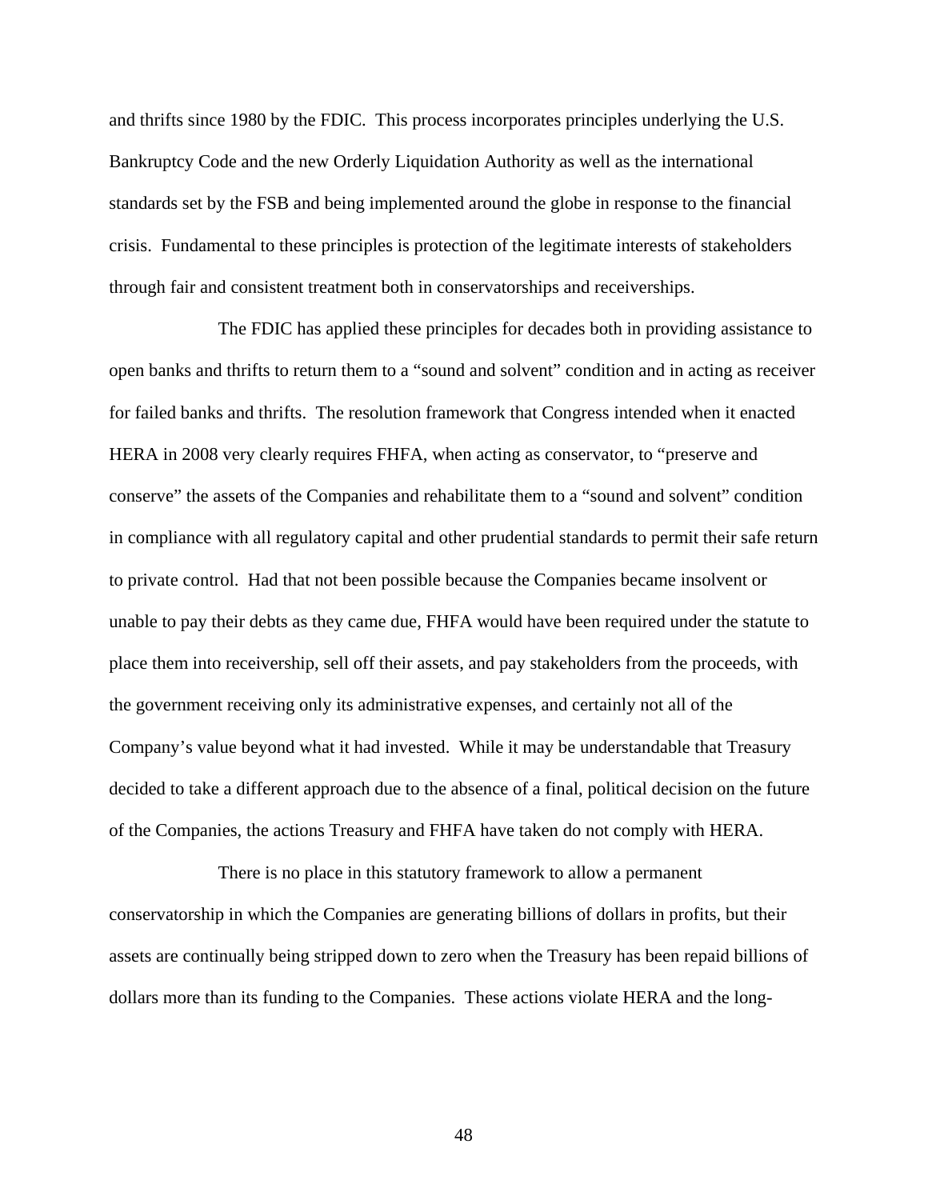and thrifts since 1980 by the FDIC. This process incorporates principles underlying the U.S. Bankruptcy Code and the new Orderly Liquidation Authority as well as the international standards set by the FSB and being implemented around the globe in response to the financial crisis. Fundamental to these principles is protection of the legitimate interests of stakeholders through fair and consistent treatment both in conservatorships and receiverships.

The FDIC has applied these principles for decades both in providing assistance to open banks and thrifts to return them to a "sound and solvent" condition and in acting as receiver for failed banks and thrifts. The resolution framework that Congress intended when it enacted HERA in 2008 very clearly requires FHFA, when acting as conservator, to "preserve and conserve" the assets of the Companies and rehabilitate them to a "sound and solvent" condition in compliance with all regulatory capital and other prudential standards to permit their safe return to private control. Had that not been possible because the Companies became insolvent or unable to pay their debts as they came due, FHFA would have been required under the statute to place them into receivership, sell off their assets, and pay stakeholders from the proceeds, with the government receiving only its administrative expenses, and certainly not all of the Company's value beyond what it had invested. While it may be understandable that Treasury decided to take a different approach due to the absence of a final, political decision on the future of the Companies, the actions Treasury and FHFA have taken do not comply with HERA.

There is no place in this statutory framework to allow a permanent conservatorship in which the Companies are generating billions of dollars in profits, but their assets are continually being stripped down to zero when the Treasury has been repaid billions of dollars more than its funding to the Companies. These actions violate HERA and the long-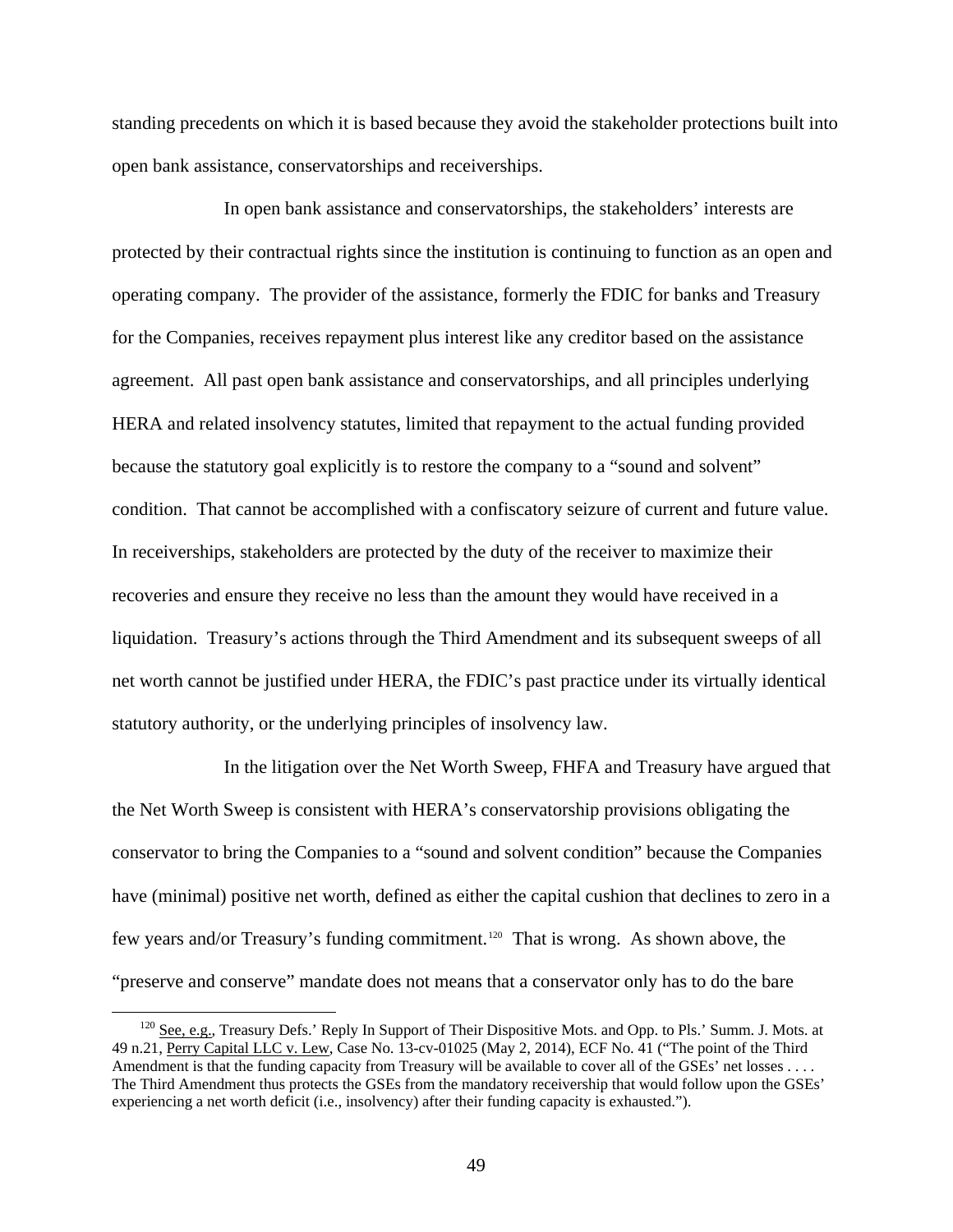standing precedents on which it is based because they avoid the stakeholder protections built into open bank assistance, conservatorships and receiverships.

In open bank assistance and conservatorships, the stakeholders' interests are protected by their contractual rights since the institution is continuing to function as an open and operating company. The provider of the assistance, formerly the FDIC for banks and Treasury for the Companies, receives repayment plus interest like any creditor based on the assistance agreement. All past open bank assistance and conservatorships, and all principles underlying HERA and related insolvency statutes, limited that repayment to the actual funding provided because the statutory goal explicitly is to restore the company to a "sound and solvent" condition. That cannot be accomplished with a confiscatory seizure of current and future value. In receiverships, stakeholders are protected by the duty of the receiver to maximize their recoveries and ensure they receive no less than the amount they would have received in a liquidation. Treasury's actions through the Third Amendment and its subsequent sweeps of all net worth cannot be justified under HERA, the FDIC's past practice under its virtually identical statutory authority, or the underlying principles of insolvency law.

In the litigation over the Net Worth Sweep, FHFA and Treasury have argued that the Net Worth Sweep is consistent with HERA's conservatorship provisions obligating the conservator to bring the Companies to a "sound and solvent condition" because the Companies have (minimal) positive net worth, defined as either the capital cushion that declines to zero in a few years and/or Treasury's funding commitment.[120] That is wrong. As shown above, the "preserve and conserve" mandate does not means that a conservator only has to do the bare

[120] See, e.g., Treasury Defs.' Reply In Support of Their Dispositive Mots. and Opp. to Pls.' Summ. J. Mots. at 49 n.21, Perry Capital LLC v. Lew, Case No. 13-cv-01025 (May 2, 2014), ECF No. 41 ("The point of the Third Amendment is that the funding capacity from Treasury will be available to cover all of the GSEs' net losses . . . . The Third Amendment thus protects the GSEs from the mandatory receivership that would follow upon the GSEs' experiencing a net worth deficit (i.e., insolvency) after their funding capacity is exhausted.").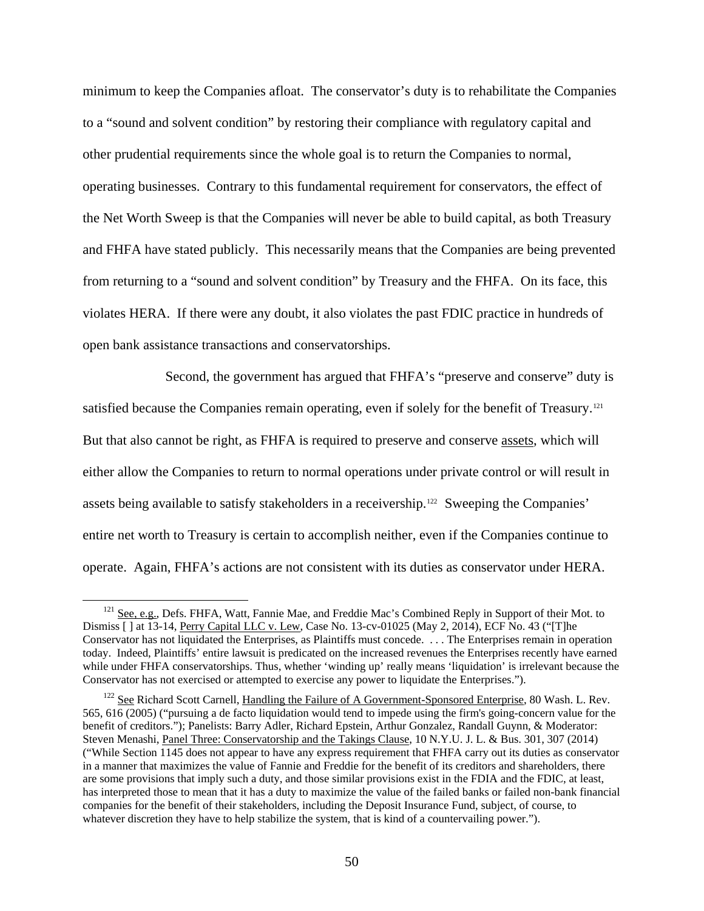minimum to keep the Companies afloat. The conservator's duty is to rehabilitate the Companies to a "sound and solvent condition" by restoring their compliance with regulatory capital and other prudential requirements since the whole goal is to return the Companies to normal, operating businesses. Contrary to this fundamental requirement for conservators, the effect of the Net Worth Sweep is that the Companies will never be able to build capital, as both Treasury and FHFA have stated publicly. This necessarily means that the Companies are being prevented from returning to a "sound and solvent condition" by Treasury and the FHFA. On its face, this violates HERA. If there were any doubt, it also violates the past FDIC practice in hundreds of open bank assistance transactions and conservatorships.

Second, the government has argued that FHFA's "preserve and conserve" duty is satisfied because the Companies remain operating, even if solely for the benefit of Treasury.[121] But that also cannot be right, as FHFA is required to preserve and conserve assets, which will either allow the Companies to return to normal operations under private control or will result in assets being available to satisfy stakeholders in a receivership.[122] Sweeping the Companies' entire net worth to Treasury is certain to accomplish neither, even if the Companies continue to operate. Again, FHFA's actions are not consistent with its duties as conservator under HERA.

---

[121] See, e.g., Defs. FHFA, Watt, Fannie Mae, and Freddie Mac's Combined Reply in Support of their Mot. to Dismiss [ ] at 13-14, Perry Capital LLC v. Lew, Case No. 13-cv-01025 (May 2, 2014), ECF No. 43 ("[T]he Conservator has not liquidated the Enterprises, as Plaintiffs must concede. . . . The Enterprises remain in operation today. Indeed, Plaintiffs' entire lawsuit is predicated on the increased revenues the Enterprises recently have earned while under FHFA conservatorships. Thus, whether 'winding up' really means 'liquidation' is irrelevant because the Conservator has not exercised or attempted to exercise any power to liquidate the Enterprises.").

[122] See Richard Scott Carnell, Handling the Failure of A Government-Sponsored Enterprise, 80 Wash. L. Rev. 565, 616 (2005) ("pursuing a de facto liquidation would tend to impede using the firm's going-concern value for the benefit of creditors."); Panelists: Barry Adler, Richard Epstein, Arthur Gonzalez, Randall Guynn, & Moderator: Steven Menashi, Panel Three: Conservatorship and the Takings Clause, 10 N.Y.U. J. L. & Bus. 301, 307 (2014) ("While Section 1145 does not appear to have any express requirement that FHFA carry out its duties as conservator in a manner that maximizes the value of Fannie and Freddie for the benefit of its creditors and shareholders, there are some provisions that imply such a duty, and those similar provisions exist in the FDIA and the FDIC, at least, has interpreted those to mean that it has a duty to maximize the value of the failed banks or failed non-bank financial companies for the benefit of their stakeholders, including the Deposit Insurance Fund, subject, of course, to whatever discretion they have to help stabilize the system, that is kind of a countervailing power.").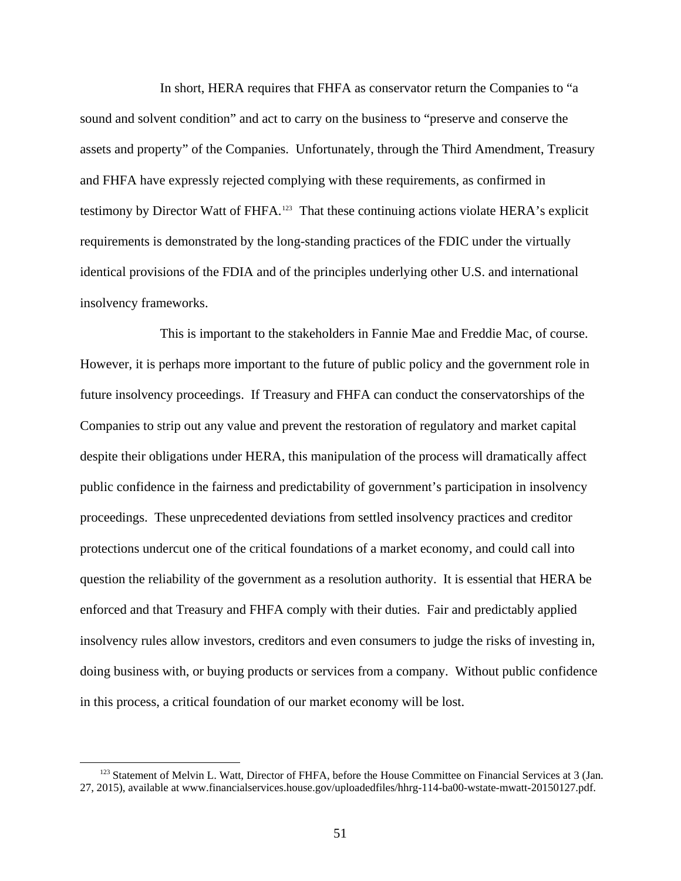In short, HERA requires that FHFA as conservator return the Companies to "a sound and solvent condition" and act to carry on the business to "preserve and conserve the assets and property" of the Companies. Unfortunately, through the Third Amendment, Treasury and FHFA have expressly rejected complying with these requirements, as confirmed in testimony by Director Watt of FHFA.[123] That these continuing actions violate HERA's explicit requirements is demonstrated by the long-standing practices of the FDIC under the virtually identical provisions of the FDIA and of the principles underlying other U.S. and international insolvency frameworks.

This is important to the stakeholders in Fannie Mae and Freddie Mac, of course. However, it is perhaps more important to the future of public policy and the government role in future insolvency proceedings. If Treasury and FHFA can conduct the conservatorships of the Companies to strip out any value and prevent the restoration of regulatory and market capital despite their obligations under HERA, this manipulation of the process will dramatically affect public confidence in the fairness and predictability of government's participation in insolvency proceedings. These unprecedented deviations from settled insolvency practices and creditor protections undercut one of the critical foundations of a market economy, and could call into question the reliability of the government as a resolution authority. It is essential that HERA be enforced and that Treasury and FHFA comply with their duties. Fair and predictably applied insolvency rules allow investors, creditors and even consumers to judge the risks of investing in, doing business with, or buying products or services from a company. Without public confidence in this process, a critical foundation of our market economy will be lost.

[123] Statement of Melvin L. Watt, Director of FHFA, before the House Committee on Financial Services at 3 (Jan. 27, 2015), available at www.financialservices.house.gov/uploadedfiles/hhrg-114-ba00-wstate-mwatt-20150127.pdf.